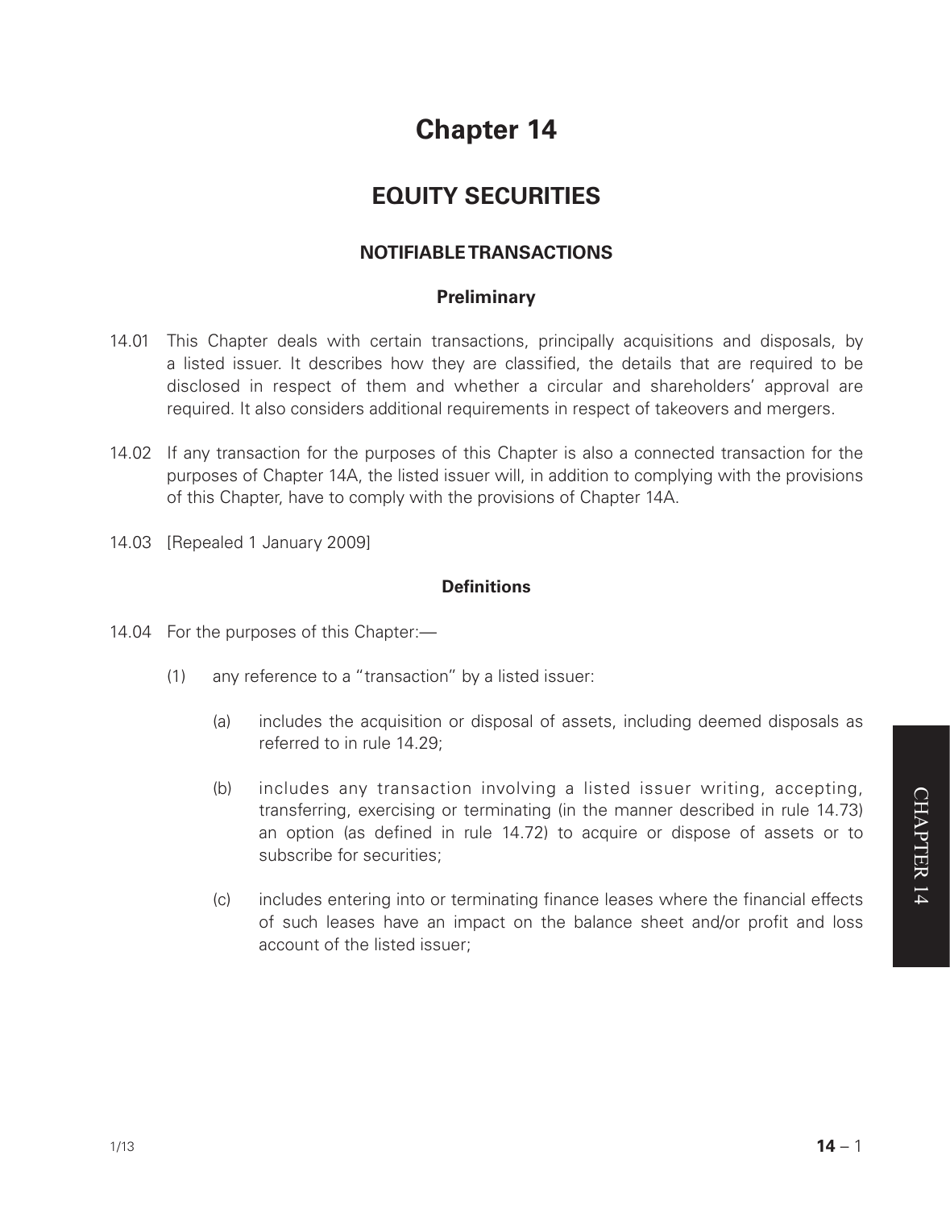# Chapter 14

## EQUITY SECURITIES

### NOTIFIABLE TRANSACTIONS

#### Preliminary

14.01 This Chapter deals with certain transactions, principally acquisitions and disposals, by a listed issuer. It describes how they are classified, the details that are required to be disclosed in respect of them and whether a circular and shareholders' approval are required. It also considers additional requirements in respect of takeovers and mergers.

14.02 If any transaction for the purposes of this Chapter is also a connected transaction for the purposes of Chapter 14A, the listed issuer will, in addition to complying with the provisions of this Chapter, have to comply with the provisions of Chapter 14A.

14.03 [Repealed 1 January 2009]

#### Definitions

14.04 For the purposes of this Chapter:—

(1) any reference to a "transaction" by a listed issuer:

(a) includes the acquisition or disposal of assets, including deemed disposals as referred to in rule 14.29;

(b) includes any transaction involving a listed issuer writing, accepting, transferring, exercising or terminating (in the manner described in rule 14.73) an option (as defined in rule 14.72) to acquire or dispose of assets or to subscribe for securities;

(c) includes entering into or terminating finance leases where the financial effects of such leases have an impact on the balance sheet and/or profit and loss account of the listed issuer;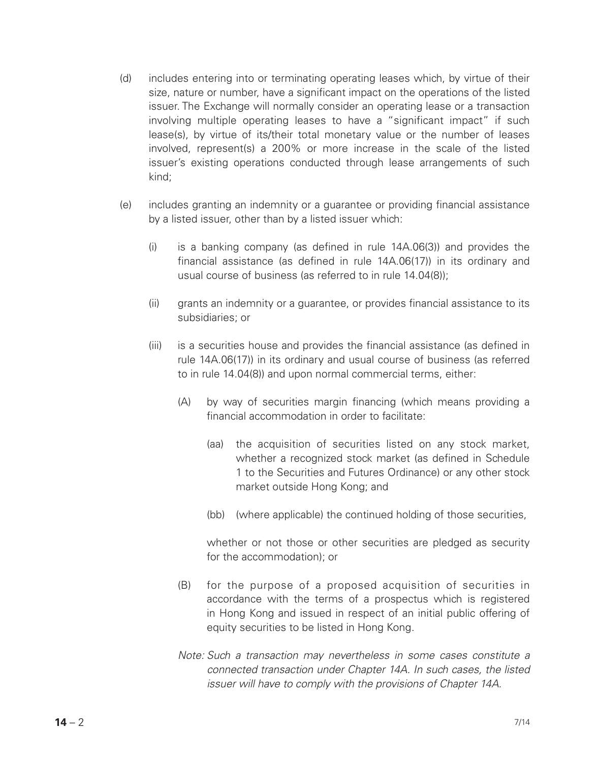(d) includes entering into or terminating operating leases which, by virtue of their size, nature or number, have a significant impact on the operations of the listed issuer. The Exchange will normally consider an operating lease or a transaction involving multiple operating leases to have a "significant impact" if such lease(s), by virtue of its/their total monetary value or the number of leases involved, represent(s) a 200% or more increase in the scale of the listed issuer's existing operations conducted through lease arrangements of such kind;

(e) includes granting an indemnity or a guarantee or providing financial assistance by a listed issuer, other than by a listed issuer which:

(i) is a banking company (as defined in rule 14A.06(3)) and provides the financial assistance (as defined in rule 14A.06(17)) in its ordinary and usual course of business (as referred to in rule 14.04(8));

(ii) grants an indemnity or a guarantee, or provides financial assistance to its subsidiaries; or

(iii) is a securities house and provides the financial assistance (as defined in rule 14A.06(17)) in its ordinary and usual course of business (as referred to in rule 14.04(8)) and upon normal commercial terms, either:

(A) by way of securities margin financing (which means providing a financial accommodation in order to facilitate:

(aa) the acquisition of securities listed on any stock market, whether a recognized stock market (as defined in Schedule 1 to the Securities and Futures Ordinance) or any other stock market outside Hong Kong; and

(bb) (where applicable) the continued holding of those securities,

whether or not those or other securities are pledged as security for the accommodation); or

(B) for the purpose of a proposed acquisition of securities in accordance with the terms of a prospectus which is registered in Hong Kong and issued in respect of an initial public offering of equity securities to be listed in Hong Kong.

*Note: Such a transaction may nevertheless in some cases constitute a connected transaction under Chapter 14A. In such cases, the listed issuer will have to comply with the provisions of Chapter 14A.*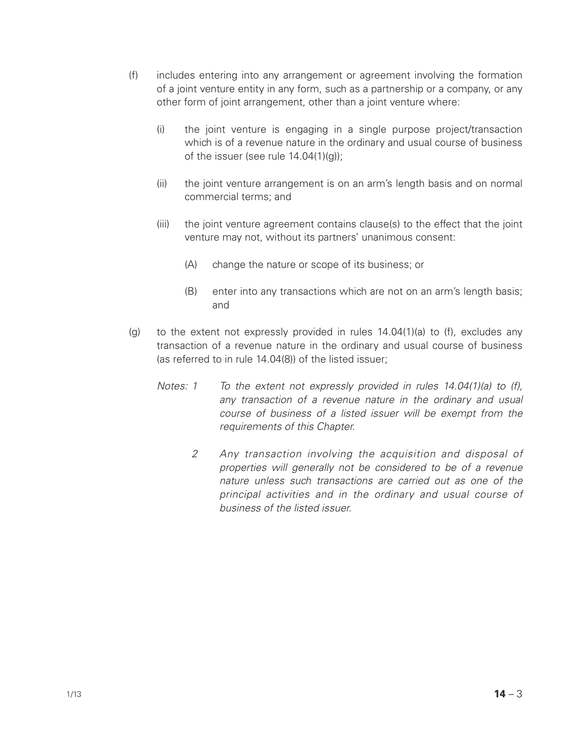(f) includes entering into any arrangement or agreement involving the formation of a joint venture entity in any form, such as a partnership or a company, or any other form of joint arrangement, other than a joint venture where:

   (i) the joint venture is engaging in a single purpose project/transaction which is of a revenue nature in the ordinary and usual course of business of the issuer (see rule 14.04(1)(g));

   (ii) the joint venture arrangement is on an arm's length basis and on normal commercial terms; and

   (iii) the joint venture agreement contains clause(s) to the effect that the joint venture may not, without its partners' unanimous consent:

      (A) change the nature or scope of its business; or

      (B) enter into any transactions which are not on an arm's length basis; and

(g) to the extent not expressly provided in rules 14.04(1)(a) to (f), excludes any transaction of a revenue nature in the ordinary and usual course of business (as referred to in rule 14.04(8)) of the listed issuer;

   *Notes: 1 To the extent not expressly provided in rules 14.04(1)(a) to (f), any transaction of a revenue nature in the ordinary and usual course of business of a listed issuer will be exempt from the requirements of this Chapter.*

   *2 Any transaction involving the acquisition and disposal of properties will generally not be considered to be of a revenue nature unless such transactions are carried out as one of the principal activities and in the ordinary and usual course of business of the listed issuer.*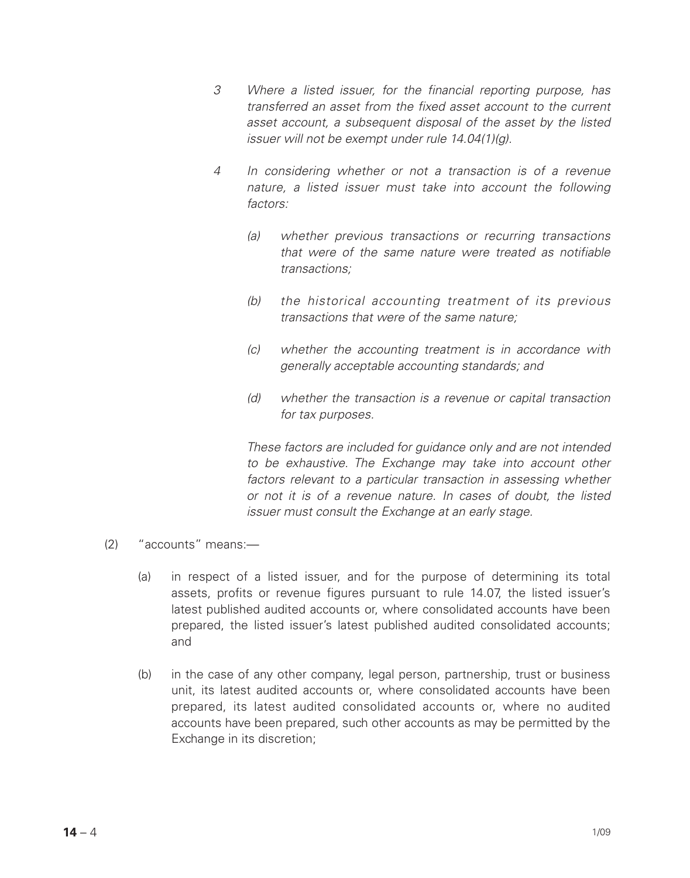*3 Where a listed issuer, for the financial reporting purpose, has transferred an asset from the fixed asset account to the current asset account, a subsequent disposal of the asset by the listed issuer will not be exempt under rule 14.04(1)(g).*

*4 In considering whether or not a transaction is of a revenue nature, a listed issuer must take into account the following factors:*

*(a) whether previous transactions or recurring transactions that were of the same nature were treated as notifiable transactions;*

*(b) the historical accounting treatment of its previous transactions that were of the same nature;*

*(c) whether the accounting treatment is in accordance with generally acceptable accounting standards; and*

*(d) whether the transaction is a revenue or capital transaction for tax purposes.*

*These factors are included for guidance only and are not intended to be exhaustive. The Exchange may take into account other factors relevant to a particular transaction in assessing whether or not it is of a revenue nature. In cases of doubt, the listed issuer must consult the Exchange at an early stage.*

(2) "accounts" means:—

(a) in respect of a listed issuer, and for the purpose of determining its total assets, profits or revenue figures pursuant to rule 14.07, the listed issuer's latest published audited accounts or, where consolidated accounts have been prepared, the listed issuer's latest published audited consolidated accounts; and

(b) in the case of any other company, legal person, partnership, trust or business unit, its latest audited accounts or, where consolidated accounts have been prepared, its latest audited consolidated accounts or, where no audited accounts have been prepared, such other accounts as may be permitted by the Exchange in its discretion;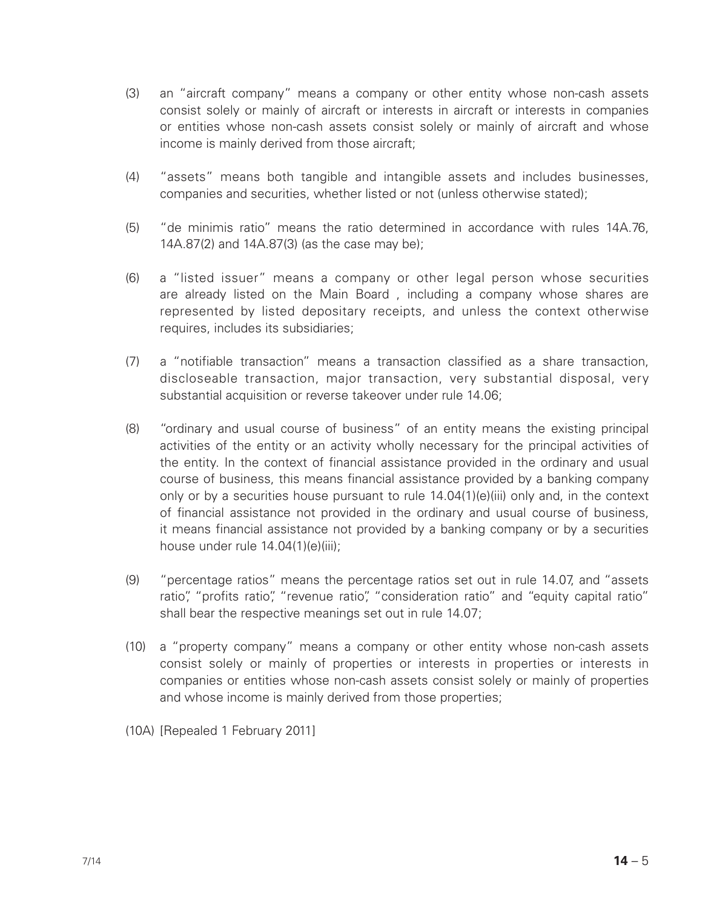(3) an "aircraft company" means a company or other entity whose non-cash assets consist solely or mainly of aircraft or interests in aircraft or interests in companies or entities whose non-cash assets consist solely or mainly of aircraft and whose income is mainly derived from those aircraft;

(4) "assets" means both tangible and intangible assets and includes businesses, companies and securities, whether listed or not (unless otherwise stated);

(5) "de minimis ratio" means the ratio determined in accordance with rules 14A.76, 14A.87(2) and 14A.87(3) (as the case may be);

(6) a "listed issuer" means a company or other legal person whose securities are already listed on the Main Board , including a company whose shares are represented by listed depositary receipts, and unless the context otherwise requires, includes its subsidiaries;

(7) a "notifiable transaction" means a transaction classified as a share transaction, discloseable transaction, major transaction, very substantial disposal, very substantial acquisition or reverse takeover under rule 14.06;

(8) "ordinary and usual course of business" of an entity means the existing principal activities of the entity or an activity wholly necessary for the principal activities of the entity. In the context of financial assistance provided in the ordinary and usual course of business, this means financial assistance provided by a banking company only or by a securities house pursuant to rule 14.04(1)(e)(iii) only and, in the context of financial assistance not provided in the ordinary and usual course of business, it means financial assistance not provided by a banking company or by a securities house under rule 14.04(1)(e)(iii);

(9) "percentage ratios" means the percentage ratios set out in rule 14.07, and "assets ratio", "profits ratio", "revenue ratio", "consideration ratio" and "equity capital ratio" shall bear the respective meanings set out in rule 14.07;

(10) a "property company" means a company or other entity whose non-cash assets consist solely or mainly of properties or interests in properties or interests in companies or entities whose non-cash assets consist solely or mainly of properties and whose income is mainly derived from those properties;

(10A) [Repealed 1 February 2011]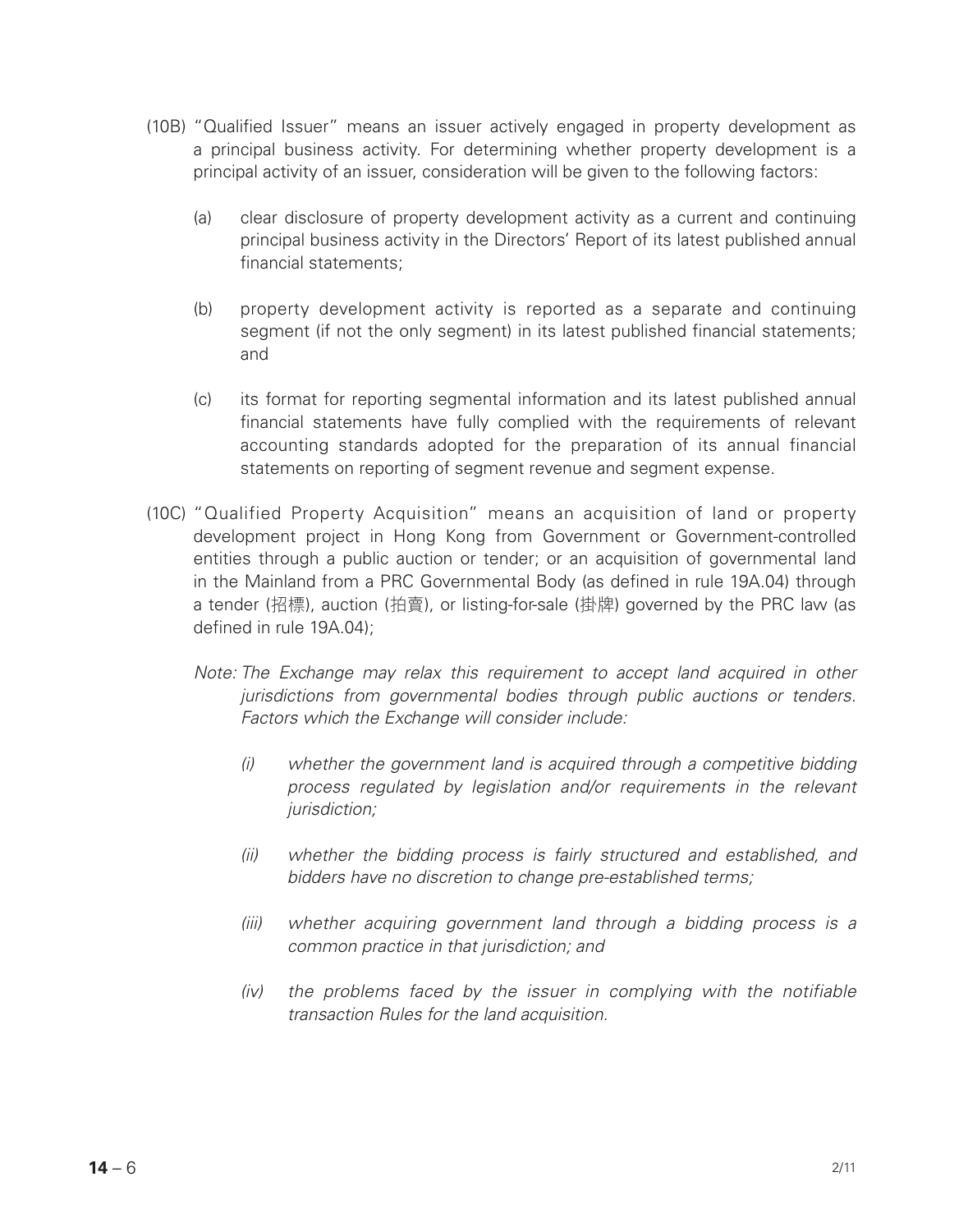(10B) "Qualified Issuer" means an issuer actively engaged in property development as a principal business activity. For determining whether property development is a principal activity of an issuer, consideration will be given to the following factors:

(a) clear disclosure of property development activity as a current and continuing principal business activity in the Directors' Report of its latest published annual financial statements;

(b) property development activity is reported as a separate and continuing segment (if not the only segment) in its latest published financial statements; and

(c) its format for reporting segmental information and its latest published annual financial statements have fully complied with the requirements of relevant accounting standards adopted for the preparation of its annual financial statements on reporting of segment revenue and segment expense.

(10C) "Qualified Property Acquisition" means an acquisition of land or property development project in Hong Kong from Government or Government-controlled entities through a public auction or tender; or an acquisition of governmental land in the Mainland from a PRC Governmental Body (as defined in rule 19A.04) through a tender (招標), auction (拍賣), or listing-for-sale (掛牌) governed by the PRC law (as defined in rule 19A.04);

*Note: The Exchange may relax this requirement to accept land acquired in other jurisdictions from governmental bodies through public auctions or tenders. Factors which the Exchange will consider include:*

*(i) whether the government land is acquired through a competitive bidding process regulated by legislation and/or requirements in the relevant jurisdiction;*

*(ii) whether the bidding process is fairly structured and established, and bidders have no discretion to change pre-established terms;*

*(iii) whether acquiring government land through a bidding process is a common practice in that jurisdiction; and*

*(iv) the problems faced by the issuer in complying with the notifiable transaction Rules for the land acquisition.*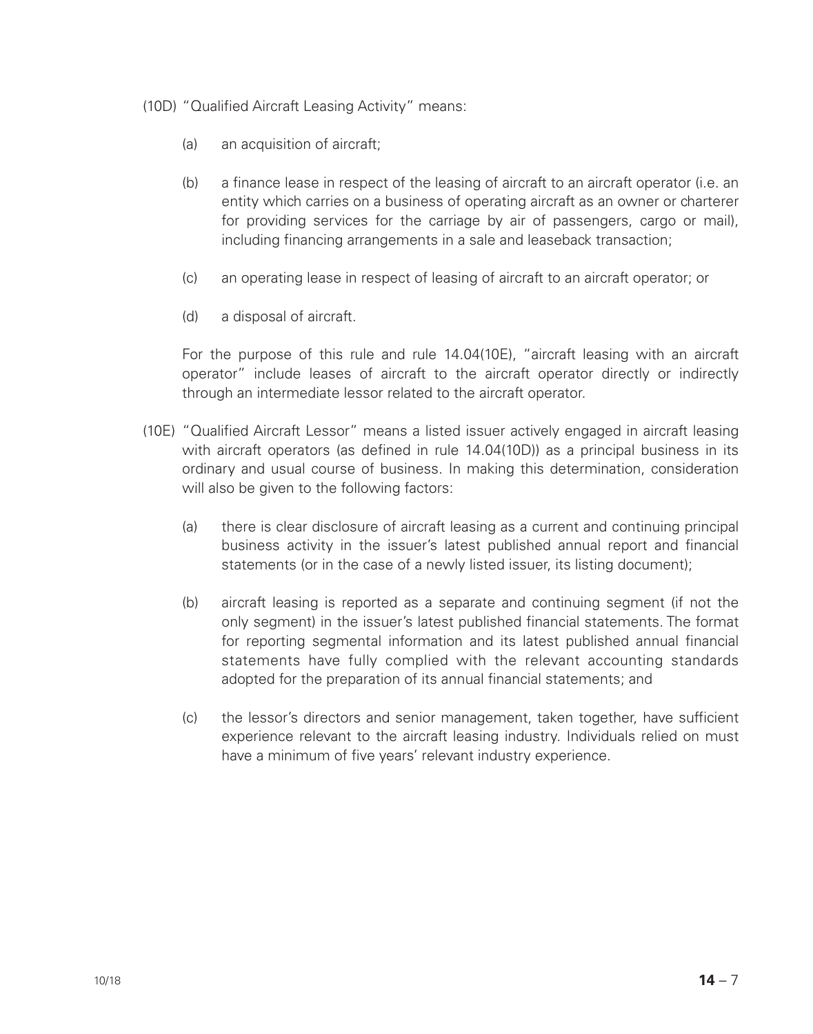(10D) "Qualified Aircraft Leasing Activity" means:

- (a) an acquisition of aircraft;
- (b) a finance lease in respect of the leasing of aircraft to an aircraft operator (i.e. an entity which carries on a business of operating aircraft as an owner or charterer for providing services for the carriage by air of passengers, cargo or mail), including financing arrangements in a sale and leaseback transaction;
- (c) an operating lease in respect of leasing of aircraft to an aircraft operator; or
- (d) a disposal of aircraft.

For the purpose of this rule and rule 14.04(10E), "aircraft leasing with an aircraft operator" include leases of aircraft to the aircraft operator directly or indirectly through an intermediate lessor related to the aircraft operator.

(10E) "Qualified Aircraft Lessor" means a listed issuer actively engaged in aircraft leasing with aircraft operators (as defined in rule 14.04(10D)) as a principal business in its ordinary and usual course of business. In making this determination, consideration will also be given to the following factors:

- (a) there is clear disclosure of aircraft leasing as a current and continuing principal business activity in the issuer's latest published annual report and financial statements (or in the case of a newly listed issuer, its listing document);
- (b) aircraft leasing is reported as a separate and continuing segment (if not the only segment) in the issuer's latest published financial statements. The format for reporting segmental information and its latest published annual financial statements have fully complied with the relevant accounting standards adopted for the preparation of its annual financial statements; and
- (c) the lessor's directors and senior management, taken together, have sufficient experience relevant to the aircraft leasing industry. Individuals relied on must have a minimum of five years' relevant industry experience.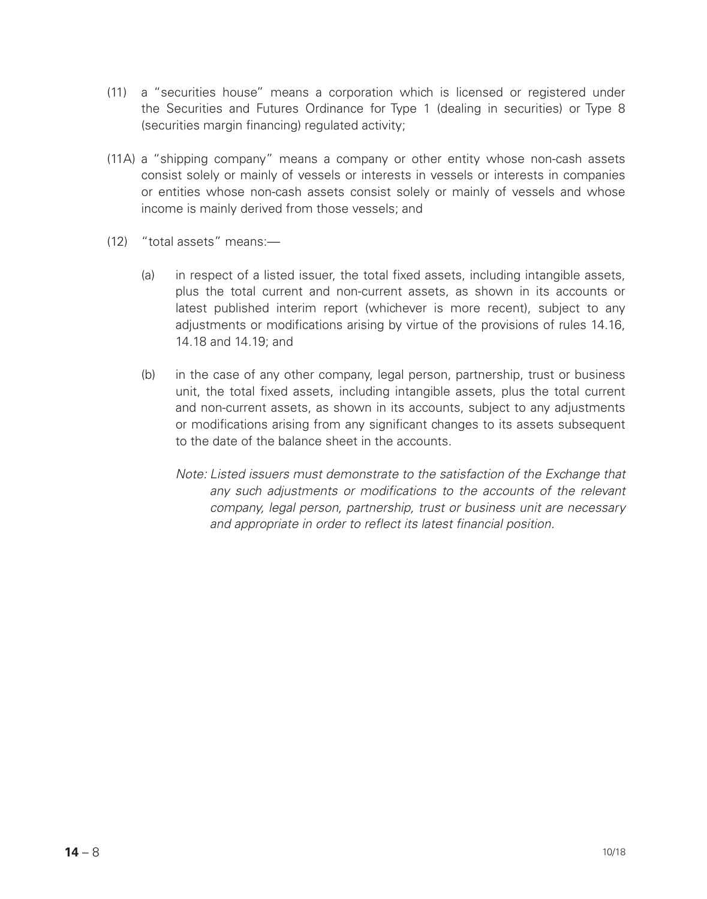(11) a "securities house" means a corporation which is licensed or registered under the Securities and Futures Ordinance for Type 1 (dealing in securities) or Type 8 (securities margin financing) regulated activity;

(11A) a "shipping company" means a company or other entity whose non-cash assets consist solely or mainly of vessels or interests in vessels or interests in companies or entities whose non-cash assets consist solely or mainly of vessels and whose income is mainly derived from those vessels; and

(12) "total assets" means:—

(a) in respect of a listed issuer, the total fixed assets, including intangible assets, plus the total current and non-current assets, as shown in its accounts or latest published interim report (whichever is more recent), subject to any adjustments or modifications arising by virtue of the provisions of rules 14.16, 14.18 and 14.19; and

(b) in the case of any other company, legal person, partnership, trust or business unit, the total fixed assets, including intangible assets, plus the total current and non-current assets, as shown in its accounts, subject to any adjustments or modifications arising from any significant changes to its assets subsequent to the date of the balance sheet in the accounts.

*Note: Listed issuers must demonstrate to the satisfaction of the Exchange that any such adjustments or modifications to the accounts of the relevant company, legal person, partnership, trust or business unit are necessary and appropriate in order to reflect its latest financial position.*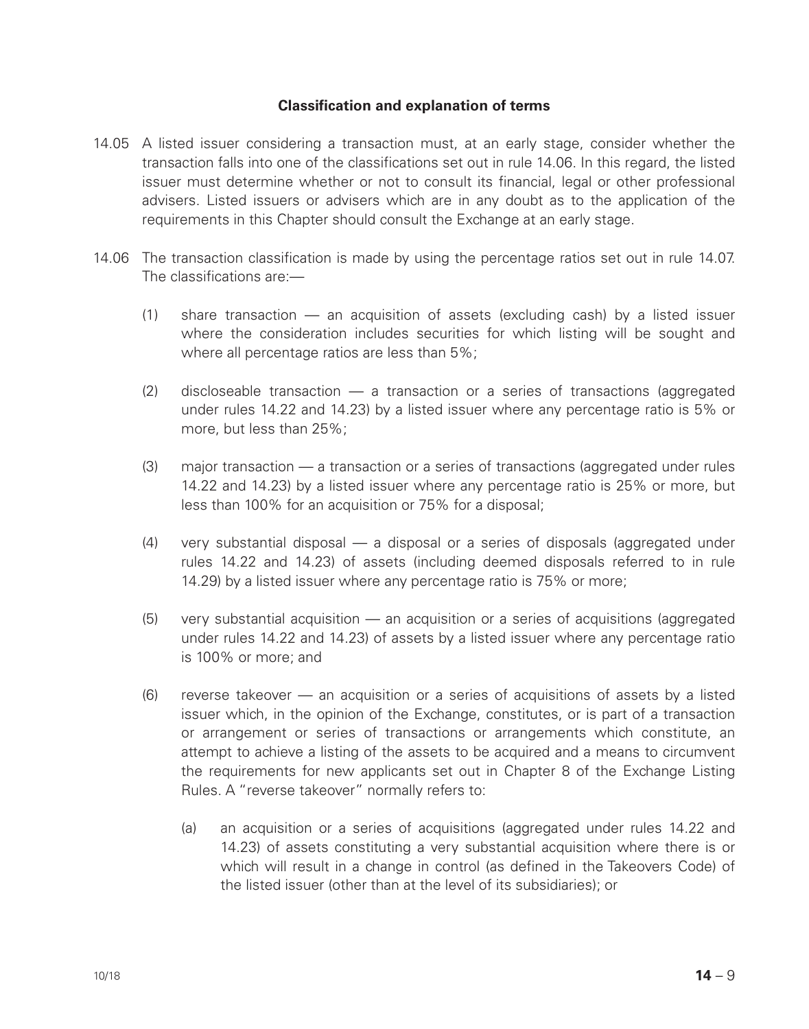**Classification and explanation of terms**

14.05 A listed issuer considering a transaction must, at an early stage, consider whether the transaction falls into one of the classifications set out in rule 14.06. In this regard, the listed issuer must determine whether or not to consult its financial, legal or other professional advisers. Listed issuers or advisers which are in any doubt as to the application of the requirements in this Chapter should consult the Exchange at an early stage.

14.06 The transaction classification is made by using the percentage ratios set out in rule 14.07. The classifications are:—

(1) share transaction — an acquisition of assets (excluding cash) by a listed issuer where the consideration includes securities for which listing will be sought and where all percentage ratios are less than 5%;

(2) discloseable transaction — a transaction or a series of transactions (aggregated under rules 14.22 and 14.23) by a listed issuer where any percentage ratio is 5% or more, but less than 25%;

(3) major transaction — a transaction or a series of transactions (aggregated under rules 14.22 and 14.23) by a listed issuer where any percentage ratio is 25% or more, but less than 100% for an acquisition or 75% for a disposal;

(4) very substantial disposal — a disposal or a series of disposals (aggregated under rules 14.22 and 14.23) of assets (including deemed disposals referred to in rule 14.29) by a listed issuer where any percentage ratio is 75% or more;

(5) very substantial acquisition — an acquisition or a series of acquisitions (aggregated under rules 14.22 and 14.23) of assets by a listed issuer where any percentage ratio is 100% or more; and

(6) reverse takeover — an acquisition or a series of acquisitions of assets by a listed issuer which, in the opinion of the Exchange, constitutes, or is part of a transaction or arrangement or series of transactions or arrangements which constitute, an attempt to achieve a listing of the assets to be acquired and a means to circumvent the requirements for new applicants set out in Chapter 8 of the Exchange Listing Rules. A "reverse takeover" normally refers to:

   (a) an acquisition or a series of acquisitions (aggregated under rules 14.22 and 14.23) of assets constituting a very substantial acquisition where there is or which will result in a change in control (as defined in the Takeovers Code) of the listed issuer (other than at the level of its subsidiaries); or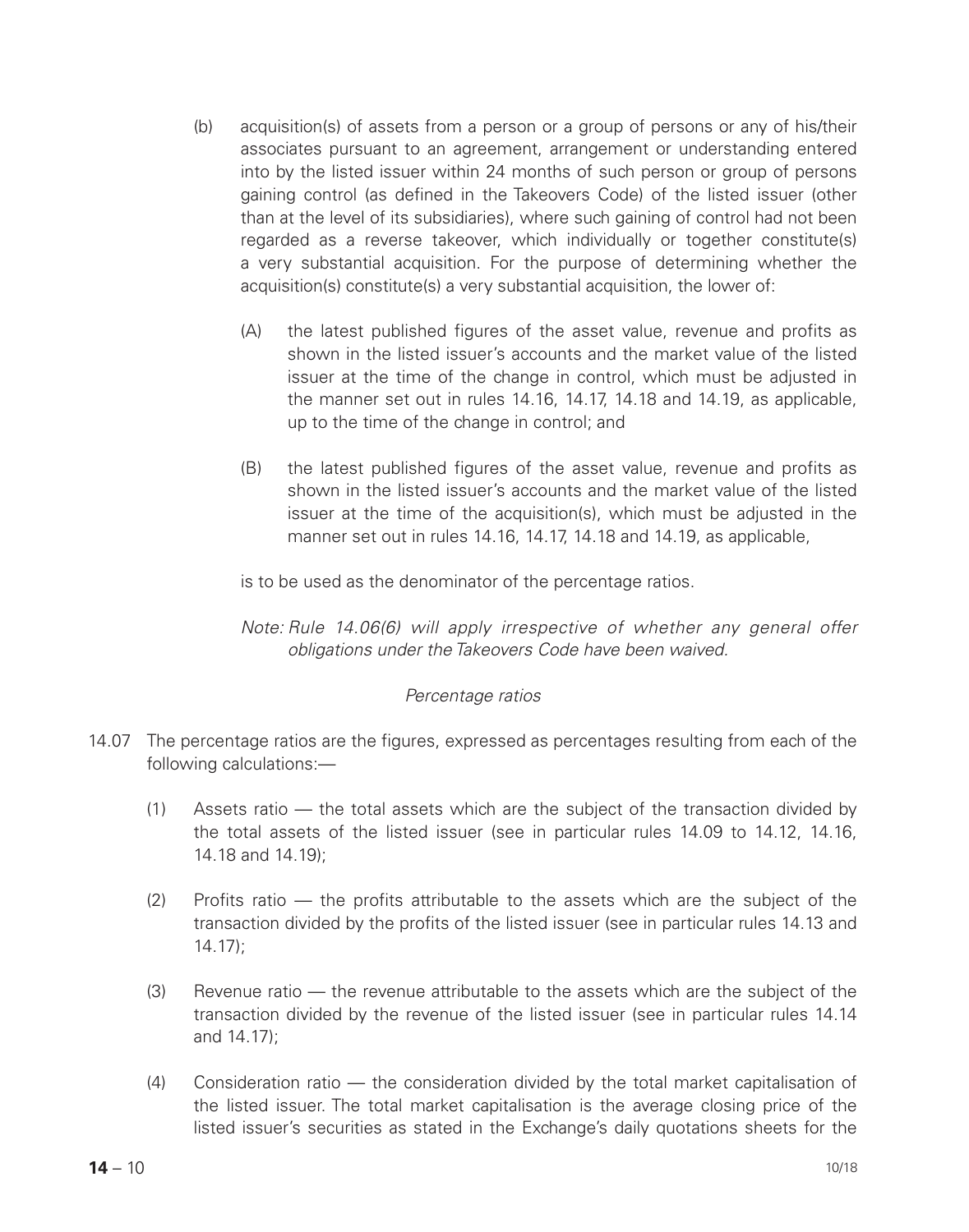(b) acquisition(s) of assets from a person or a group of persons or any of his/their associates pursuant to an agreement, arrangement or understanding entered into by the listed issuer within 24 months of such person or group of persons gaining control (as defined in the Takeovers Code) of the listed issuer (other than at the level of its subsidiaries), where such gaining of control had not been regarded as a reverse takeover, which individually or together constitute(s) a very substantial acquisition. For the purpose of determining whether the acquisition(s) constitute(s) a very substantial acquisition, the lower of:

   (A) the latest published figures of the asset value, revenue and profits as shown in the listed issuer's accounts and the market value of the listed issuer at the time of the change in control, which must be adjusted in the manner set out in rules 14.16, 14.17, 14.18 and 14.19, as applicable, up to the time of the change in control; and

   (B) the latest published figures of the asset value, revenue and profits as shown in the listed issuer's accounts and the market value of the listed issuer at the time of the acquisition(s), which must be adjusted in the manner set out in rules 14.16, 14.17, 14.18 and 14.19, as applicable,

   is to be used as the denominator of the percentage ratios.

   *Note: Rule 14.06(6) will apply irrespective of whether any general offer obligations under the Takeovers Code have been waived.*

*Percentage ratios*

14.07 The percentage ratios are the figures, expressed as percentages resulting from each of the following calculations:—

   (1) Assets ratio — the total assets which are the subject of the transaction divided by the total assets of the listed issuer (see in particular rules 14.09 to 14.12, 14.16, 14.18 and 14.19);

   (2) Profits ratio — the profits attributable to the assets which are the subject of the transaction divided by the profits of the listed issuer (see in particular rules 14.13 and 14.17);

   (3) Revenue ratio — the revenue attributable to the assets which are the subject of the transaction divided by the revenue of the listed issuer (see in particular rules 14.14 and 14.17);

   (4) Consideration ratio — the consideration divided by the total market capitalisation of the listed issuer. The total market capitalisation is the average closing price of the listed issuer's securities as stated in the Exchange's daily quotations sheets for the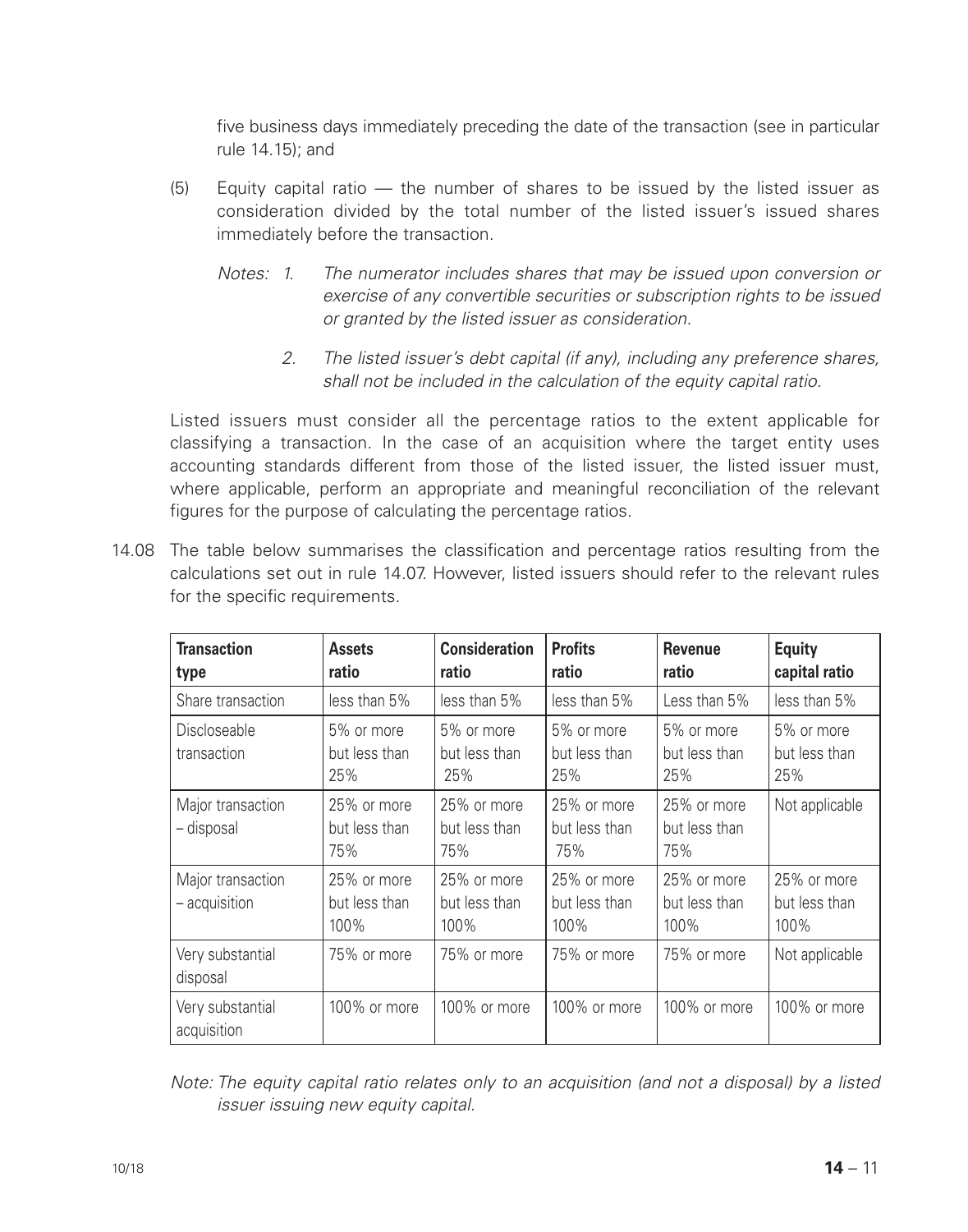five business days immediately preceding the date of the transaction (see in particular rule 14.15); and

(5) Equity capital ratio — the number of shares to be issued by the listed issuer as consideration divided by the total number of the listed issuer's issued shares immediately before the transaction.

*Notes: 1. The numerator includes shares that may be issued upon conversion or exercise of any convertible securities or subscription rights to be issued or granted by the listed issuer as consideration.*

*2. The listed issuer's debt capital (if any), including any preference shares, shall not be included in the calculation of the equity capital ratio.*

Listed issuers must consider all the percentage ratios to the extent applicable for classifying a transaction. In the case of an acquisition where the target entity uses accounting standards different from those of the listed issuer, the listed issuer must, where applicable, perform an appropriate and meaningful reconciliation of the relevant figures for the purpose of calculating the percentage ratios.

14.08 The table below summarises the classification and percentage ratios resulting from the calculations set out in rule 14.07. However, listed issuers should refer to the relevant rules for the specific requirements.

| **Transaction type** | **Assets ratio** | **Consideration ratio** | **Profits ratio** | **Revenue ratio** | **Equity capital ratio** |
|---|---|---|---|---|---|
| Share transaction | less than 5% | less than 5% | less than 5% | Less than 5% | less than 5% |
| Discloseable transaction | 5% or more but less than 25% | 5% or more but less than 25% | 5% or more but less than 25% | 5% or more but less than 25% | 5% or more but less than 25% |
| Major transaction – disposal | 25% or more but less than 75% | 25% or more but less than 75% | 25% or more but less than 75% | 25% or more but less than 75% | Not applicable |
| Major transaction – acquisition | 25% or more but less than 100% | 25% or more but less than 100% | 25% or more but less than 100% | 25% or more but less than 100% | 25% or more but less than 100% |
| Very substantial disposal | 75% or more | 75% or more | 75% or more | 75% or more | Not applicable |
| Very substantial acquisition | 100% or more | 100% or more | 100% or more | 100% or more | 100% or more |

*Note: The equity capital ratio relates only to an acquisition (and not a disposal) by a listed issuer issuing new equity capital.*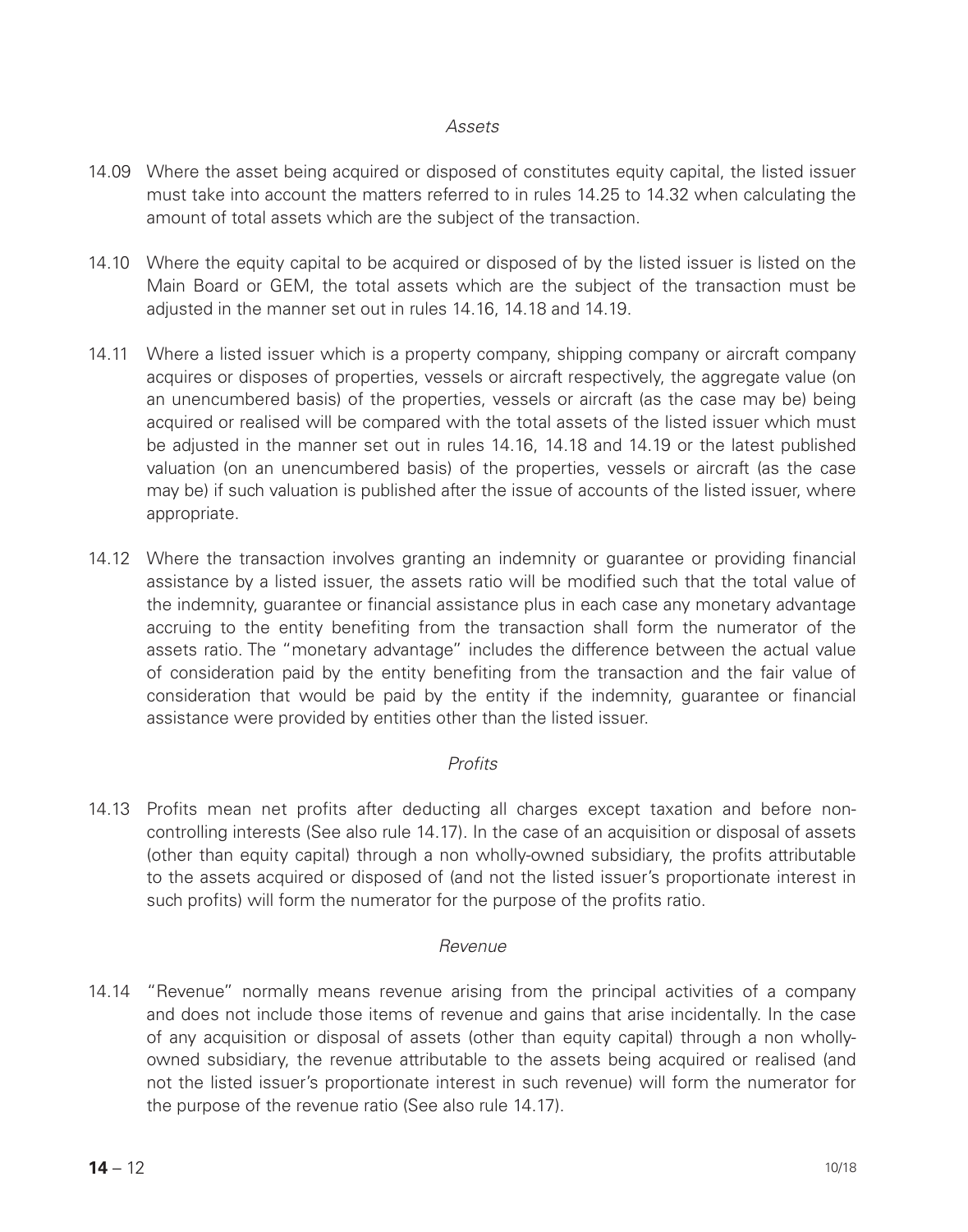*Assets*

14.09 Where the asset being acquired or disposed of constitutes equity capital, the listed issuer must take into account the matters referred to in rules 14.25 to 14.32 when calculating the amount of total assets which are the subject of the transaction.

14.10 Where the equity capital to be acquired or disposed of by the listed issuer is listed on the Main Board or GEM, the total assets which are the subject of the transaction must be adjusted in the manner set out in rules 14.16, 14.18 and 14.19.

14.11 Where a listed issuer which is a property company, shipping company or aircraft company acquires or disposes of properties, vessels or aircraft respectively, the aggregate value (on an unencumbered basis) of the properties, vessels or aircraft (as the case may be) being acquired or realised will be compared with the total assets of the listed issuer which must be adjusted in the manner set out in rules 14.16, 14.18 and 14.19 or the latest published valuation (on an unencumbered basis) of the properties, vessels or aircraft (as the case may be) if such valuation is published after the issue of accounts of the listed issuer, where appropriate.

14.12 Where the transaction involves granting an indemnity or guarantee or providing financial assistance by a listed issuer, the assets ratio will be modified such that the total value of the indemnity, guarantee or financial assistance plus in each case any monetary advantage accruing to the entity benefiting from the transaction shall form the numerator of the assets ratio. The "monetary advantage" includes the difference between the actual value of consideration paid by the entity benefiting from the transaction and the fair value of consideration that would be paid by the entity if the indemnity, guarantee or financial assistance were provided by entities other than the listed issuer.

*Profits*

14.13 Profits mean net profits after deducting all charges except taxation and before non-controlling interests (See also rule 14.17). In the case of an acquisition or disposal of assets (other than equity capital) through a non wholly-owned subsidiary, the profits attributable to the assets acquired or disposed of (and not the listed issuer's proportionate interest in such profits) will form the numerator for the purpose of the profits ratio.

*Revenue*

14.14 "Revenue" normally means revenue arising from the principal activities of a company and does not include those items of revenue and gains that arise incidentally. In the case of any acquisition or disposal of assets (other than equity capital) through a non wholly-owned subsidiary, the revenue attributable to the assets being acquired or realised (and not the listed issuer's proportionate interest in such revenue) will form the numerator for the purpose of the revenue ratio (See also rule 14.17).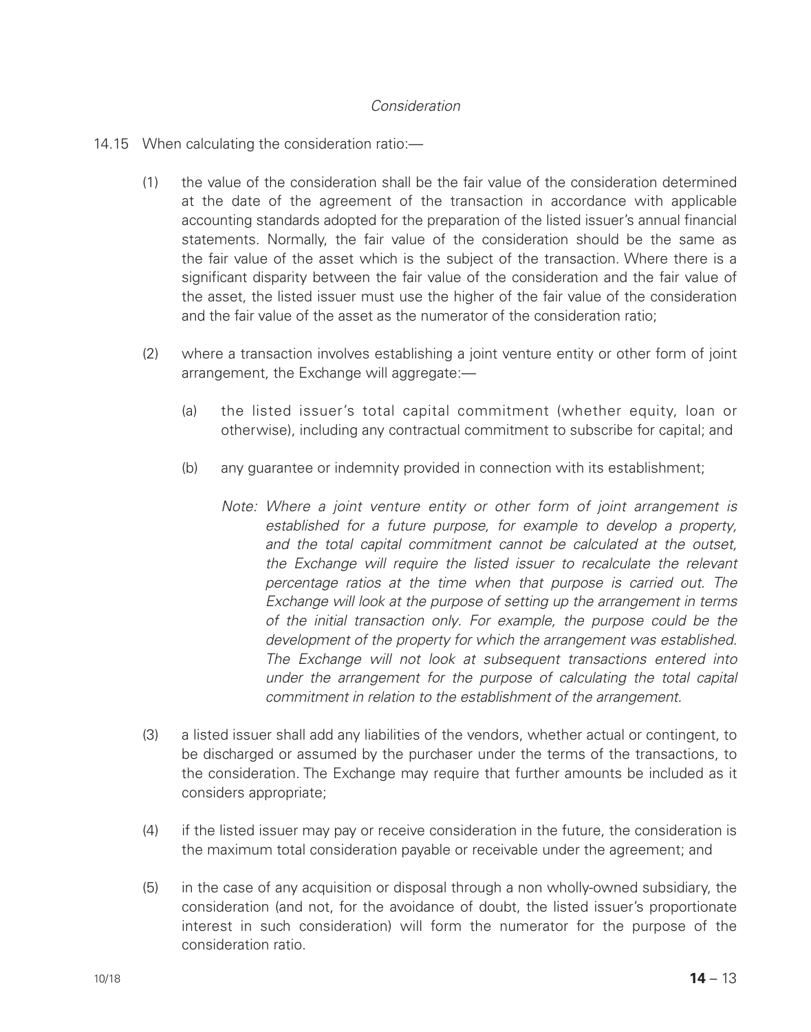*Consideration*

14.15 When calculating the consideration ratio:—

(1) the value of the consideration shall be the fair value of the consideration determined at the date of the agreement of the transaction in accordance with applicable accounting standards adopted for the preparation of the listed issuer's annual financial statements. Normally, the fair value of the consideration should be the same as the fair value of the asset which is the subject of the transaction. Where there is a significant disparity between the fair value of the consideration and the fair value of the asset, the listed issuer must use the higher of the fair value of the consideration and the fair value of the asset as the numerator of the consideration ratio;

(2) where a transaction involves establishing a joint venture entity or other form of joint arrangement, the Exchange will aggregate:—

(a) the listed issuer's total capital commitment (whether equity, loan or otherwise), including any contractual commitment to subscribe for capital; and

(b) any guarantee or indemnity provided in connection with its establishment;

*Note: Where a joint venture entity or other form of joint arrangement is established for a future purpose, for example to develop a property, and the total capital commitment cannot be calculated at the outset, the Exchange will require the listed issuer to recalculate the relevant percentage ratios at the time when that purpose is carried out. The Exchange will look at the purpose of setting up the arrangement in terms of the initial transaction only. For example, the purpose could be the development of the property for which the arrangement was established. The Exchange will not look at subsequent transactions entered into under the arrangement for the purpose of calculating the total capital commitment in relation to the establishment of the arrangement.*

(3) a listed issuer shall add any liabilities of the vendors, whether actual or contingent, to be discharged or assumed by the purchaser under the terms of the transactions, to the consideration. The Exchange may require that further amounts be included as it considers appropriate;

(4) if the listed issuer may pay or receive consideration in the future, the consideration is the maximum total consideration payable or receivable under the agreement; and

(5) in the case of any acquisition or disposal through a non wholly-owned subsidiary, the consideration (and not, for the avoidance of doubt, the listed issuer's proportionate interest in such consideration) will form the numerator for the purpose of the consideration ratio.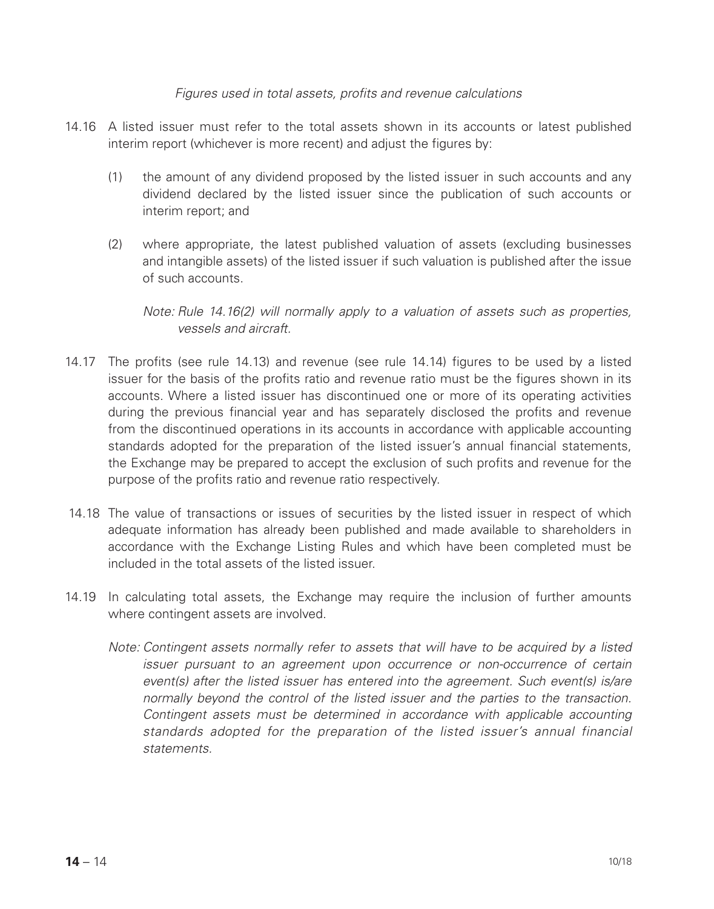*Figures used in total assets, profits and revenue calculations*

14.16 A listed issuer must refer to the total assets shown in its accounts or latest published interim report (whichever is more recent) and adjust the figures by:

(1) the amount of any dividend proposed by the listed issuer in such accounts and any dividend declared by the listed issuer since the publication of such accounts or interim report; and

(2) where appropriate, the latest published valuation of assets (excluding businesses and intangible assets) of the listed issuer if such valuation is published after the issue of such accounts.

*Note: Rule 14.16(2) will normally apply to a valuation of assets such as properties, vessels and aircraft.*

14.17 The profits (see rule 14.13) and revenue (see rule 14.14) figures to be used by a listed issuer for the basis of the profits ratio and revenue ratio must be the figures shown in its accounts. Where a listed issuer has discontinued one or more of its operating activities during the previous financial year and has separately disclosed the profits and revenue from the discontinued operations in its accounts in accordance with applicable accounting standards adopted for the preparation of the listed issuer's annual financial statements, the Exchange may be prepared to accept the exclusion of such profits and revenue for the purpose of the profits ratio and revenue ratio respectively.

14.18 The value of transactions or issues of securities by the listed issuer in respect of which adequate information has already been published and made available to shareholders in accordance with the Exchange Listing Rules and which have been completed must be included in the total assets of the listed issuer.

14.19 In calculating total assets, the Exchange may require the inclusion of further amounts where contingent assets are involved.

*Note: Contingent assets normally refer to assets that will have to be acquired by a listed issuer pursuant to an agreement upon occurrence or non-occurrence of certain event(s) after the listed issuer has entered into the agreement. Such event(s) is/are normally beyond the control of the listed issuer and the parties to the transaction. Contingent assets must be determined in accordance with applicable accounting standards adopted for the preparation of the listed issuer's annual financial statements.*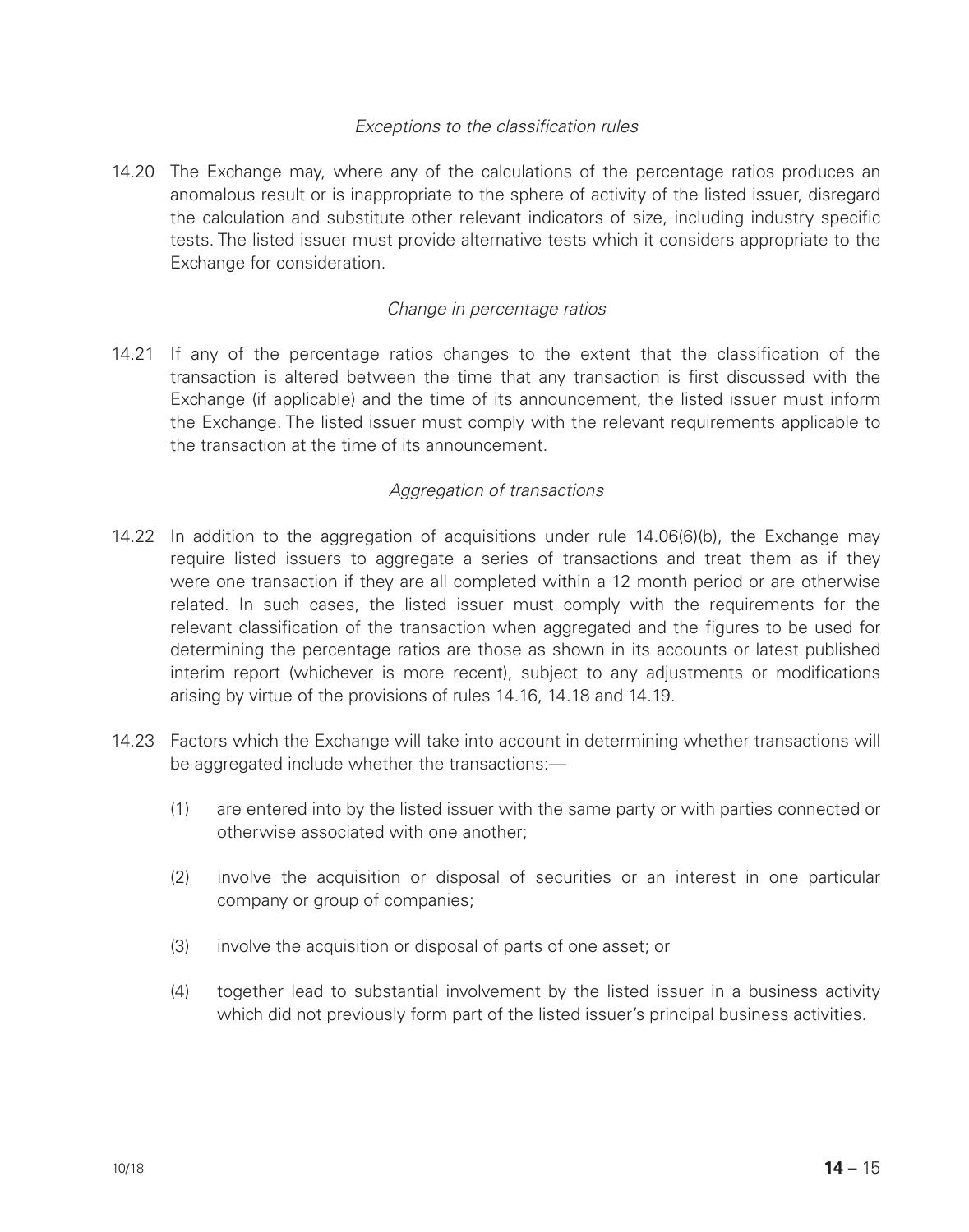*Exceptions to the classification rules*

14.20 The Exchange may, where any of the calculations of the percentage ratios produces an anomalous result or is inappropriate to the sphere of activity of the listed issuer, disregard the calculation and substitute other relevant indicators of size, including industry specific tests. The listed issuer must provide alternative tests which it considers appropriate to the Exchange for consideration.

*Change in percentage ratios*

14.21 If any of the percentage ratios changes to the extent that the classification of the transaction is altered between the time that any transaction is first discussed with the Exchange (if applicable) and the time of its announcement, the listed issuer must inform the Exchange. The listed issuer must comply with the relevant requirements applicable to the transaction at the time of its announcement.

*Aggregation of transactions*

14.22 In addition to the aggregation of acquisitions under rule 14.06(6)(b), the Exchange may require listed issuers to aggregate a series of transactions and treat them as if they were one transaction if they are all completed within a 12 month period or are otherwise related. In such cases, the listed issuer must comply with the requirements for the relevant classification of the transaction when aggregated and the figures to be used for determining the percentage ratios are those as shown in its accounts or latest published interim report (whichever is more recent), subject to any adjustments or modifications arising by virtue of the provisions of rules 14.16, 14.18 and 14.19.

14.23 Factors which the Exchange will take into account in determining whether transactions will be aggregated include whether the transactions:—

(1) are entered into by the listed issuer with the same party or with parties connected or otherwise associated with one another;

(2) involve the acquisition or disposal of securities or an interest in one particular company or group of companies;

(3) involve the acquisition or disposal of parts of one asset; or

(4) together lead to substantial involvement by the listed issuer in a business activity which did not previously form part of the listed issuer's principal business activities.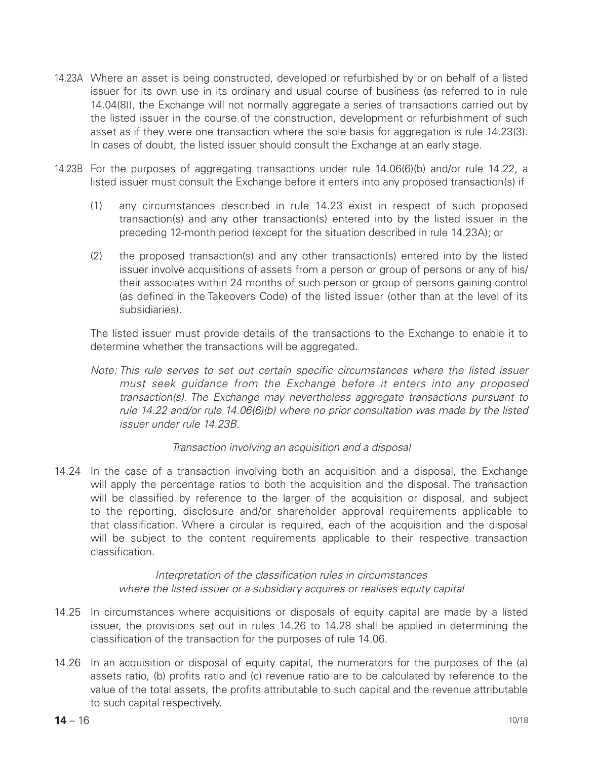14.23A Where an asset is being constructed, developed or refurbished by or on behalf of a listed issuer for its own use in its ordinary and usual course of business (as referred to in rule 14.04(8)), the Exchange will not normally aggregate a series of transactions carried out by the listed issuer in the course of the construction, development or refurbishment of such asset as if they were one transaction where the sole basis for aggregation is rule 14.23(3). In cases of doubt, the listed issuer should consult the Exchange at an early stage.

14.23B For the purposes of aggregating transactions under rule 14.06(6)(b) and/or rule 14.22, a listed issuer must consult the Exchange before it enters into any proposed transaction(s) if

(1) any circumstances described in rule 14.23 exist in respect of such proposed transaction(s) and any other transaction(s) entered into by the listed issuer in the preceding 12-month period (except for the situation described in rule 14.23A); or

(2) the proposed transaction(s) and any other transaction(s) entered into by the listed issuer involve acquisitions of assets from a person or group of persons or any of his/their associates within 24 months of such person or group of persons gaining control (as defined in the Takeovers Code) of the listed issuer (other than at the level of its subsidiaries).

The listed issuer must provide details of the transactions to the Exchange to enable it to determine whether the transactions will be aggregated.

*Note: This rule serves to set out certain specific circumstances where the listed issuer must seek guidance from the Exchange before it enters into any proposed transaction(s). The Exchange may nevertheless aggregate transactions pursuant to rule 14.22 and/or rule 14.06(6)(b) where no prior consultation was made by the listed issuer under rule 14.23B.*

*Transaction involving an acquisition and a disposal*

14.24 In the case of a transaction involving both an acquisition and a disposal, the Exchange will apply the percentage ratios to both the acquisition and the disposal. The transaction will be classified by reference to the larger of the acquisition or disposal, and subject to the reporting, disclosure and/or shareholder approval requirements applicable to that classification. Where a circular is required, each of the acquisition and the disposal will be subject to the content requirements applicable to their respective transaction classification.

*Interpretation of the classification rules in circumstances where the listed issuer or a subsidiary acquires or realises equity capital*

14.25 In circumstances where acquisitions or disposals of equity capital are made by a listed issuer, the provisions set out in rules 14.26 to 14.28 shall be applied in determining the classification of the transaction for the purposes of rule 14.06.

14.26 In an acquisition or disposal of equity capital, the numerators for the purposes of the (a) assets ratio, (b) profits ratio and (c) revenue ratio are to be calculated by reference to the value of the total assets, the profits attributable to such capital and the revenue attributable to such capital respectively.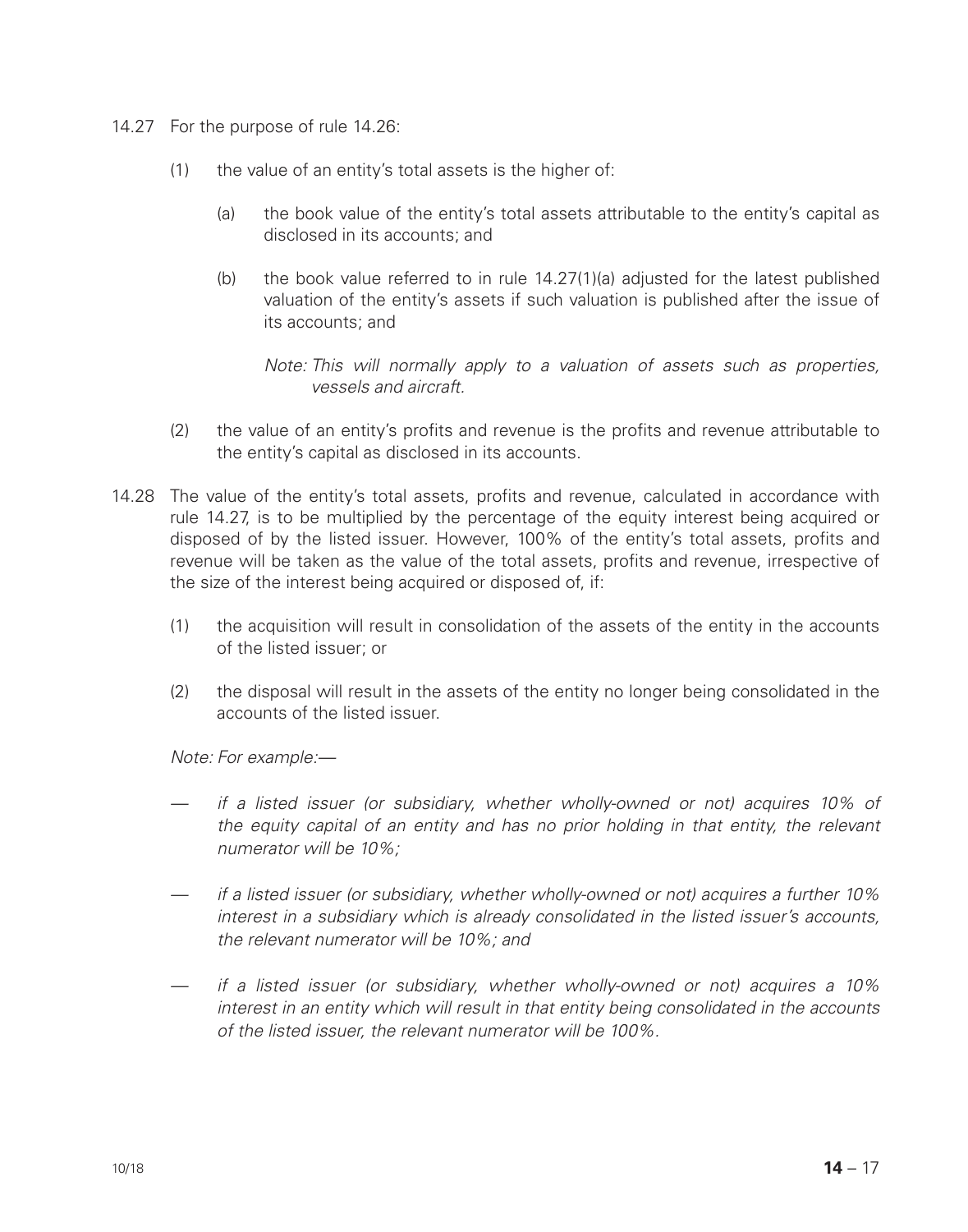14.27 For the purpose of rule 14.26:

(1) the value of an entity's total assets is the higher of:

(a) the book value of the entity's total assets attributable to the entity's capital as disclosed in its accounts; and

(b) the book value referred to in rule 14.27(1)(a) adjusted for the latest published valuation of the entity's assets if such valuation is published after the issue of its accounts; and

*Note: This will normally apply to a valuation of assets such as properties, vessels and aircraft.*

(2) the value of an entity's profits and revenue is the profits and revenue attributable to the entity's capital as disclosed in its accounts.

14.28 The value of the entity's total assets, profits and revenue, calculated in accordance with rule 14.27, is to be multiplied by the percentage of the equity interest being acquired or disposed of by the listed issuer. However, 100% of the entity's total assets, profits and revenue will be taken as the value of the total assets, profits and revenue, irrespective of the size of the interest being acquired or disposed of, if:

(1) the acquisition will result in consolidation of the assets of the entity in the accounts of the listed issuer; or

(2) the disposal will result in the assets of the entity no longer being consolidated in the accounts of the listed issuer.

*Note: For example:—*

— *if a listed issuer (or subsidiary, whether wholly-owned or not) acquires 10% of the equity capital of an entity and has no prior holding in that entity, the relevant numerator will be 10%;*

— *if a listed issuer (or subsidiary, whether wholly-owned or not) acquires a further 10% interest in a subsidiary which is already consolidated in the listed issuer's accounts, the relevant numerator will be 10%; and*

— *if a listed issuer (or subsidiary, whether wholly-owned or not) acquires a 10% interest in an entity which will result in that entity being consolidated in the accounts of the listed issuer, the relevant numerator will be 100%.*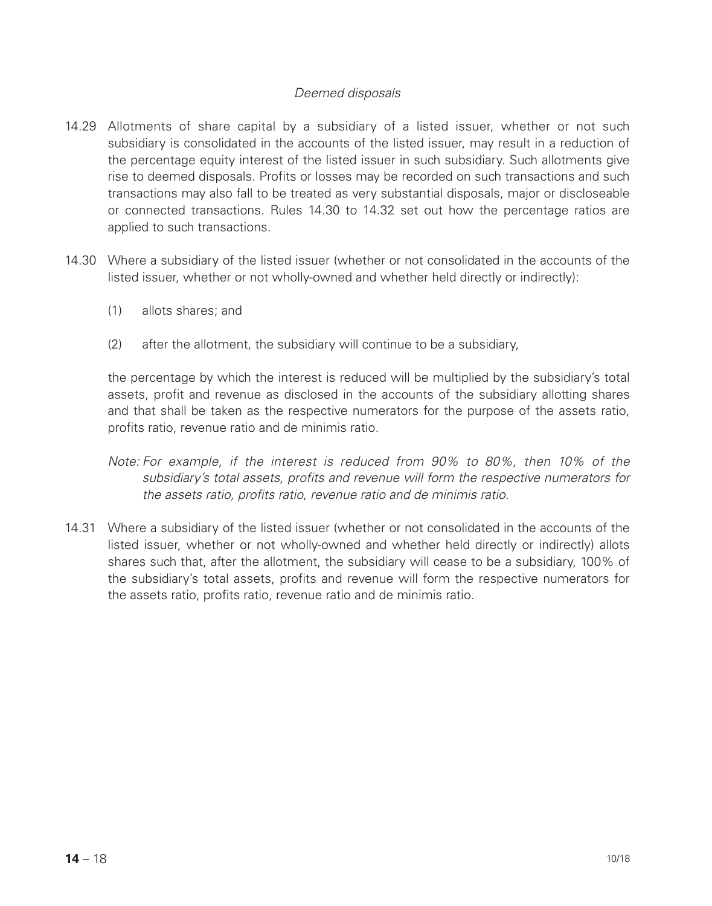*Deemed disposals*

14.29 Allotments of share capital by a subsidiary of a listed issuer, whether or not such subsidiary is consolidated in the accounts of the listed issuer, may result in a reduction of the percentage equity interest of the listed issuer in such subsidiary. Such allotments give rise to deemed disposals. Profits or losses may be recorded on such transactions and such transactions may also fall to be treated as very substantial disposals, major or discloseable or connected transactions. Rules 14.30 to 14.32 set out how the percentage ratios are applied to such transactions.

14.30 Where a subsidiary of the listed issuer (whether or not consolidated in the accounts of the listed issuer, whether or not wholly-owned and whether held directly or indirectly):

(1) allots shares; and

(2) after the allotment, the subsidiary will continue to be a subsidiary,

the percentage by which the interest is reduced will be multiplied by the subsidiary's total assets, profit and revenue as disclosed in the accounts of the subsidiary allotting shares and that shall be taken as the respective numerators for the purpose of the assets ratio, profits ratio, revenue ratio and de minimis ratio.

*Note: For example, if the interest is reduced from 90% to 80%, then 10% of the subsidiary's total assets, profits and revenue will form the respective numerators for the assets ratio, profits ratio, revenue ratio and de minimis ratio.*

14.31 Where a subsidiary of the listed issuer (whether or not consolidated in the accounts of the listed issuer, whether or not wholly-owned and whether held directly or indirectly) allots shares such that, after the allotment, the subsidiary will cease to be a subsidiary, 100% of the subsidiary's total assets, profits and revenue will form the respective numerators for the assets ratio, profits ratio, revenue ratio and de minimis ratio.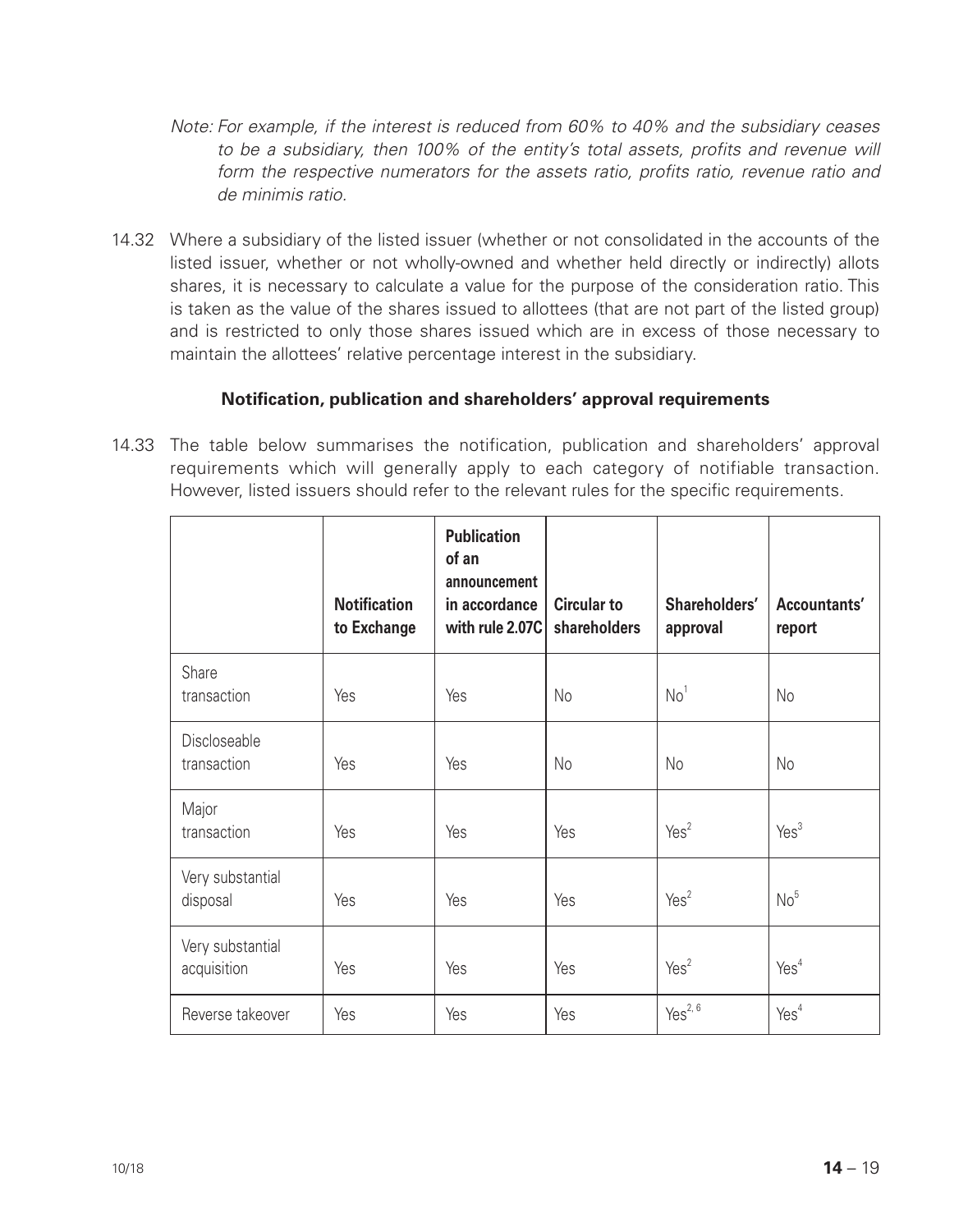*Note: For example, if the interest is reduced from 60% to 40% and the subsidiary ceases to be a subsidiary, then 100% of the entity's total assets, profits and revenue will form the respective numerators for the assets ratio, profits ratio, revenue ratio and de minimis ratio.*

14.32 Where a subsidiary of the listed issuer (whether or not consolidated in the accounts of the listed issuer, whether or not wholly-owned and whether held directly or indirectly) allots shares, it is necessary to calculate a value for the purpose of the consideration ratio. This is taken as the value of the shares issued to allottees (that are not part of the listed group) and is restricted to only those shares issued which are in excess of those necessary to maintain the allottees' relative percentage interest in the subsidiary.

### Notification, publication and shareholders' approval requirements

14.33 The table below summarises the notification, publication and shareholders' approval requirements which will generally apply to each category of notifiable transaction. However, listed issuers should refer to the relevant rules for the specific requirements.

| | Notification to Exchange | Publication of an announcement in accordance with rule 2.07C | Circular to shareholders | Shareholders' approval | Accountants' report |
|---|---|---|---|---|---|
| Share transaction | Yes | Yes | No | No[1] | No |
| Discloseable transaction | Yes | Yes | No | No | No |
| Major transaction | Yes | Yes | Yes | Yes[2] | Yes[3] |
| Very substantial disposal | Yes | Yes | Yes | Yes[2] | No[5] |
| Very substantial acquisition | Yes | Yes | Yes | Yes[2] | Yes[4] |
| Reverse takeover | Yes | Yes | Yes | Yes[2, 6] | Yes[4] |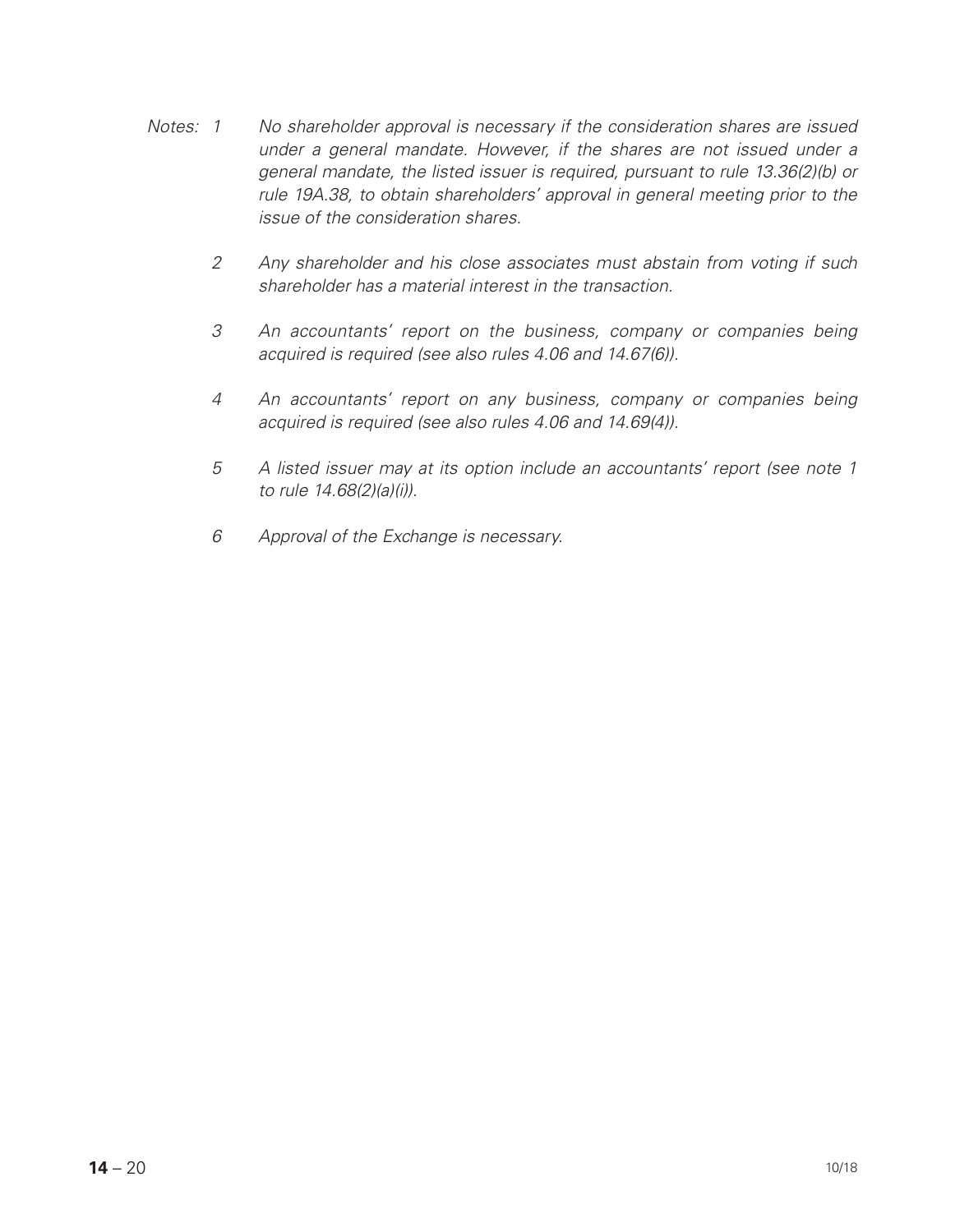*Notes: 1 No shareholder approval is necessary if the consideration shares are issued under a general mandate. However, if the shares are not issued under a general mandate, the listed issuer is required, pursuant to rule 13.36(2)(b) or rule 19A.38, to obtain shareholders' approval in general meeting prior to the issue of the consideration shares.*

*2 Any shareholder and his close associates must abstain from voting if such shareholder has a material interest in the transaction.*

*3 An accountants' report on the business, company or companies being acquired is required (see also rules 4.06 and 14.67(6)).*

*4 An accountants' report on any business, company or companies being acquired is required (see also rules 4.06 and 14.69(4)).*

*5 A listed issuer may at its option include an accountants' report (see note 1 to rule 14.68(2)(a)(i)).*

*6 Approval of the Exchange is necessary.*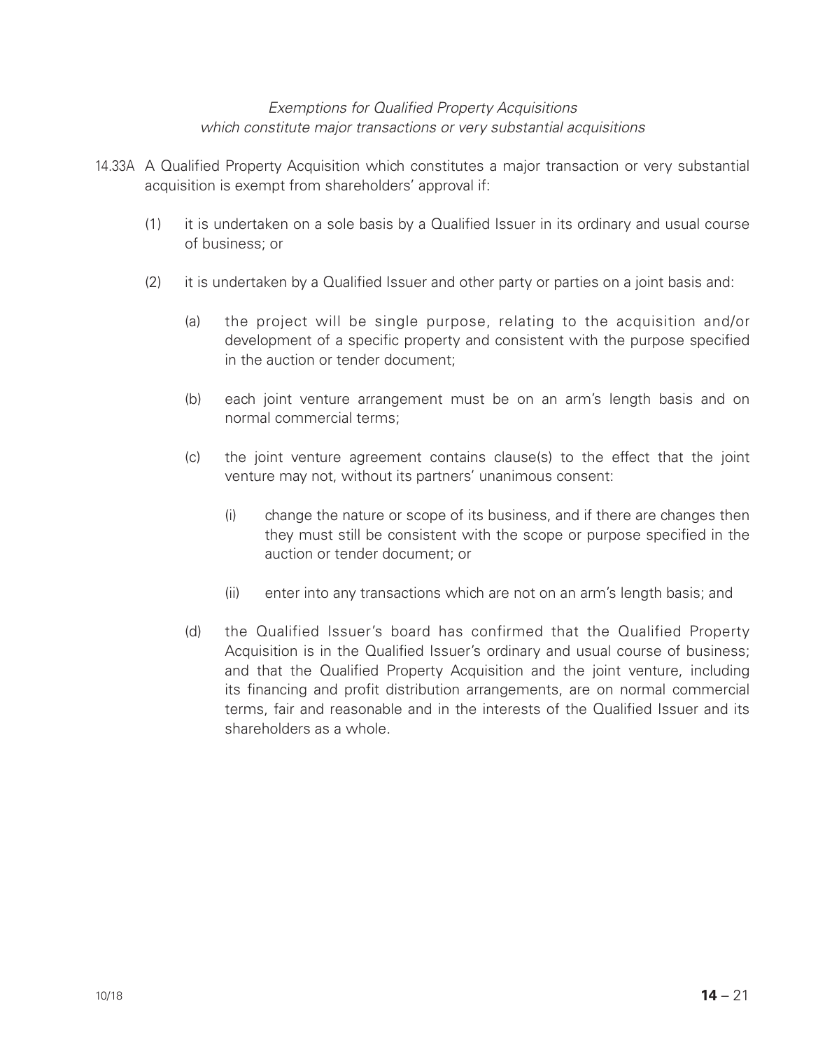*Exemptions for Qualified Property Acquisitions which constitute major transactions or very substantial acquisitions*

14.33A A Qualified Property Acquisition which constitutes a major transaction or very substantial acquisition is exempt from shareholders' approval if:

(1) it is undertaken on a sole basis by a Qualified Issuer in its ordinary and usual course of business; or

(2) it is undertaken by a Qualified Issuer and other party or parties on a joint basis and:

(a) the project will be single purpose, relating to the acquisition and/or development of a specific property and consistent with the purpose specified in the auction or tender document;

(b) each joint venture arrangement must be on an arm's length basis and on normal commercial terms;

(c) the joint venture agreement contains clause(s) to the effect that the joint venture may not, without its partners' unanimous consent:

(i) change the nature or scope of its business, and if there are changes then they must still be consistent with the scope or purpose specified in the auction or tender document; or

(ii) enter into any transactions which are not on an arm's length basis; and

(d) the Qualified Issuer's board has confirmed that the Qualified Property Acquisition is in the Qualified Issuer's ordinary and usual course of business; and that the Qualified Property Acquisition and the joint venture, including its financing and profit distribution arrangements, are on normal commercial terms, fair and reasonable and in the interests of the Qualified Issuer and its shareholders as a whole.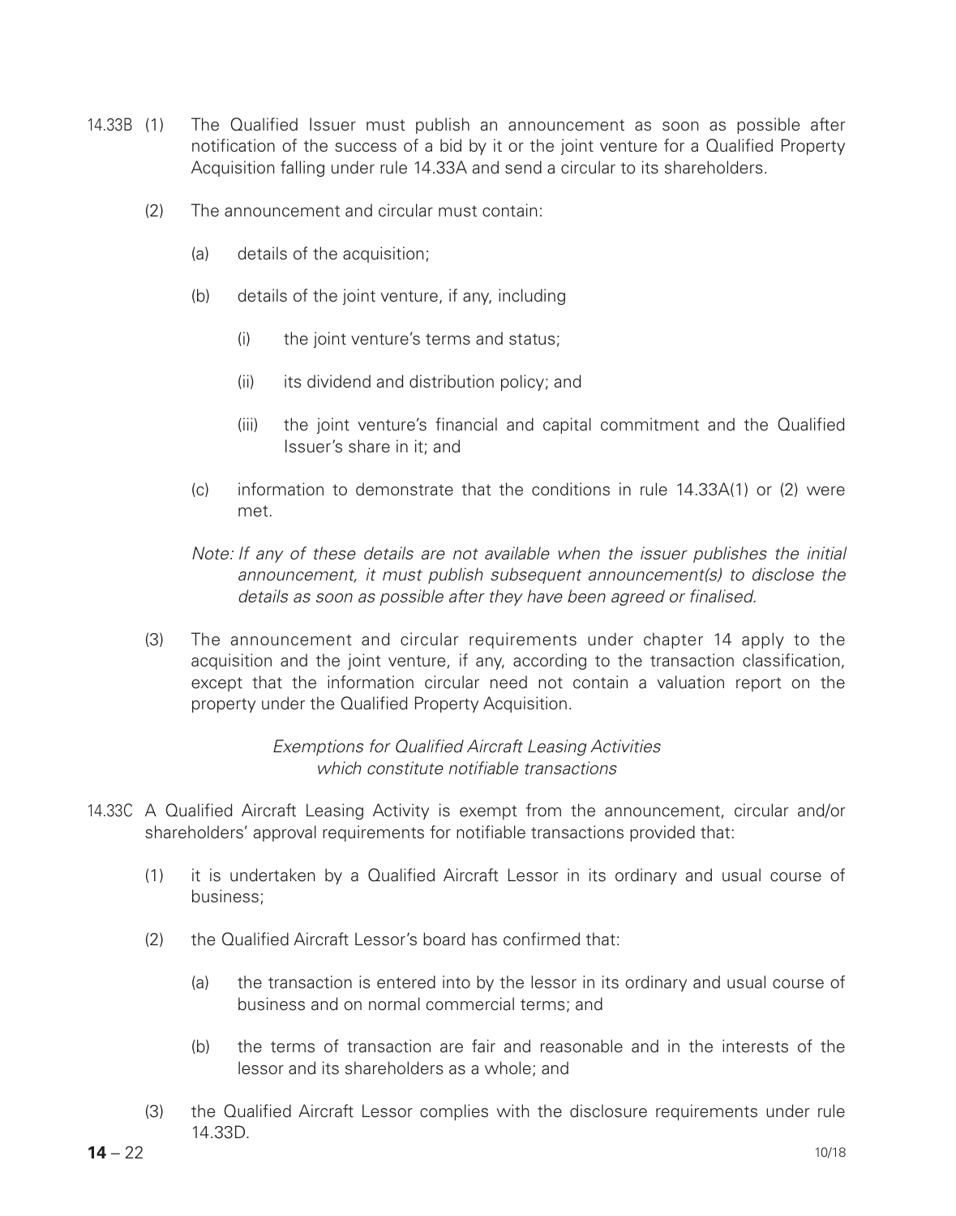14.33B (1) The Qualified Issuer must publish an announcement as soon as possible after notification of the success of a bid by it or the joint venture for a Qualified Property Acquisition falling under rule 14.33A and send a circular to its shareholders.

(2) The announcement and circular must contain:

(a) details of the acquisition;

(b) details of the joint venture, if any, including

(i) the joint venture's terms and status;

(ii) its dividend and distribution policy; and

(iii) the joint venture's financial and capital commitment and the Qualified Issuer's share in it; and

(c) information to demonstrate that the conditions in rule 14.33A(1) or (2) were met.

*Note: If any of these details are not available when the issuer publishes the initial announcement, it must publish subsequent announcement(s) to disclose the details as soon as possible after they have been agreed or finalised.*

(3) The announcement and circular requirements under chapter 14 apply to the acquisition and the joint venture, if any, according to the transaction classification, except that the information circular need not contain a valuation report on the property under the Qualified Property Acquisition.

*Exemptions for Qualified Aircraft Leasing Activities which constitute notifiable transactions*

14.33C A Qualified Aircraft Leasing Activity is exempt from the announcement, circular and/or shareholders' approval requirements for notifiable transactions provided that:

(1) it is undertaken by a Qualified Aircraft Lessor in its ordinary and usual course of business;

(2) the Qualified Aircraft Lessor's board has confirmed that:

(a) the transaction is entered into by the lessor in its ordinary and usual course of business and on normal commercial terms; and

(b) the terms of transaction are fair and reasonable and in the interests of the lessor and its shareholders as a whole; and

(3) the Qualified Aircraft Lessor complies with the disclosure requirements under rule 14.33D.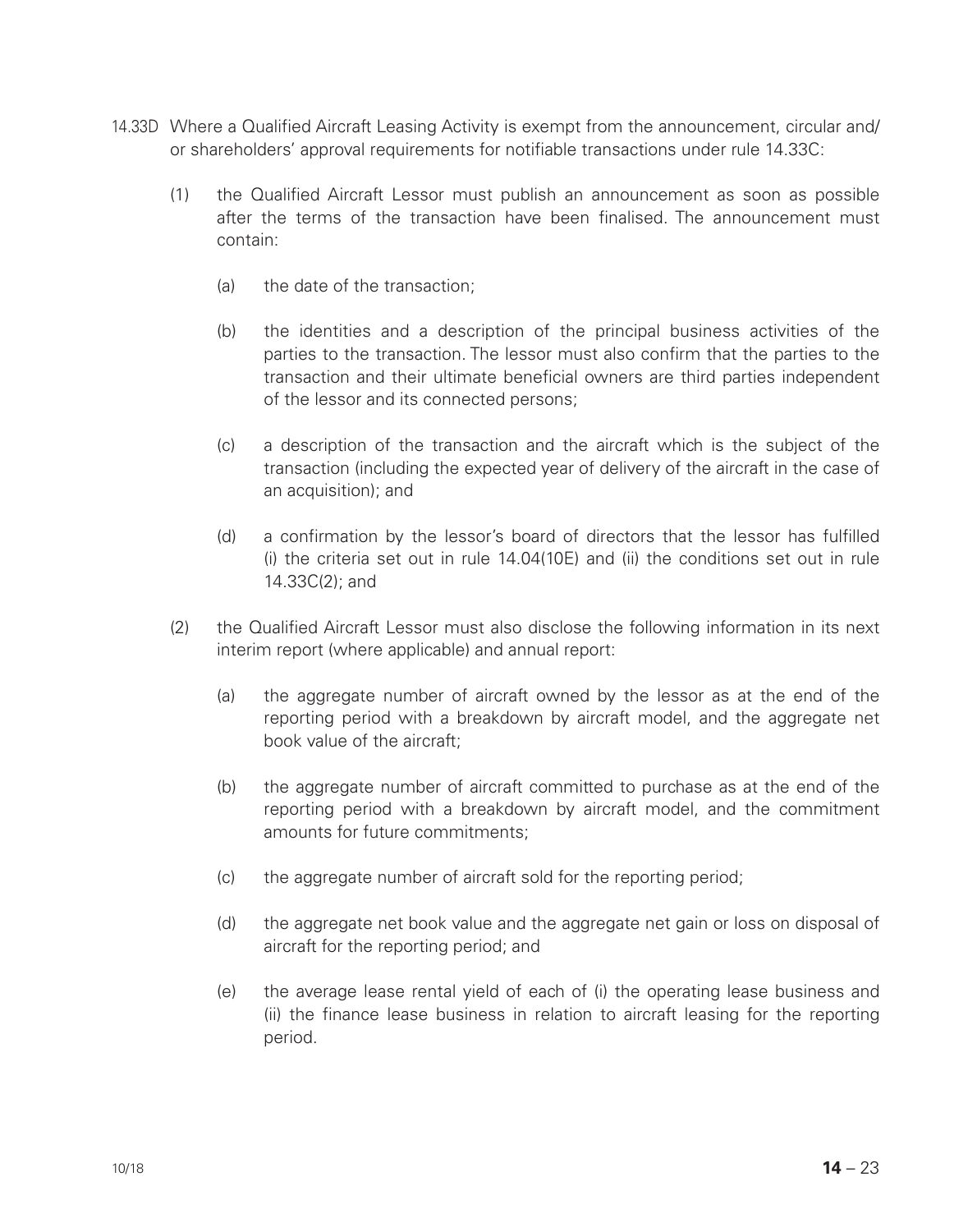14.33D Where a Qualified Aircraft Leasing Activity is exempt from the announcement, circular and/ or shareholders' approval requirements for notifiable transactions under rule 14.33C:

(1) the Qualified Aircraft Lessor must publish an announcement as soon as possible after the terms of the transaction have been finalised. The announcement must contain:

(a) the date of the transaction;

(b) the identities and a description of the principal business activities of the parties to the transaction. The lessor must also confirm that the parties to the transaction and their ultimate beneficial owners are third parties independent of the lessor and its connected persons;

(c) a description of the transaction and the aircraft which is the subject of the transaction (including the expected year of delivery of the aircraft in the case of an acquisition); and

(d) a confirmation by the lessor's board of directors that the lessor has fulfilled (i) the criteria set out in rule 14.04(10E) and (ii) the conditions set out in rule 14.33C(2); and

(2) the Qualified Aircraft Lessor must also disclose the following information in its next interim report (where applicable) and annual report:

(a) the aggregate number of aircraft owned by the lessor as at the end of the reporting period with a breakdown by aircraft model, and the aggregate net book value of the aircraft;

(b) the aggregate number of aircraft committed to purchase as at the end of the reporting period with a breakdown by aircraft model, and the commitment amounts for future commitments;

(c) the aggregate number of aircraft sold for the reporting period;

(d) the aggregate net book value and the aggregate net gain or loss on disposal of aircraft for the reporting period; and

(e) the average lease rental yield of each of (i) the operating lease business and (ii) the finance lease business in relation to aircraft leasing for the reporting period.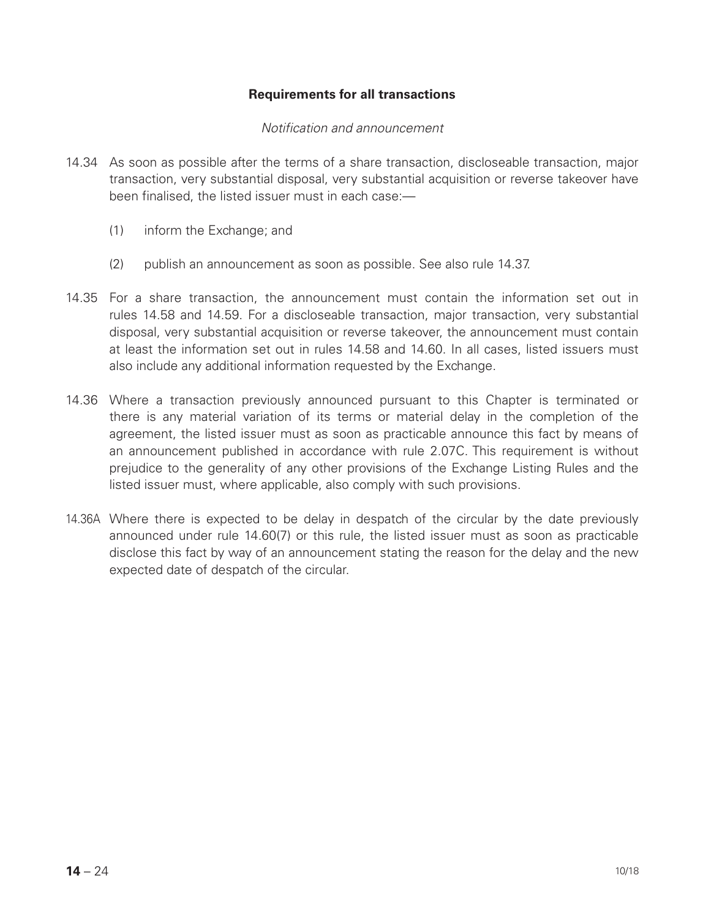## Requirements for all transactions

*Notification and announcement*

14.34 As soon as possible after the terms of a share transaction, discloseable transaction, major transaction, very substantial disposal, very substantial acquisition or reverse takeover have been finalised, the listed issuer must in each case:—

(1) inform the Exchange; and

(2) publish an announcement as soon as possible. See also rule 14.37.

14.35 For a share transaction, the announcement must contain the information set out in rules 14.58 and 14.59. For a discloseable transaction, major transaction, very substantial disposal, very substantial acquisition or reverse takeover, the announcement must contain at least the information set out in rules 14.58 and 14.60. In all cases, listed issuers must also include any additional information requested by the Exchange.

14.36 Where a transaction previously announced pursuant to this Chapter is terminated or there is any material variation of its terms or material delay in the completion of the agreement, the listed issuer must as soon as practicable announce this fact by means of an announcement published in accordance with rule 2.07C. This requirement is without prejudice to the generality of any other provisions of the Exchange Listing Rules and the listed issuer must, where applicable, also comply with such provisions.

14.36A Where there is expected to be delay in despatch of the circular by the date previously announced under rule 14.60(7) or this rule, the listed issuer must as soon as practicable disclose this fact by way of an announcement stating the reason for the delay and the new expected date of despatch of the circular.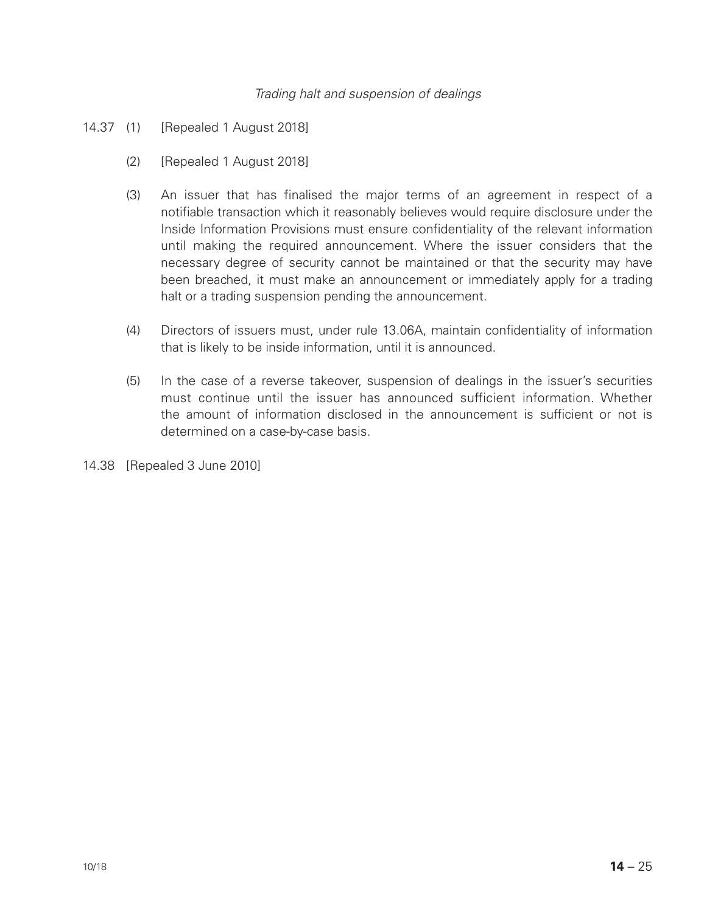*Trading halt and suspension of dealings*

14.37 (1) [Repealed 1 August 2018]

(2) [Repealed 1 August 2018]

(3) An issuer that has finalised the major terms of an agreement in respect of a notifiable transaction which it reasonably believes would require disclosure under the Inside Information Provisions must ensure confidentiality of the relevant information until making the required announcement. Where the issuer considers that the necessary degree of security cannot be maintained or that the security may have been breached, it must make an announcement or immediately apply for a trading halt or a trading suspension pending the announcement.

(4) Directors of issuers must, under rule 13.06A, maintain confidentiality of information that is likely to be inside information, until it is announced.

(5) In the case of a reverse takeover, suspension of dealings in the issuer's securities must continue until the issuer has announced sufficient information. Whether the amount of information disclosed in the announcement is sufficient or not is determined on a case-by-case basis.

14.38 [Repealed 3 June 2010]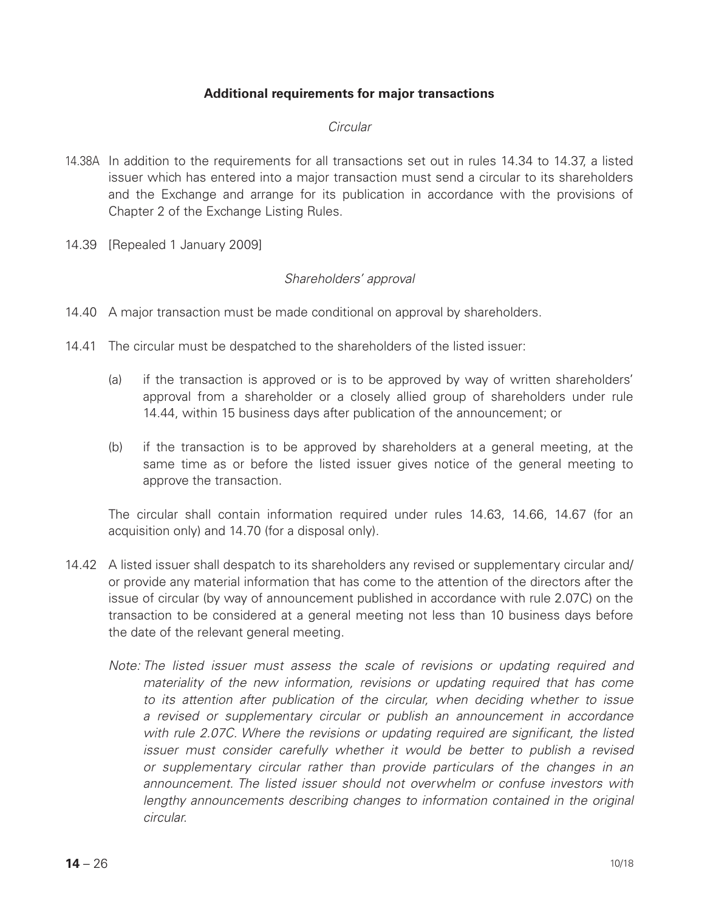**Additional requirements for major transactions**

*Circular*

14.38A In addition to the requirements for all transactions set out in rules 14.34 to 14.37, a listed issuer which has entered into a major transaction must send a circular to its shareholders and the Exchange and arrange for its publication in accordance with the provisions of Chapter 2 of the Exchange Listing Rules.

14.39 [Repealed 1 January 2009]

*Shareholders' approval*

14.40 A major transaction must be made conditional on approval by shareholders.

14.41 The circular must be despatched to the shareholders of the listed issuer:

(a) if the transaction is approved or is to be approved by way of written shareholders' approval from a shareholder or a closely allied group of shareholders under rule 14.44, within 15 business days after publication of the announcement; or

(b) if the transaction is to be approved by shareholders at a general meeting, at the same time as or before the listed issuer gives notice of the general meeting to approve the transaction.

The circular shall contain information required under rules 14.63, 14.66, 14.67 (for an acquisition only) and 14.70 (for a disposal only).

14.42 A listed issuer shall despatch to its shareholders any revised or supplementary circular and/or provide any material information that has come to the attention of the directors after the issue of circular (by way of announcement published in accordance with rule 2.07C) on the transaction to be considered at a general meeting not less than 10 business days before the date of the relevant general meeting.

*Note: The listed issuer must assess the scale of revisions or updating required and materiality of the new information, revisions or updating required that has come to its attention after publication of the circular, when deciding whether to issue a revised or supplementary circular or publish an announcement in accordance with rule 2.07C. Where the revisions or updating required are significant, the listed issuer must consider carefully whether it would be better to publish a revised or supplementary circular rather than provide particulars of the changes in an announcement. The listed issuer should not overwhelm or confuse investors with lengthy announcements describing changes to information contained in the original circular.*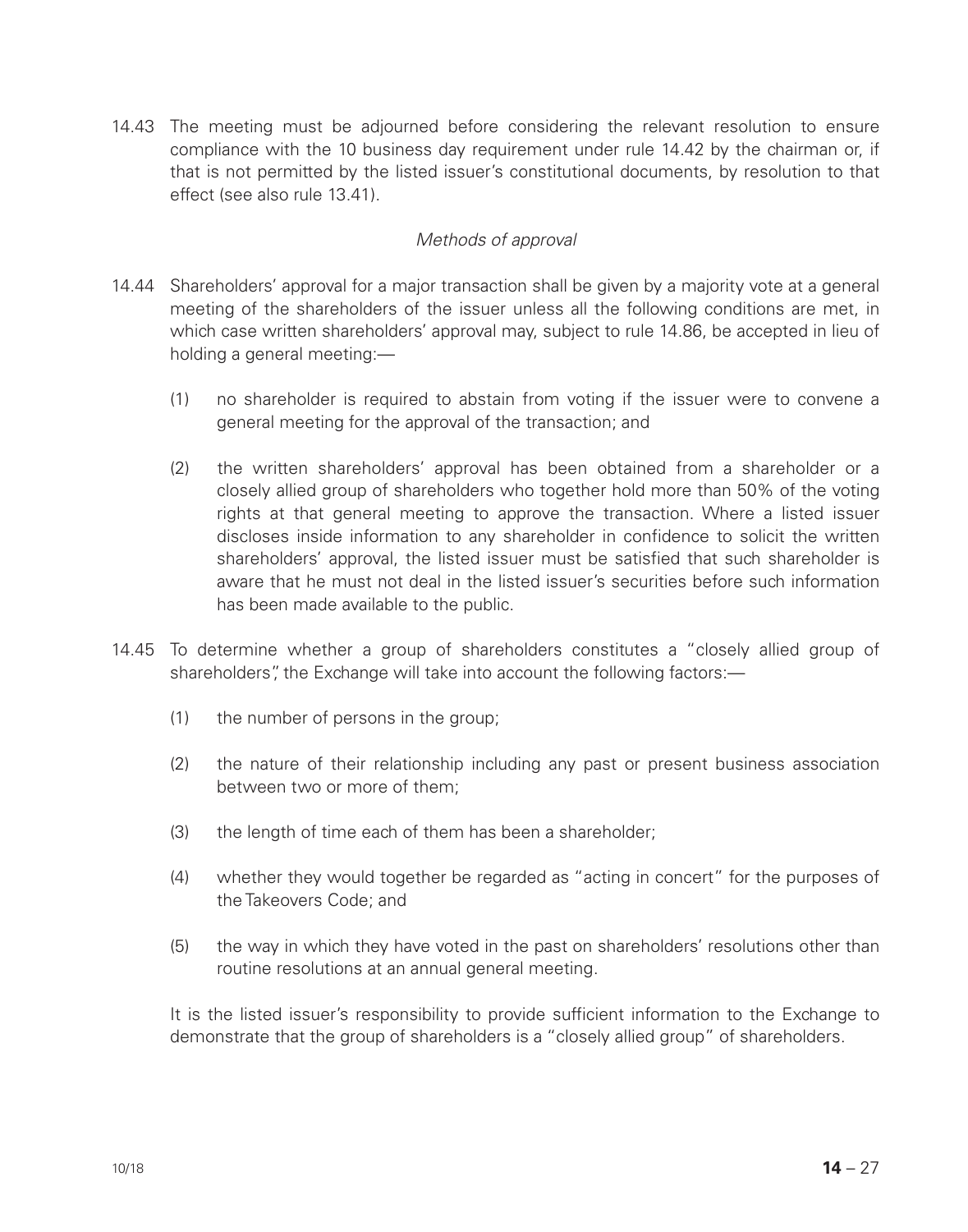14.43 The meeting must be adjourned before considering the relevant resolution to ensure compliance with the 10 business day requirement under rule 14.42 by the chairman or, if that is not permitted by the listed issuer's constitutional documents, by resolution to that effect (see also rule 13.41).

*Methods of approval*

14.44 Shareholders' approval for a major transaction shall be given by a majority vote at a general meeting of the shareholders of the issuer unless all the following conditions are met, in which case written shareholders' approval may, subject to rule 14.86, be accepted in lieu of holding a general meeting:—

(1) no shareholder is required to abstain from voting if the issuer were to convene a general meeting for the approval of the transaction; and

(2) the written shareholders' approval has been obtained from a shareholder or a closely allied group of shareholders who together hold more than 50% of the voting rights at that general meeting to approve the transaction. Where a listed issuer discloses inside information to any shareholder in confidence to solicit the written shareholders' approval, the listed issuer must be satisfied that such shareholder is aware that he must not deal in the listed issuer's securities before such information has been made available to the public.

14.45 To determine whether a group of shareholders constitutes a "closely allied group of shareholders", the Exchange will take into account the following factors:—

(1) the number of persons in the group;

(2) the nature of their relationship including any past or present business association between two or more of them;

(3) the length of time each of them has been a shareholder;

(4) whether they would together be regarded as "acting in concert" for the purposes of the Takeovers Code; and

(5) the way in which they have voted in the past on shareholders' resolutions other than routine resolutions at an annual general meeting.

It is the listed issuer's responsibility to provide sufficient information to the Exchange to demonstrate that the group of shareholders is a "closely allied group" of shareholders.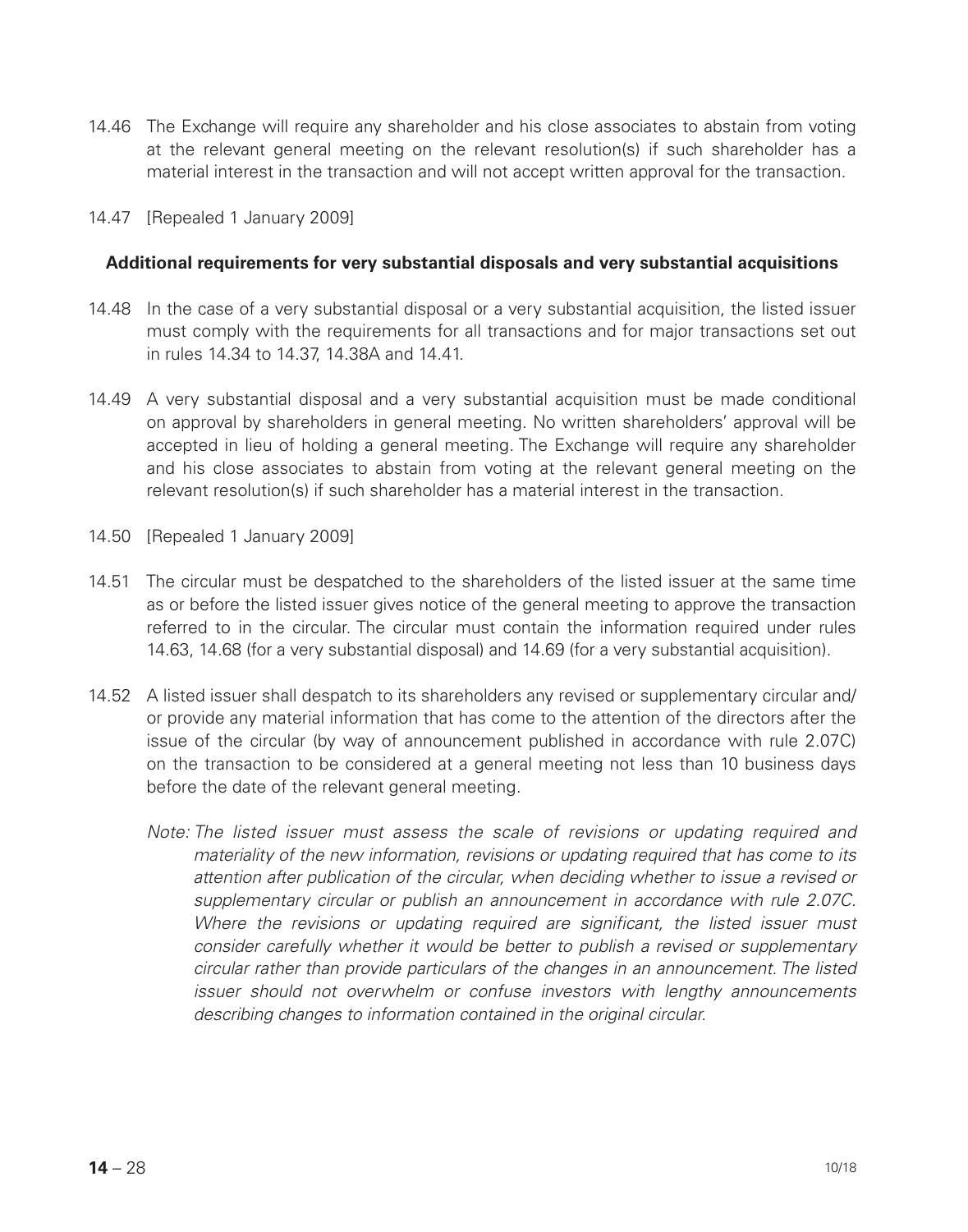14.46 The Exchange will require any shareholder and his close associates to abstain from voting at the relevant general meeting on the relevant resolution(s) if such shareholder has a material interest in the transaction and will not accept written approval for the transaction.

14.47 [Repealed 1 January 2009]

**Additional requirements for very substantial disposals and very substantial acquisitions**

14.48 In the case of a very substantial disposal or a very substantial acquisition, the listed issuer must comply with the requirements for all transactions and for major transactions set out in rules 14.34 to 14.37, 14.38A and 14.41.

14.49 A very substantial disposal and a very substantial acquisition must be made conditional on approval by shareholders in general meeting. No written shareholders' approval will be accepted in lieu of holding a general meeting. The Exchange will require any shareholder and his close associates to abstain from voting at the relevant general meeting on the relevant resolution(s) if such shareholder has a material interest in the transaction.

14.50 [Repealed 1 January 2009]

14.51 The circular must be despatched to the shareholders of the listed issuer at the same time as or before the listed issuer gives notice of the general meeting to approve the transaction referred to in the circular. The circular must contain the information required under rules 14.63, 14.68 (for a very substantial disposal) and 14.69 (for a very substantial acquisition).

14.52 A listed issuer shall despatch to its shareholders any revised or supplementary circular and/ or provide any material information that has come to the attention of the directors after the issue of the circular (by way of announcement published in accordance with rule 2.07C) on the transaction to be considered at a general meeting not less than 10 business days before the date of the relevant general meeting.

*Note: The listed issuer must assess the scale of revisions or updating required and materiality of the new information, revisions or updating required that has come to its attention after publication of the circular, when deciding whether to issue a revised or supplementary circular or publish an announcement in accordance with rule 2.07C. Where the revisions or updating required are significant, the listed issuer must consider carefully whether it would be better to publish a revised or supplementary circular rather than provide particulars of the changes in an announcement. The listed issuer should not overwhelm or confuse investors with lengthy announcements describing changes to information contained in the original circular.*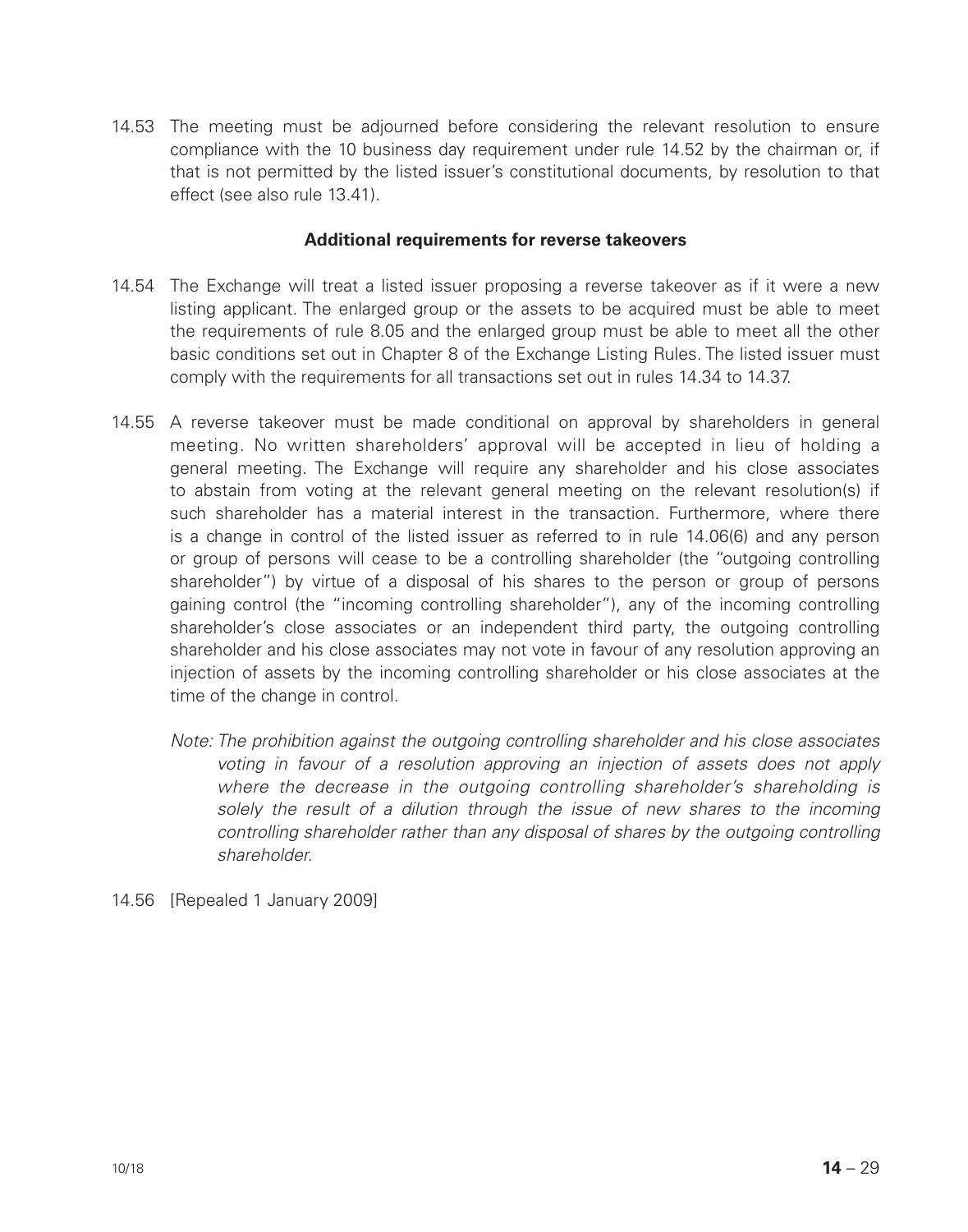14.53 The meeting must be adjourned before considering the relevant resolution to ensure compliance with the 10 business day requirement under rule 14.52 by the chairman or, if that is not permitted by the listed issuer's constitutional documents, by resolution to that effect (see also rule 13.41).

### Additional requirements for reverse takeovers

14.54 The Exchange will treat a listed issuer proposing a reverse takeover as if it were a new listing applicant. The enlarged group or the assets to be acquired must be able to meet the requirements of rule 8.05 and the enlarged group must be able to meet all the other basic conditions set out in Chapter 8 of the Exchange Listing Rules. The listed issuer must comply with the requirements for all transactions set out in rules 14.34 to 14.37.

14.55 A reverse takeover must be made conditional on approval by shareholders in general meeting. No written shareholders' approval will be accepted in lieu of holding a general meeting. The Exchange will require any shareholder and his close associates to abstain from voting at the relevant general meeting on the relevant resolution(s) if such shareholder has a material interest in the transaction. Furthermore, where there is a change in control of the listed issuer as referred to in rule 14.06(6) and any person or group of persons will cease to be a controlling shareholder (the "outgoing controlling shareholder") by virtue of a disposal of his shares to the person or group of persons gaining control (the "incoming controlling shareholder"), any of the incoming controlling shareholder's close associates or an independent third party, the outgoing controlling shareholder and his close associates may not vote in favour of any resolution approving an injection of assets by the incoming controlling shareholder or his close associates at the time of the change in control.

*Note: The prohibition against the outgoing controlling shareholder and his close associates voting in favour of a resolution approving an injection of assets does not apply where the decrease in the outgoing controlling shareholder's shareholding is solely the result of a dilution through the issue of new shares to the incoming controlling shareholder rather than any disposal of shares by the outgoing controlling shareholder.*

14.56 [Repealed 1 January 2009]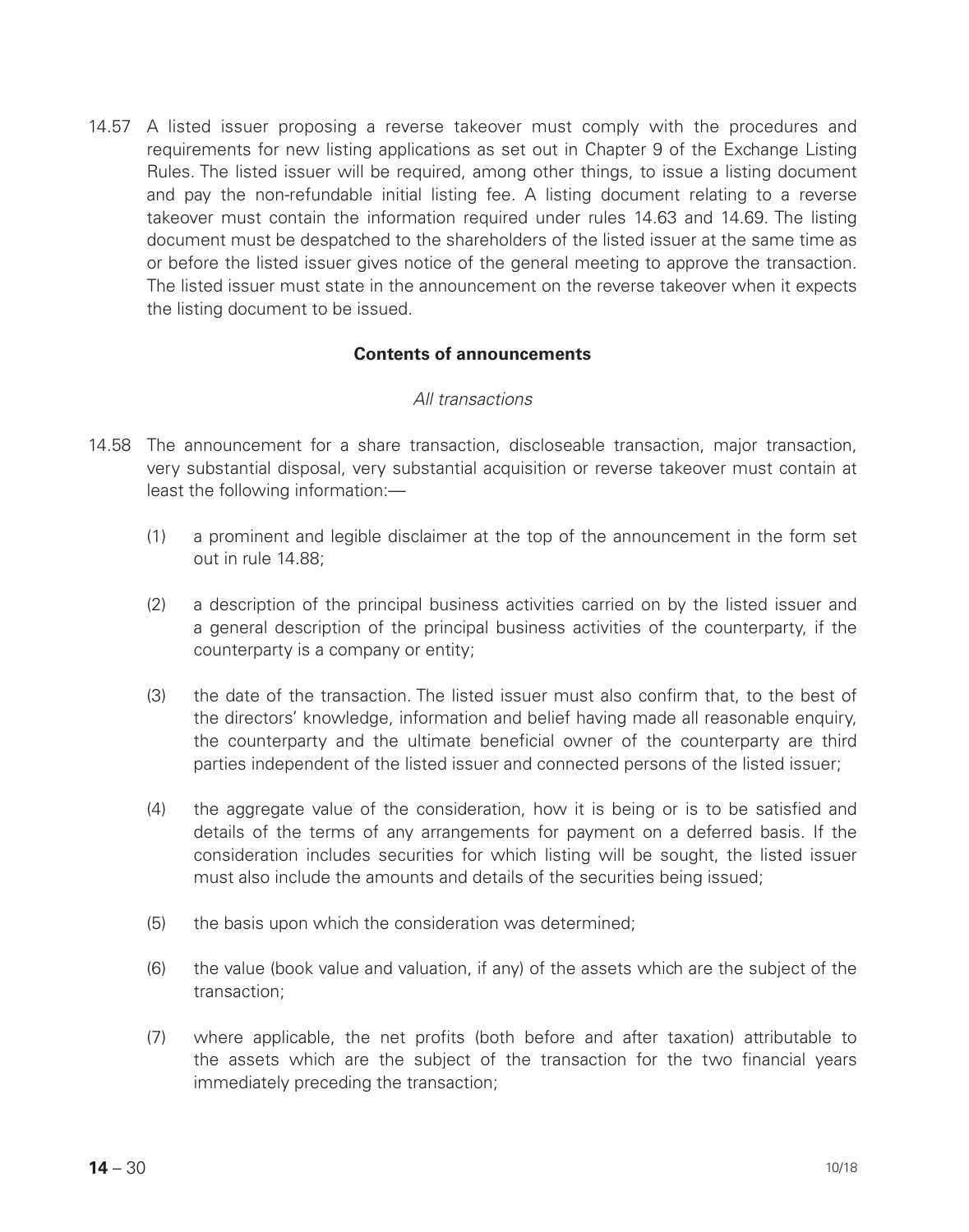14.57 A listed issuer proposing a reverse takeover must comply with the procedures and requirements for new listing applications as set out in Chapter 9 of the Exchange Listing Rules. The listed issuer will be required, among other things, to issue a listing document and pay the non-refundable initial listing fee. A listing document relating to a reverse takeover must contain the information required under rules 14.63 and 14.69. The listing document must be despatched to the shareholders of the listed issuer at the same time as or before the listed issuer gives notice of the general meeting to approve the transaction. The listed issuer must state in the announcement on the reverse takeover when it expects the listing document to be issued.

**Contents of announcements**

*All transactions*

14.58 The announcement for a share transaction, discloseable transaction, major transaction, very substantial disposal, very substantial acquisition or reverse takeover must contain at least the following information:—

(1) a prominent and legible disclaimer at the top of the announcement in the form set out in rule 14.88;

(2) a description of the principal business activities carried on by the listed issuer and a general description of the principal business activities of the counterparty, if the counterparty is a company or entity;

(3) the date of the transaction. The listed issuer must also confirm that, to the best of the directors' knowledge, information and belief having made all reasonable enquiry, the counterparty and the ultimate beneficial owner of the counterparty are third parties independent of the listed issuer and connected persons of the listed issuer;

(4) the aggregate value of the consideration, how it is being or is to be satisfied and details of the terms of any arrangements for payment on a deferred basis. If the consideration includes securities for which listing will be sought, the listed issuer must also include the amounts and details of the securities being issued;

(5) the basis upon which the consideration was determined;

(6) the value (book value and valuation, if any) of the assets which are the subject of the transaction;

(7) where applicable, the net profits (both before and after taxation) attributable to the assets which are the subject of the transaction for the two financial years immediately preceding the transaction;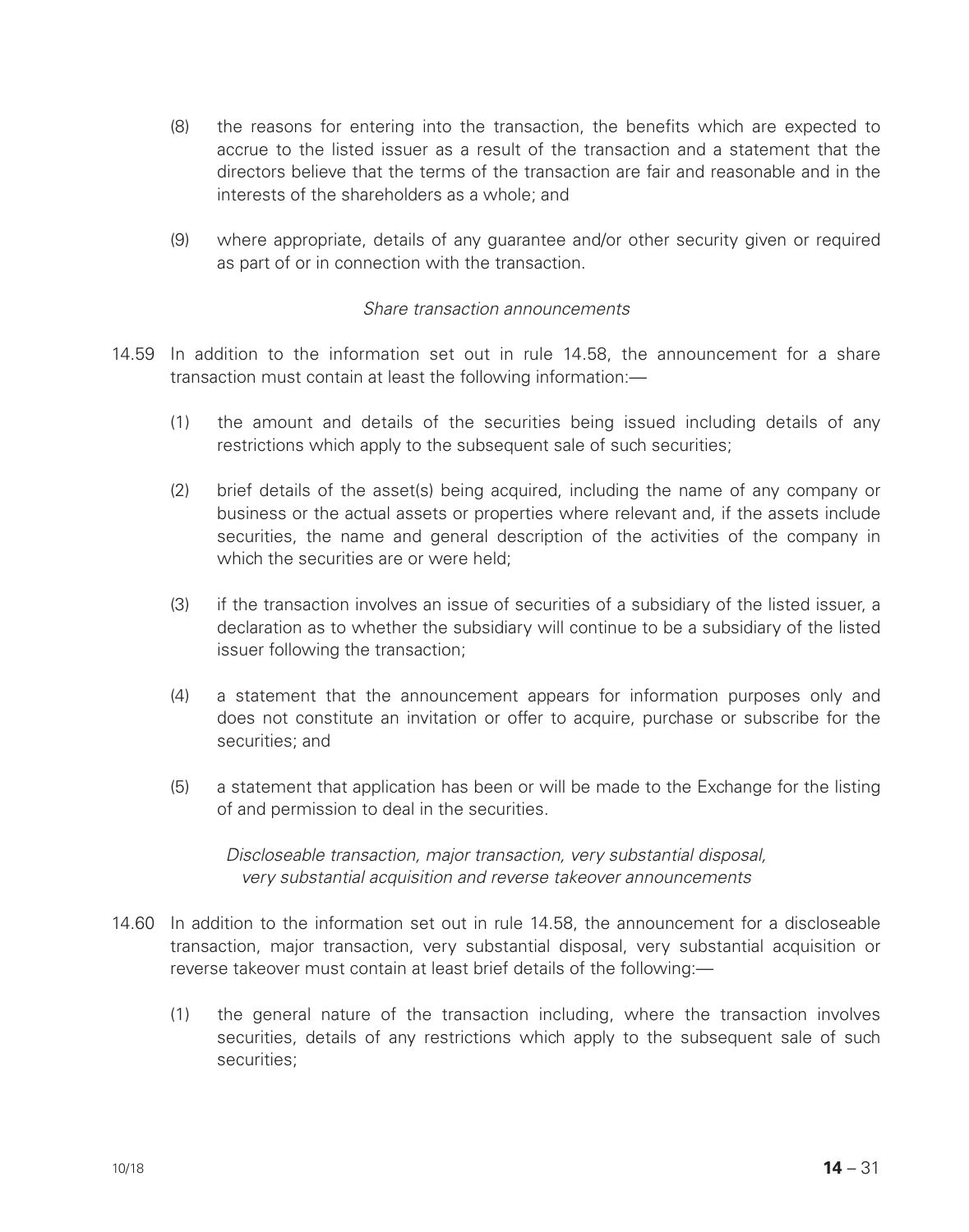(8) the reasons for entering into the transaction, the benefits which are expected to accrue to the listed issuer as a result of the transaction and a statement that the directors believe that the terms of the transaction are fair and reasonable and in the interests of the shareholders as a whole; and

(9) where appropriate, details of any guarantee and/or other security given or required as part of or in connection with the transaction.

*Share transaction announcements*

14.59 In addition to the information set out in rule 14.58, the announcement for a share transaction must contain at least the following information:—

(1) the amount and details of the securities being issued including details of any restrictions which apply to the subsequent sale of such securities;

(2) brief details of the asset(s) being acquired, including the name of any company or business or the actual assets or properties where relevant and, if the assets include securities, the name and general description of the activities of the company in which the securities are or were held;

(3) if the transaction involves an issue of securities of a subsidiary of the listed issuer, a declaration as to whether the subsidiary will continue to be a subsidiary of the listed issuer following the transaction;

(4) a statement that the announcement appears for information purposes only and does not constitute an invitation or offer to acquire, purchase or subscribe for the securities; and

(5) a statement that application has been or will be made to the Exchange for the listing of and permission to deal in the securities.

*Discloseable transaction, major transaction, very substantial disposal, very substantial acquisition and reverse takeover announcements*

14.60 In addition to the information set out in rule 14.58, the announcement for a discloseable transaction, major transaction, very substantial disposal, very substantial acquisition or reverse takeover must contain at least brief details of the following:—

(1) the general nature of the transaction including, where the transaction involves securities, details of any restrictions which apply to the subsequent sale of such securities;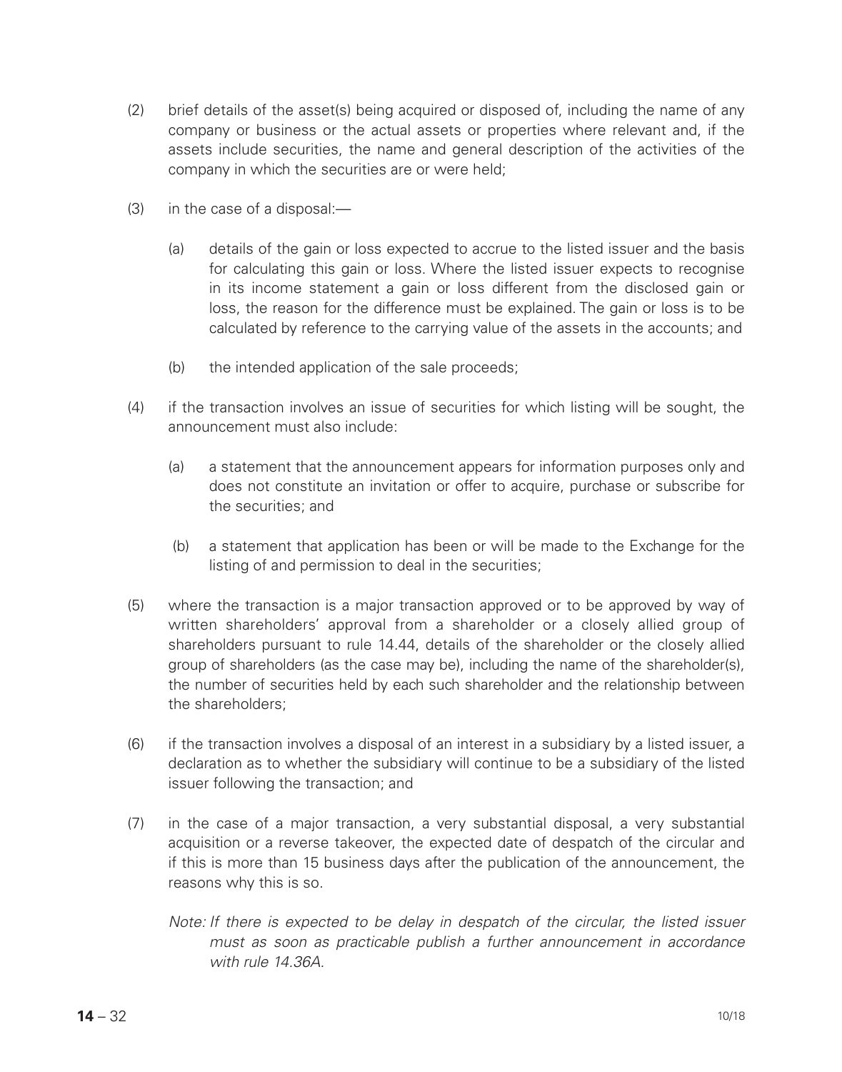(2) brief details of the asset(s) being acquired or disposed of, including the name of any company or business or the actual assets or properties where relevant and, if the assets include securities, the name and general description of the activities of the company in which the securities are or were held;

(3) in the case of a disposal:—

   (a) details of the gain or loss expected to accrue to the listed issuer and the basis for calculating this gain or loss. Where the listed issuer expects to recognise in its income statement a gain or loss different from the disclosed gain or loss, the reason for the difference must be explained. The gain or loss is to be calculated by reference to the carrying value of the assets in the accounts; and

   (b) the intended application of the sale proceeds;

(4) if the transaction involves an issue of securities for which listing will be sought, the announcement must also include:

   (a) a statement that the announcement appears for information purposes only and does not constitute an invitation or offer to acquire, purchase or subscribe for the securities; and

   (b) a statement that application has been or will be made to the Exchange for the listing of and permission to deal in the securities;

(5) where the transaction is a major transaction approved or to be approved by way of written shareholders' approval from a shareholder or a closely allied group of shareholders pursuant to rule 14.44, details of the shareholder or the closely allied group of shareholders (as the case may be), including the name of the shareholder(s), the number of securities held by each such shareholder and the relationship between the shareholders;

(6) if the transaction involves a disposal of an interest in a subsidiary by a listed issuer, a declaration as to whether the subsidiary will continue to be a subsidiary of the listed issuer following the transaction; and

(7) in the case of a major transaction, a very substantial disposal, a very substantial acquisition or a reverse takeover, the expected date of despatch of the circular and if this is more than 15 business days after the publication of the announcement, the reasons why this is so.

   *Note: If there is expected to be delay in despatch of the circular, the listed issuer must as soon as practicable publish a further announcement in accordance with rule 14.36A.*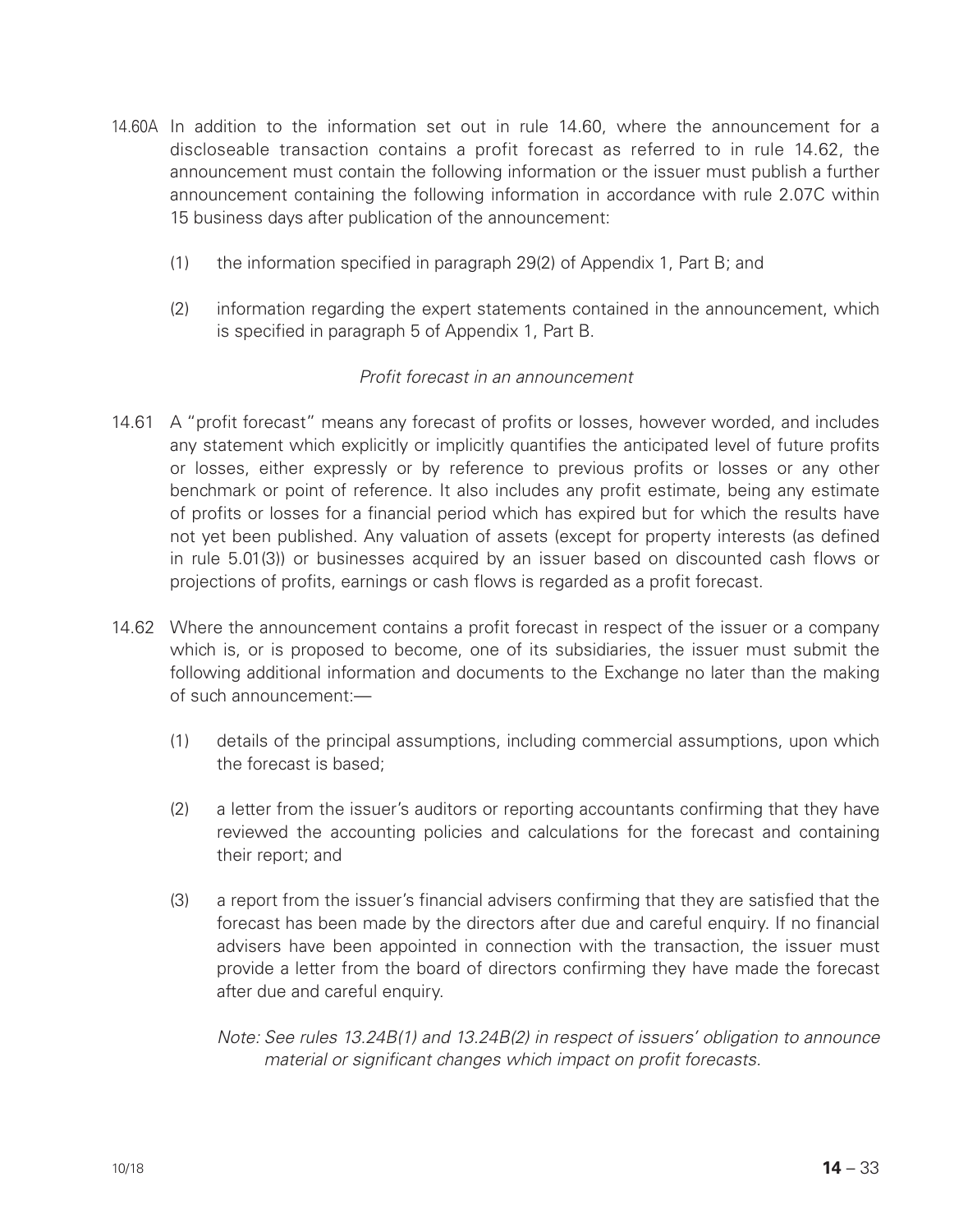14.60A In addition to the information set out in rule 14.60, where the announcement for a discloseable transaction contains a profit forecast as referred to in rule 14.62, the announcement must contain the following information or the issuer must publish a further announcement containing the following information in accordance with rule 2.07C within 15 business days after publication of the announcement:

(1) the information specified in paragraph 29(2) of Appendix 1, Part B; and

(2) information regarding the expert statements contained in the announcement, which is specified in paragraph 5 of Appendix 1, Part B.

*Profit forecast in an announcement*

14.61 A "profit forecast" means any forecast of profits or losses, however worded, and includes any statement which explicitly or implicitly quantifies the anticipated level of future profits or losses, either expressly or by reference to previous profits or losses or any other benchmark or point of reference. It also includes any profit estimate, being any estimate of profits or losses for a financial period which has expired but for which the results have not yet been published. Any valuation of assets (except for property interests (as defined in rule 5.01(3)) or businesses acquired by an issuer based on discounted cash flows or projections of profits, earnings or cash flows is regarded as a profit forecast.

14.62 Where the announcement contains a profit forecast in respect of the issuer or a company which is, or is proposed to become, one of its subsidiaries, the issuer must submit the following additional information and documents to the Exchange no later than the making of such announcement:—

(1) details of the principal assumptions, including commercial assumptions, upon which the forecast is based;

(2) a letter from the issuer's auditors or reporting accountants confirming that they have reviewed the accounting policies and calculations for the forecast and containing their report; and

(3) a report from the issuer's financial advisers confirming that they are satisfied that the forecast has been made by the directors after due and careful enquiry. If no financial advisers have been appointed in connection with the transaction, the issuer must provide a letter from the board of directors confirming they have made the forecast after due and careful enquiry.

*Note: See rules 13.24B(1) and 13.24B(2) in respect of issuers' obligation to announce material or significant changes which impact on profit forecasts.*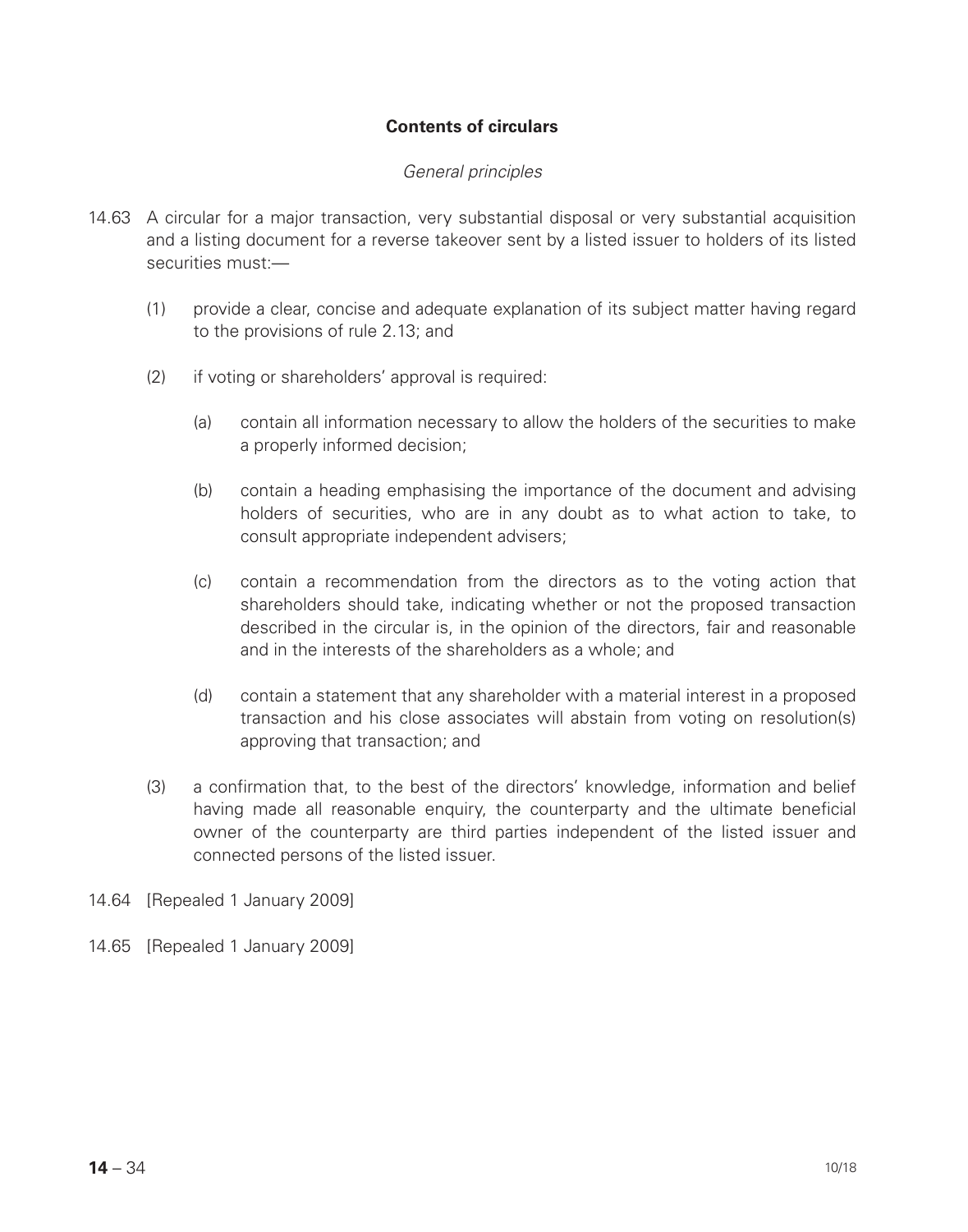## Contents of circulars

*General principles*

14.63 A circular for a major transaction, very substantial disposal or very substantial acquisition and a listing document for a reverse takeover sent by a listed issuer to holders of its listed securities must:—

(1) provide a clear, concise and adequate explanation of its subject matter having regard to the provisions of rule 2.13; and

(2) if voting or shareholders' approval is required:

(a) contain all information necessary to allow the holders of the securities to make a properly informed decision;

(b) contain a heading emphasising the importance of the document and advising holders of securities, who are in any doubt as to what action to take, to consult appropriate independent advisers;

(c) contain a recommendation from the directors as to the voting action that shareholders should take, indicating whether or not the proposed transaction described in the circular is, in the opinion of the directors, fair and reasonable and in the interests of the shareholders as a whole; and

(d) contain a statement that any shareholder with a material interest in a proposed transaction and his close associates will abstain from voting on resolution(s) approving that transaction; and

(3) a confirmation that, to the best of the directors' knowledge, information and belief having made all reasonable enquiry, the counterparty and the ultimate beneficial owner of the counterparty are third parties independent of the listed issuer and connected persons of the listed issuer.

14.64 [Repealed 1 January 2009]

14.65 [Repealed 1 January 2009]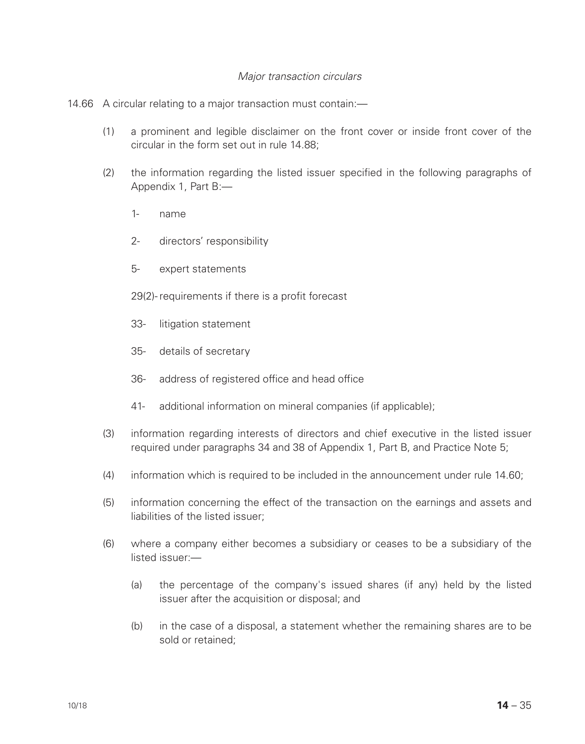*Major transaction circulars*

14.66 A circular relating to a major transaction must contain:—

(1) a prominent and legible disclaimer on the front cover or inside front cover of the circular in the form set out in rule 14.88;

(2) the information regarding the listed issuer specified in the following paragraphs of Appendix 1, Part B:—

1- name

2- directors' responsibility

5- expert statements

29(2)- requirements if there is a profit forecast

33- litigation statement

35- details of secretary

36- address of registered office and head office

41- additional information on mineral companies (if applicable);

(3) information regarding interests of directors and chief executive in the listed issuer required under paragraphs 34 and 38 of Appendix 1, Part B, and Practice Note 5;

(4) information which is required to be included in the announcement under rule 14.60;

(5) information concerning the effect of the transaction on the earnings and assets and liabilities of the listed issuer;

(6) where a company either becomes a subsidiary or ceases to be a subsidiary of the listed issuer:—

(a) the percentage of the company's issued shares (if any) held by the listed issuer after the acquisition or disposal; and

(b) in the case of a disposal, a statement whether the remaining shares are to be sold or retained;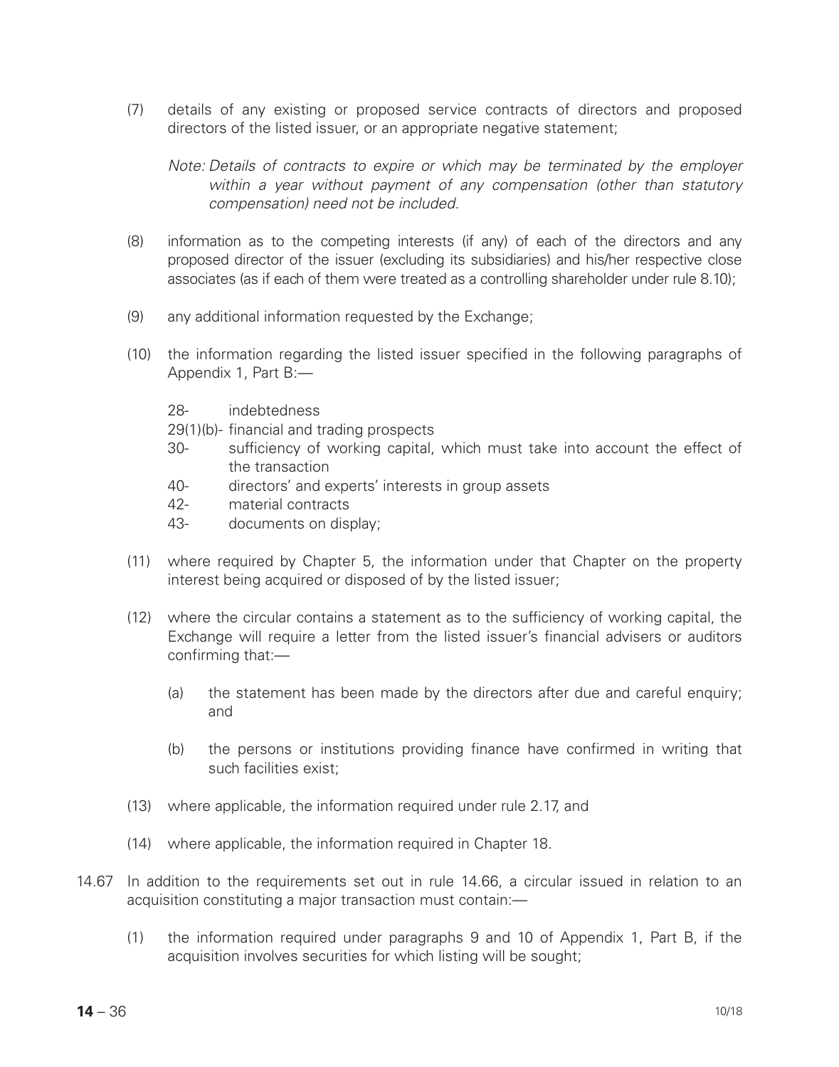(7) details of any existing or proposed service contracts of directors and proposed directors of the listed issuer, or an appropriate negative statement;

*Note: Details of contracts to expire or which may be terminated by the employer within a year without payment of any compensation (other than statutory compensation) need not be included.*

(8) information as to the competing interests (if any) of each of the directors and any proposed director of the issuer (excluding its subsidiaries) and his/her respective close associates (as if each of them were treated as a controlling shareholder under rule 8.10);

(9) any additional information requested by the Exchange;

(10) the information regarding the listed issuer specified in the following paragraphs of Appendix 1, Part B:—

- 28- indebtedness
- 29(1)(b)- financial and trading prospects
- 30- sufficiency of working capital, which must take into account the effect of the transaction
- 40- directors' and experts' interests in group assets
- 42- material contracts
- 43- documents on display;

(11) where required by Chapter 5, the information under that Chapter on the property interest being acquired or disposed of by the listed issuer;

(12) where the circular contains a statement as to the sufficiency of working capital, the Exchange will require a letter from the listed issuer's financial advisers or auditors confirming that:—

(a) the statement has been made by the directors after due and careful enquiry; and

(b) the persons or institutions providing finance have confirmed in writing that such facilities exist;

(13) where applicable, the information required under rule 2.17, and

(14) where applicable, the information required in Chapter 18.

14.67 In addition to the requirements set out in rule 14.66, a circular issued in relation to an acquisition constituting a major transaction must contain:—

(1) the information required under paragraphs 9 and 10 of Appendix 1, Part B, if the acquisition involves securities for which listing will be sought;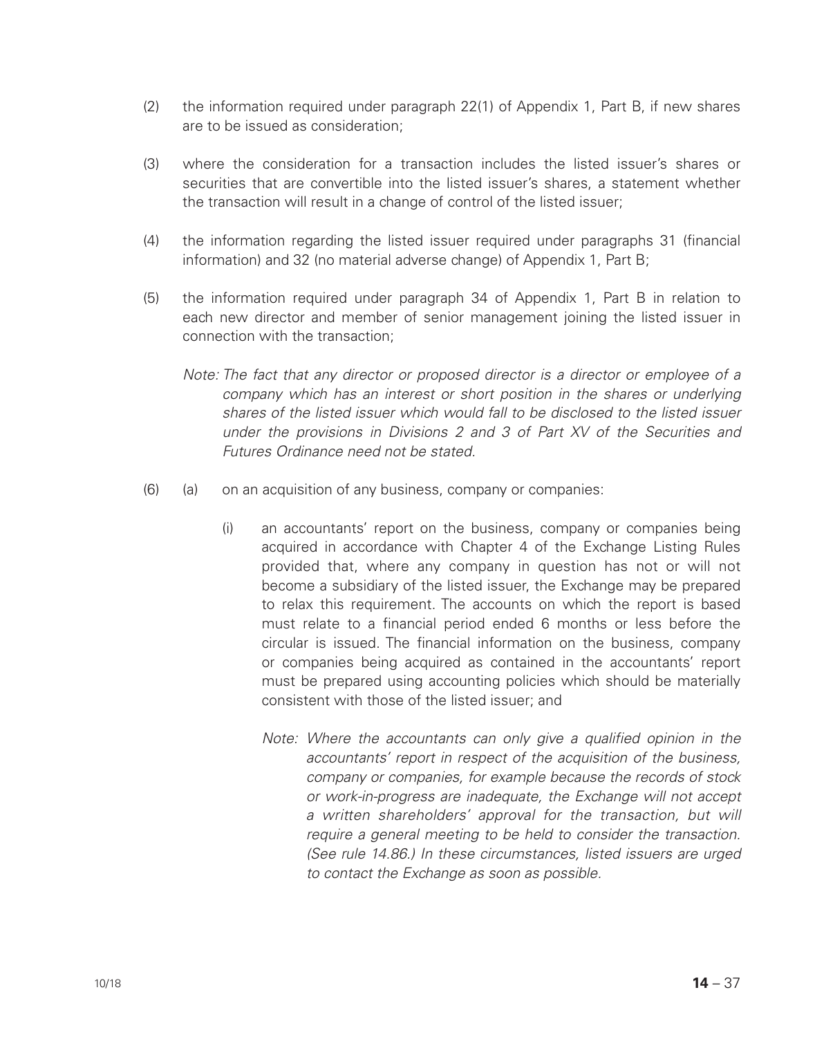(2) the information required under paragraph 22(1) of Appendix 1, Part B, if new shares are to be issued as consideration;

(3) where the consideration for a transaction includes the listed issuer's shares or securities that are convertible into the listed issuer's shares, a statement whether the transaction will result in a change of control of the listed issuer;

(4) the information regarding the listed issuer required under paragraphs 31 (financial information) and 32 (no material adverse change) of Appendix 1, Part B;

(5) the information required under paragraph 34 of Appendix 1, Part B in relation to each new director and member of senior management joining the listed issuer in connection with the transaction;

*Note: The fact that any director or proposed director is a director or employee of a company which has an interest or short position in the shares or underlying shares of the listed issuer which would fall to be disclosed to the listed issuer under the provisions in Divisions 2 and 3 of Part XV of the Securities and Futures Ordinance need not be stated.*

(6) (a) on an acquisition of any business, company or companies:

(i) an accountants' report on the business, company or companies being acquired in accordance with Chapter 4 of the Exchange Listing Rules provided that, where any company in question has not or will not become a subsidiary of the listed issuer, the Exchange may be prepared to relax this requirement. The accounts on which the report is based must relate to a financial period ended 6 months or less before the circular is issued. The financial information on the business, company or companies being acquired as contained in the accountants' report must be prepared using accounting policies which should be materially consistent with those of the listed issuer; and

*Note: Where the accountants can only give a qualified opinion in the accountants' report in respect of the acquisition of the business, company or companies, for example because the records of stock or work-in-progress are inadequate, the Exchange will not accept a written shareholders' approval for the transaction, but will require a general meeting to be held to consider the transaction. (See rule 14.86.) In these circumstances, listed issuers are urged to contact the Exchange as soon as possible.*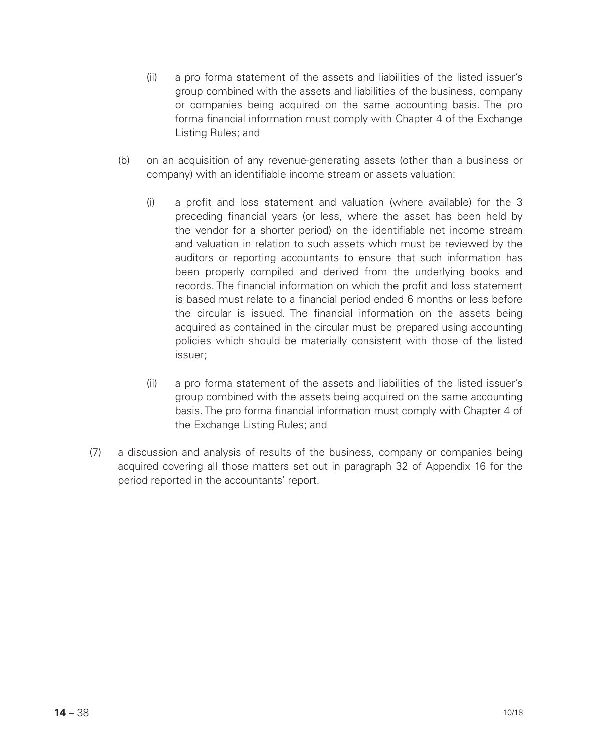(ii) a pro forma statement of the assets and liabilities of the listed issuer's group combined with the assets and liabilities of the business, company or companies being acquired on the same accounting basis. The pro forma financial information must comply with Chapter 4 of the Exchange Listing Rules; and

(b) on an acquisition of any revenue-generating assets (other than a business or company) with an identifiable income stream or assets valuation:

(i) a profit and loss statement and valuation (where available) for the 3 preceding financial years (or less, where the asset has been held by the vendor for a shorter period) on the identifiable net income stream and valuation in relation to such assets which must be reviewed by the auditors or reporting accountants to ensure that such information has been properly compiled and derived from the underlying books and records. The financial information on which the profit and loss statement is based must relate to a financial period ended 6 months or less before the circular is issued. The financial information on the assets being acquired as contained in the circular must be prepared using accounting policies which should be materially consistent with those of the listed issuer;

(ii) a pro forma statement of the assets and liabilities of the listed issuer's group combined with the assets being acquired on the same accounting basis. The pro forma financial information must comply with Chapter 4 of the Exchange Listing Rules; and

(7) a discussion and analysis of results of the business, company or companies being acquired covering all those matters set out in paragraph 32 of Appendix 16 for the period reported in the accountants' report.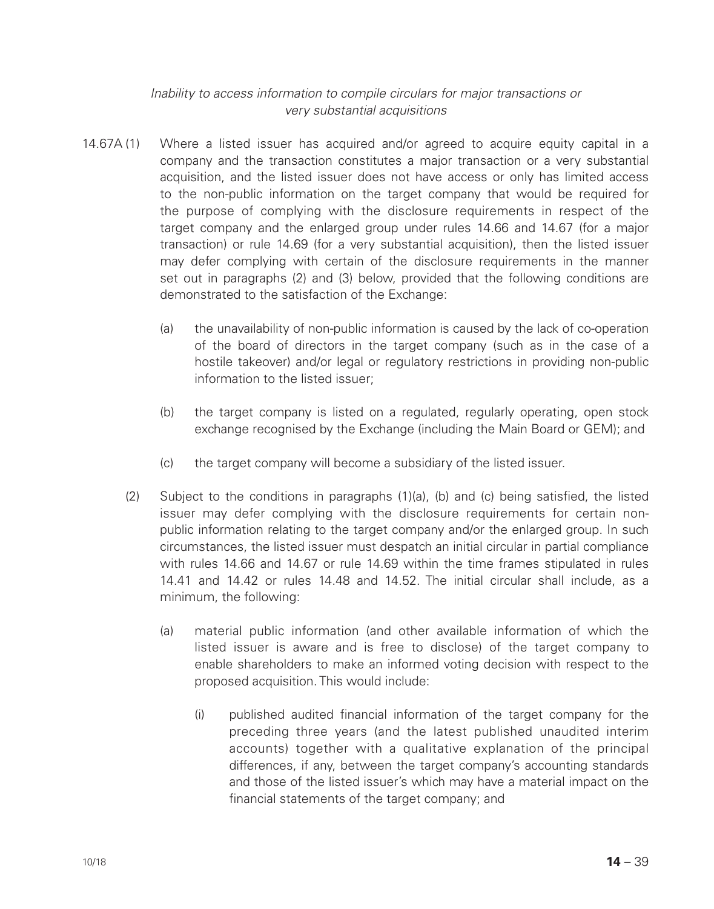*Inability to access information to compile circulars for major transactions or very substantial acquisitions*

14.67A (1) Where a listed issuer has acquired and/or agreed to acquire equity capital in a company and the transaction constitutes a major transaction or a very substantial acquisition, and the listed issuer does not have access or only has limited access to the non-public information on the target company that would be required for the purpose of complying with the disclosure requirements in respect of the target company and the enlarged group under rules 14.66 and 14.67 (for a major transaction) or rule 14.69 (for a very substantial acquisition), then the listed issuer may defer complying with certain of the disclosure requirements in the manner set out in paragraphs (2) and (3) below, provided that the following conditions are demonstrated to the satisfaction of the Exchange:

(a) the unavailability of non-public information is caused by the lack of co-operation of the board of directors in the target company (such as in the case of a hostile takeover) and/or legal or regulatory restrictions in providing non-public information to the listed issuer;

(b) the target company is listed on a regulated, regularly operating, open stock exchange recognised by the Exchange (including the Main Board or GEM); and

(c) the target company will become a subsidiary of the listed issuer.

(2) Subject to the conditions in paragraphs (1)(a), (b) and (c) being satisfied, the listed issuer may defer complying with the disclosure requirements for certain non-public information relating to the target company and/or the enlarged group. In such circumstances, the listed issuer must despatch an initial circular in partial compliance with rules 14.66 and 14.67 or rule 14.69 within the time frames stipulated in rules 14.41 and 14.42 or rules 14.48 and 14.52. The initial circular shall include, as a minimum, the following:

(a) material public information (and other available information of which the listed issuer is aware and is free to disclose) of the target company to enable shareholders to make an informed voting decision with respect to the proposed acquisition. This would include:

(i) published audited financial information of the target company for the preceding three years (and the latest published unaudited interim accounts) together with a qualitative explanation of the principal differences, if any, between the target company's accounting standards and those of the listed issuer's which may have a material impact on the financial statements of the target company; and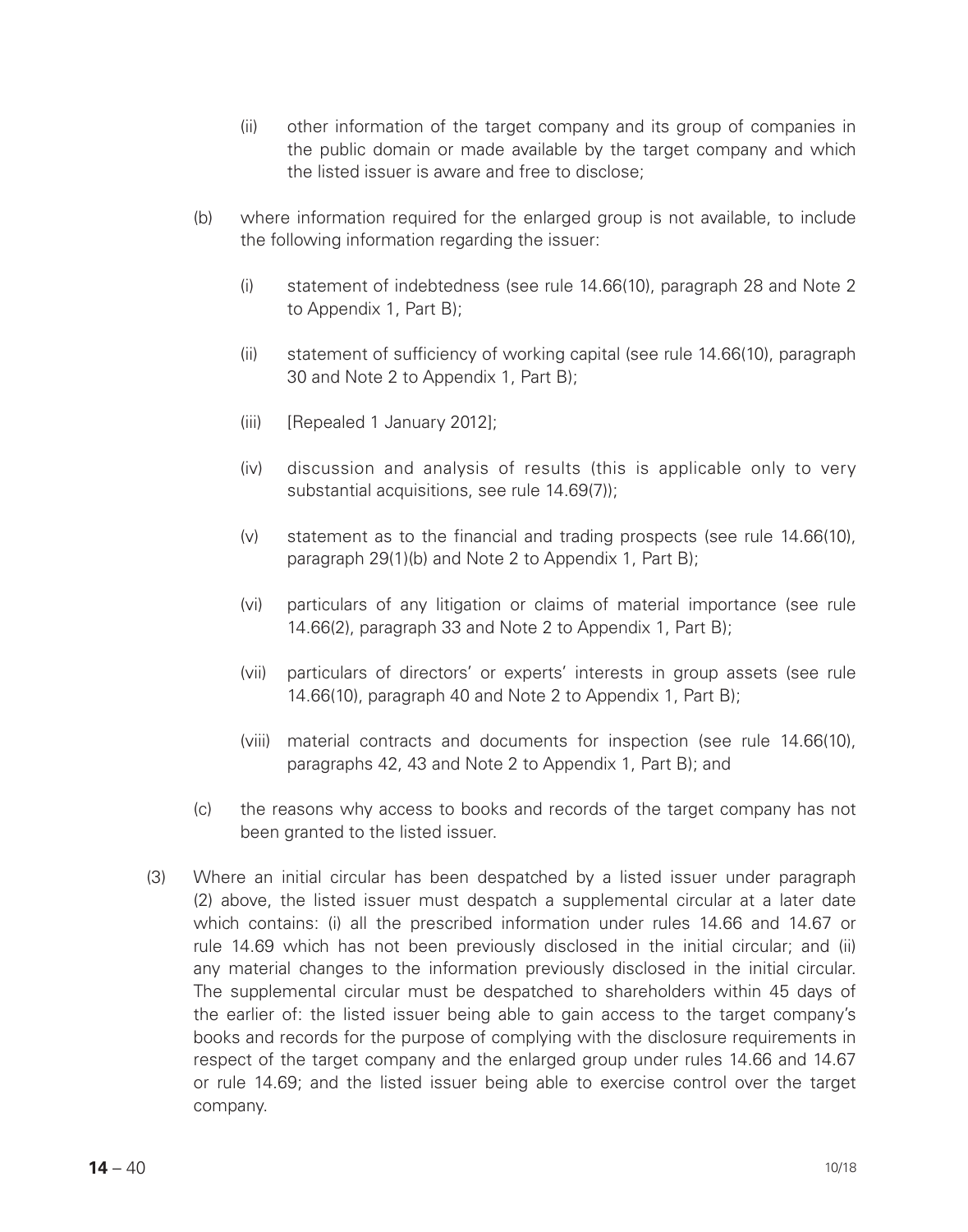(ii) other information of the target company and its group of companies in the public domain or made available by the target company and which the listed issuer is aware and free to disclose;

(b) where information required for the enlarged group is not available, to include the following information regarding the issuer:

(i) statement of indebtedness (see rule 14.66(10), paragraph 28 and Note 2 to Appendix 1, Part B);

(ii) statement of sufficiency of working capital (see rule 14.66(10), paragraph 30 and Note 2 to Appendix 1, Part B);

(iii) [Repealed 1 January 2012];

(iv) discussion and analysis of results (this is applicable only to very substantial acquisitions, see rule 14.69(7));

(v) statement as to the financial and trading prospects (see rule 14.66(10), paragraph 29(1)(b) and Note 2 to Appendix 1, Part B);

(vi) particulars of any litigation or claims of material importance (see rule 14.66(2), paragraph 33 and Note 2 to Appendix 1, Part B);

(vii) particulars of directors' or experts' interests in group assets (see rule 14.66(10), paragraph 40 and Note 2 to Appendix 1, Part B);

(viii) material contracts and documents for inspection (see rule 14.66(10), paragraphs 42, 43 and Note 2 to Appendix 1, Part B); and

(c) the reasons why access to books and records of the target company has not been granted to the listed issuer.

(3) Where an initial circular has been despatched by a listed issuer under paragraph (2) above, the listed issuer must despatch a supplemental circular at a later date which contains: (i) all the prescribed information under rules 14.66 and 14.67 or rule 14.69 which has not been previously disclosed in the initial circular; and (ii) any material changes to the information previously disclosed in the initial circular. The supplemental circular must be despatched to shareholders within 45 days of the earlier of: the listed issuer being able to gain access to the target company's books and records for the purpose of complying with the disclosure requirements in respect of the target company and the enlarged group under rules 14.66 and 14.67 or rule 14.69; and the listed issuer being able to exercise control over the target company.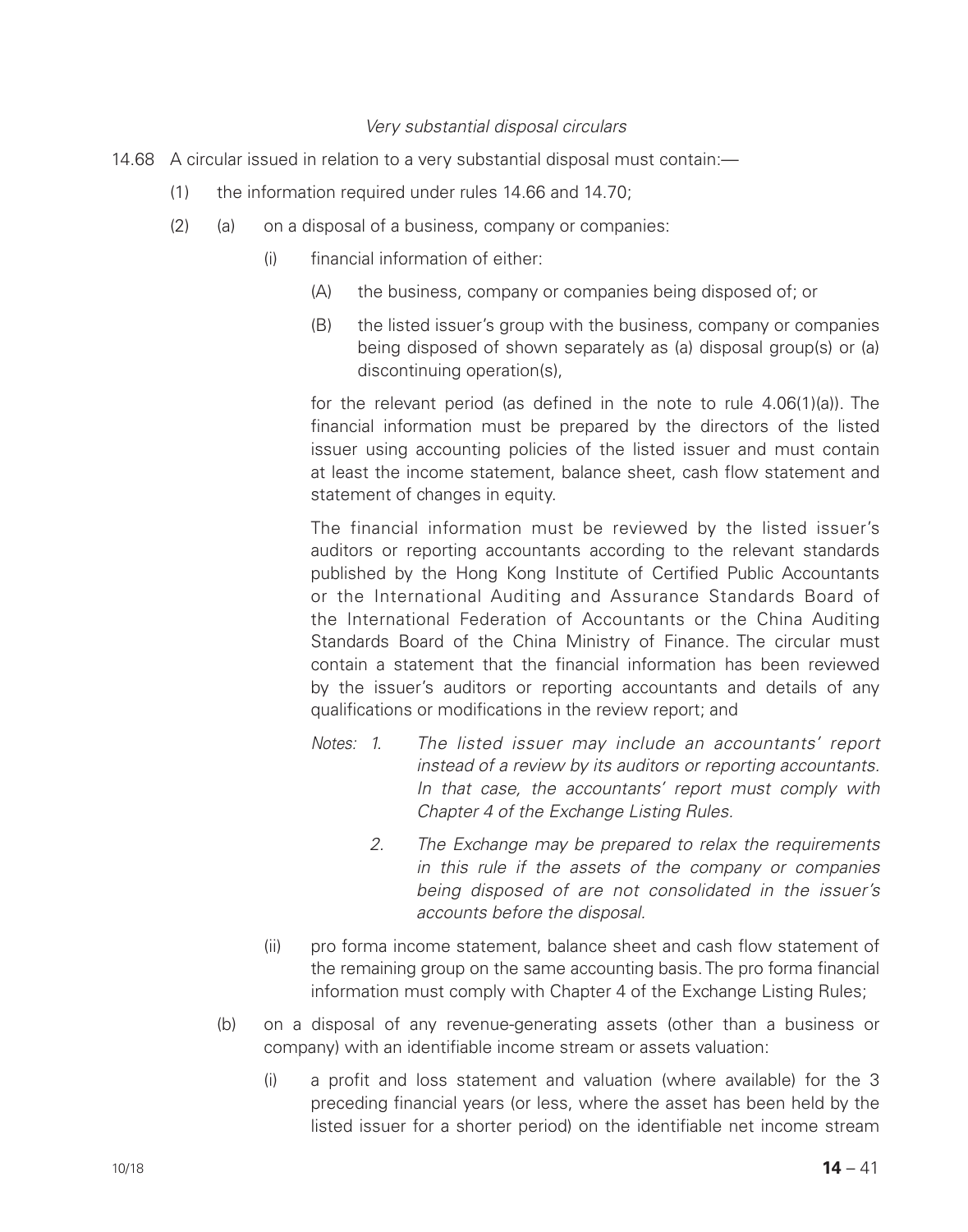*Very substantial disposal circulars*

14.68 A circular issued in relation to a very substantial disposal must contain:—

(1) the information required under rules 14.66 and 14.70;

(2) (a) on a disposal of a business, company or companies:

(i) financial information of either:

(A) the business, company or companies being disposed of; or

(B) the listed issuer's group with the business, company or companies being disposed of shown separately as (a) disposal group(s) or (a) discontinuing operation(s),

for the relevant period (as defined in the note to rule 4.06(1)(a)). The financial information must be prepared by the directors of the listed issuer using accounting policies of the listed issuer and must contain at least the income statement, balance sheet, cash flow statement and statement of changes in equity.

The financial information must be reviewed by the listed issuer's auditors or reporting accountants according to the relevant standards published by the Hong Kong Institute of Certified Public Accountants or the International Auditing and Assurance Standards Board of the International Federation of Accountants or the China Auditing Standards Board of the China Ministry of Finance. The circular must contain a statement that the financial information has been reviewed by the issuer's auditors or reporting accountants and details of any qualifications or modifications in the review report; and

*Notes: 1. The listed issuer may include an accountants' report instead of a review by its auditors or reporting accountants. In that case, the accountants' report must comply with Chapter 4 of the Exchange Listing Rules.*

*2. The Exchange may be prepared to relax the requirements in this rule if the assets of the company or companies being disposed of are not consolidated in the issuer's accounts before the disposal.*

(ii) pro forma income statement, balance sheet and cash flow statement of the remaining group on the same accounting basis. The pro forma financial information must comply with Chapter 4 of the Exchange Listing Rules;

(b) on a disposal of any revenue-generating assets (other than a business or company) with an identifiable income stream or assets valuation:

(i) a profit and loss statement and valuation (where available) for the 3 preceding financial years (or less, where the asset has been held by the listed issuer for a shorter period) on the identifiable net income stream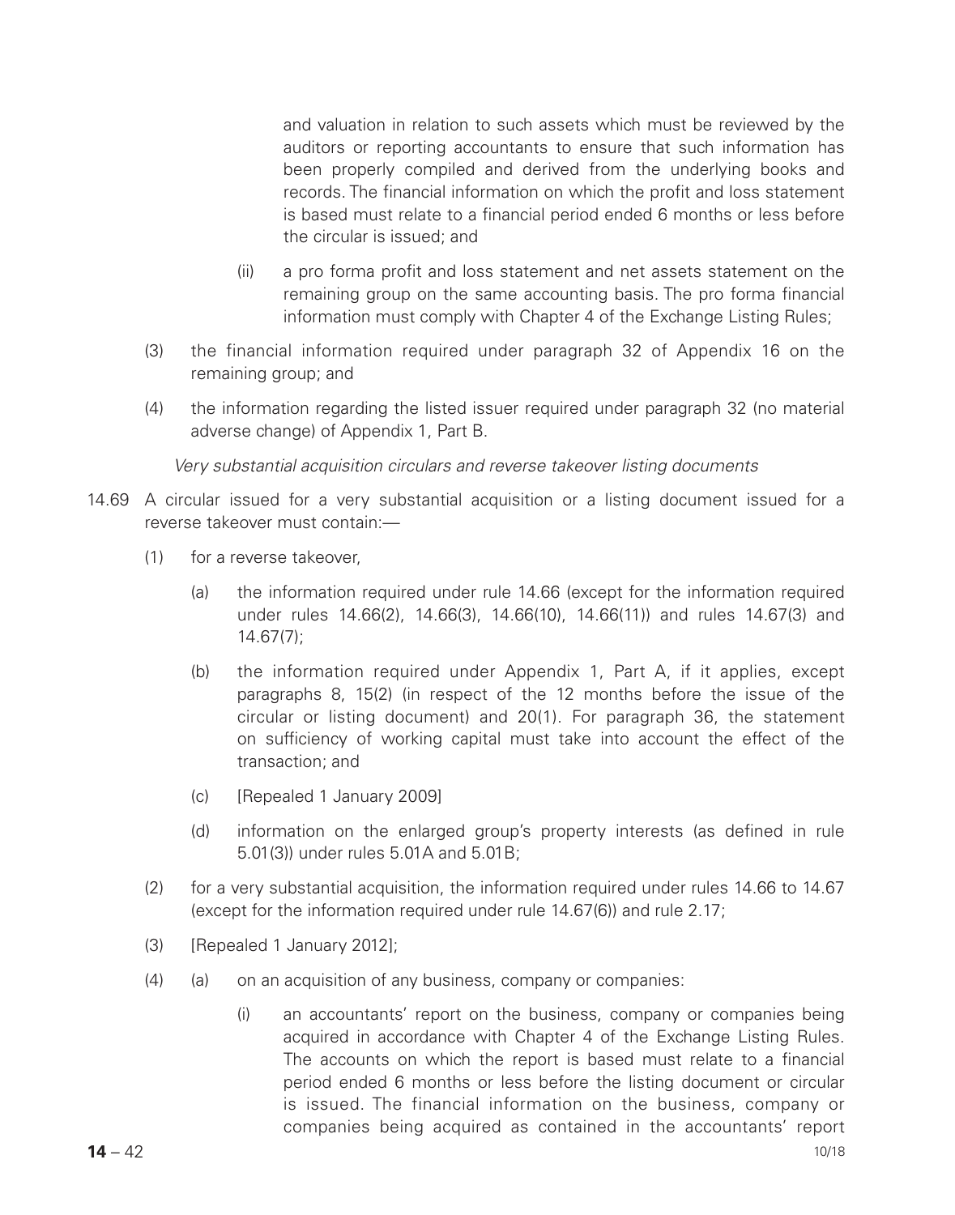and valuation in relation to such assets which must be reviewed by the auditors or reporting accountants to ensure that such information has been properly compiled and derived from the underlying books and records. The financial information on which the profit and loss statement is based must relate to a financial period ended 6 months or less before the circular is issued; and

(ii) a pro forma profit and loss statement and net assets statement on the remaining group on the same accounting basis. The pro forma financial information must comply with Chapter 4 of the Exchange Listing Rules;

(3) the financial information required under paragraph 32 of Appendix 16 on the remaining group; and

(4) the information regarding the listed issuer required under paragraph 32 (no material adverse change) of Appendix 1, Part B.

*Very substantial acquisition circulars and reverse takeover listing documents*

14.69 A circular issued for a very substantial acquisition or a listing document issued for a reverse takeover must contain:—

(1) for a reverse takeover,

(a) the information required under rule 14.66 (except for the information required under rules 14.66(2), 14.66(3), 14.66(10), 14.66(11)) and rules 14.67(3) and 14.67(7);

(b) the information required under Appendix 1, Part A, if it applies, except paragraphs 8, 15(2) (in respect of the 12 months before the issue of the circular or listing document) and 20(1). For paragraph 36, the statement on sufficiency of working capital must take into account the effect of the transaction; and

(c) [Repealed 1 January 2009]

(d) information on the enlarged group's property interests (as defined in rule 5.01(3)) under rules 5.01A and 5.01B;

(2) for a very substantial acquisition, the information required under rules 14.66 to 14.67 (except for the information required under rule 14.67(6)) and rule 2.17;

(3) [Repealed 1 January 2012];

(4) (a) on an acquisition of any business, company or companies:

(i) an accountants' report on the business, company or companies being acquired in accordance with Chapter 4 of the Exchange Listing Rules. The accounts on which the report is based must relate to a financial period ended 6 months or less before the listing document or circular is issued. The financial information on the business, company or companies being acquired as contained in the accountants' report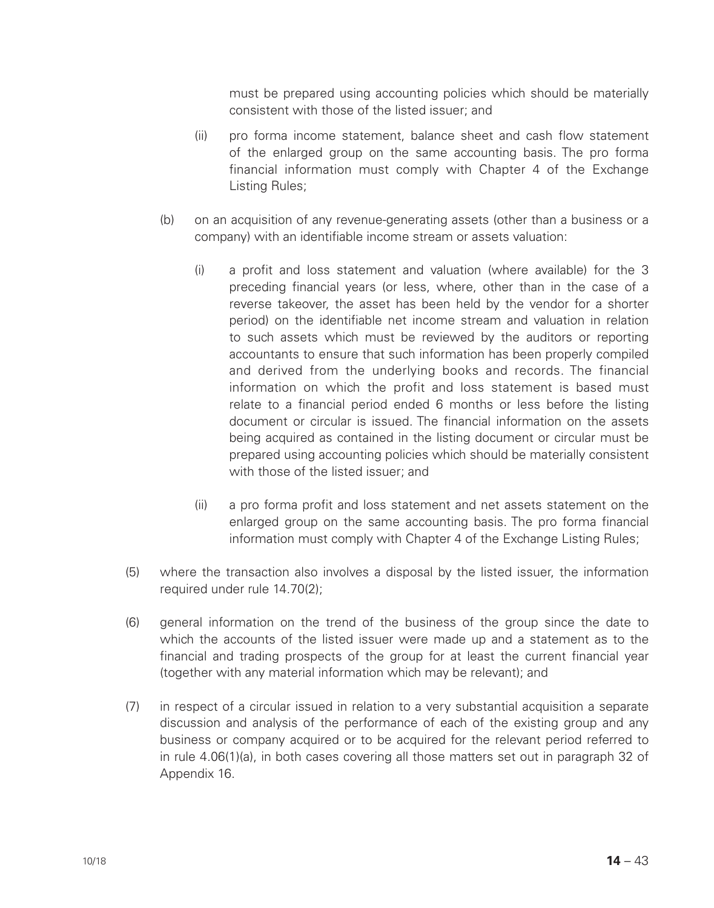must be prepared using accounting policies which should be materially consistent with those of the listed issuer; and

(ii) pro forma income statement, balance sheet and cash flow statement of the enlarged group on the same accounting basis. The pro forma financial information must comply with Chapter 4 of the Exchange Listing Rules;

(b) on an acquisition of any revenue-generating assets (other than a business or a company) with an identifiable income stream or assets valuation:

(i) a profit and loss statement and valuation (where available) for the 3 preceding financial years (or less, where, other than in the case of a reverse takeover, the asset has been held by the vendor for a shorter period) on the identifiable net income stream and valuation in relation to such assets which must be reviewed by the auditors or reporting accountants to ensure that such information has been properly compiled and derived from the underlying books and records. The financial information on which the profit and loss statement is based must relate to a financial period ended 6 months or less before the listing document or circular is issued. The financial information on the assets being acquired as contained in the listing document or circular must be prepared using accounting policies which should be materially consistent with those of the listed issuer; and

(ii) a pro forma profit and loss statement and net assets statement on the enlarged group on the same accounting basis. The pro forma financial information must comply with Chapter 4 of the Exchange Listing Rules;

(5) where the transaction also involves a disposal by the listed issuer, the information required under rule 14.70(2);

(6) general information on the trend of the business of the group since the date to which the accounts of the listed issuer were made up and a statement as to the financial and trading prospects of the group for at least the current financial year (together with any material information which may be relevant); and

(7) in respect of a circular issued in relation to a very substantial acquisition a separate discussion and analysis of the performance of each of the existing group and any business or company acquired or to be acquired for the relevant period referred to in rule 4.06(1)(a), in both cases covering all those matters set out in paragraph 32 of Appendix 16.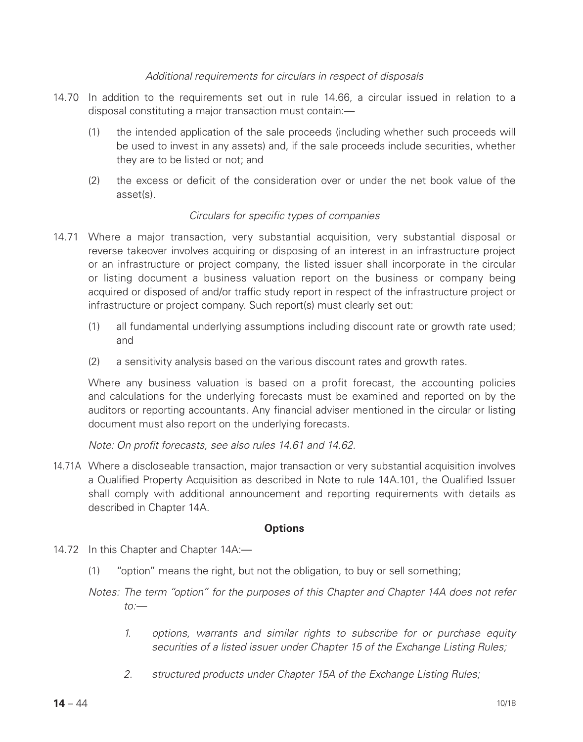*Additional requirements for circulars in respect of disposals*

14.70 In addition to the requirements set out in rule 14.66, a circular issued in relation to a disposal constituting a major transaction must contain:—

(1) the intended application of the sale proceeds (including whether such proceeds will be used to invest in any assets) and, if the sale proceeds include securities, whether they are to be listed or not; and

(2) the excess or deficit of the consideration over or under the net book value of the asset(s).

*Circulars for specific types of companies*

14.71 Where a major transaction, very substantial acquisition, very substantial disposal or reverse takeover involves acquiring or disposing of an interest in an infrastructure project or an infrastructure or project company, the listed issuer shall incorporate in the circular or listing document a business valuation report on the business or company being acquired or disposed of and/or traffic study report in respect of the infrastructure project or infrastructure or project company. Such report(s) must clearly set out:

(1) all fundamental underlying assumptions including discount rate or growth rate used; and

(2) a sensitivity analysis based on the various discount rates and growth rates.

Where any business valuation is based on a profit forecast, the accounting policies and calculations for the underlying forecasts must be examined and reported on by the auditors or reporting accountants. Any financial adviser mentioned in the circular or listing document must also report on the underlying forecasts.

*Note: On profit forecasts, see also rules 14.61 and 14.62.*

14.71A Where a discloseable transaction, major transaction or very substantial acquisition involves a Qualified Property Acquisition as described in Note to rule 14A.101, the Qualified Issuer shall comply with additional announcement and reporting requirements with details as described in Chapter 14A.

## Options

14.72 In this Chapter and Chapter 14A:—

(1) "option" means the right, but not the obligation, to buy or sell something;

*Notes: The term "option" for the purposes of this Chapter and Chapter 14A does not refer to:—*

*1. options, warrants and similar rights to subscribe for or purchase equity securities of a listed issuer under Chapter 15 of the Exchange Listing Rules;*

*2. structured products under Chapter 15A of the Exchange Listing Rules;*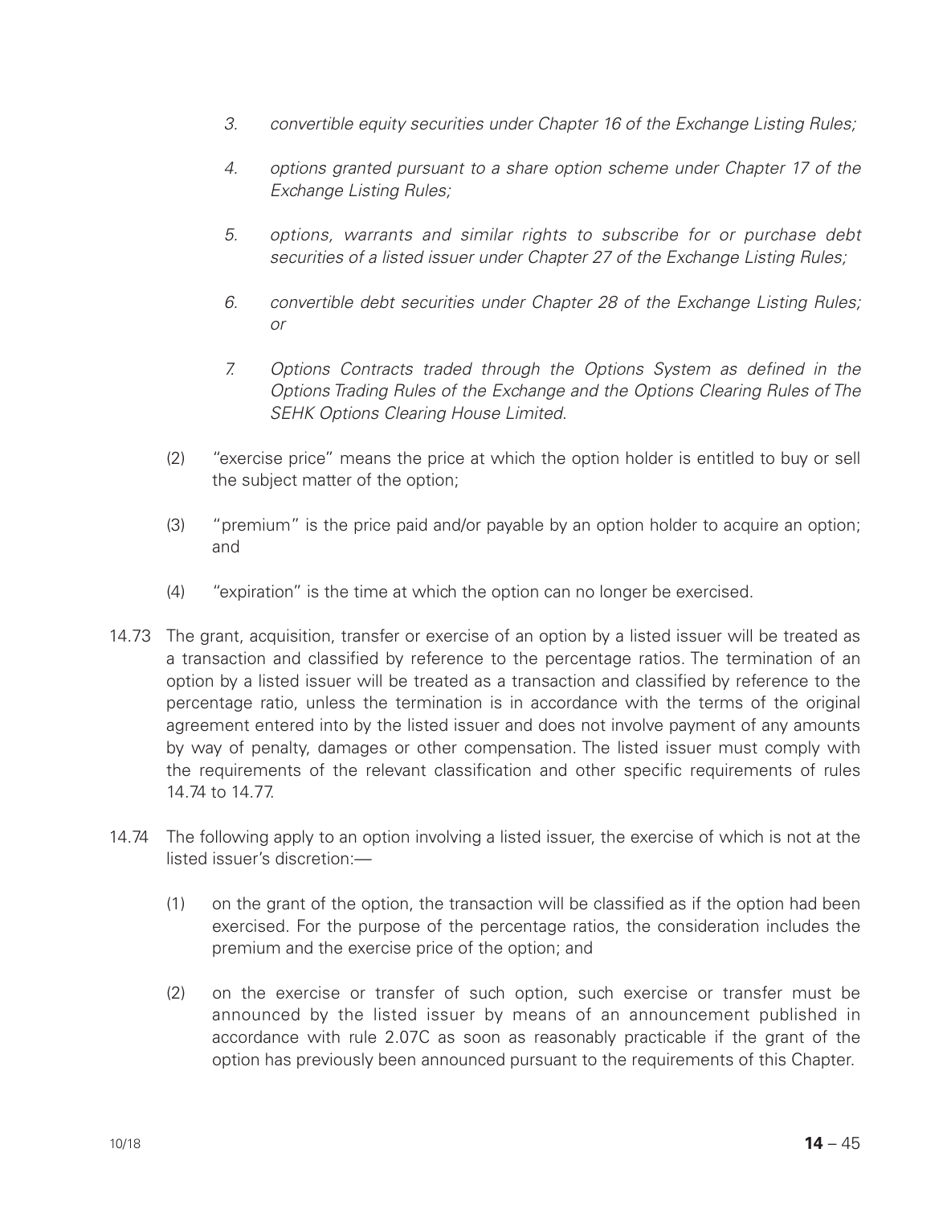3. *convertible equity securities under Chapter 16 of the Exchange Listing Rules;*

4. *options granted pursuant to a share option scheme under Chapter 17 of the Exchange Listing Rules;*

5. *options, warrants and similar rights to subscribe for or purchase debt securities of a listed issuer under Chapter 27 of the Exchange Listing Rules;*

6. *convertible debt securities under Chapter 28 of the Exchange Listing Rules; or*

7. *Options Contracts traded through the Options System as defined in the Options Trading Rules of the Exchange and the Options Clearing Rules of The SEHK Options Clearing House Limited.*

(2) "exercise price" means the price at which the option holder is entitled to buy or sell the subject matter of the option;

(3) "premium" is the price paid and/or payable by an option holder to acquire an option; and

(4) "expiration" is the time at which the option can no longer be exercised.

14.73 The grant, acquisition, transfer or exercise of an option by a listed issuer will be treated as a transaction and classified by reference to the percentage ratios. The termination of an option by a listed issuer will be treated as a transaction and classified by reference to the percentage ratio, unless the termination is in accordance with the terms of the original agreement entered into by the listed issuer and does not involve payment of any amounts by way of penalty, damages or other compensation. The listed issuer must comply with the requirements of the relevant classification and other specific requirements of rules 14.74 to 14.77.

14.74 The following apply to an option involving a listed issuer, the exercise of which is not at the listed issuer's discretion:—

(1) on the grant of the option, the transaction will be classified as if the option had been exercised. For the purpose of the percentage ratios, the consideration includes the premium and the exercise price of the option; and

(2) on the exercise or transfer of such option, such exercise or transfer must be announced by the listed issuer by means of an announcement published in accordance with rule 2.07C as soon as reasonably practicable if the grant of the option has previously been announced pursuant to the requirements of this Chapter.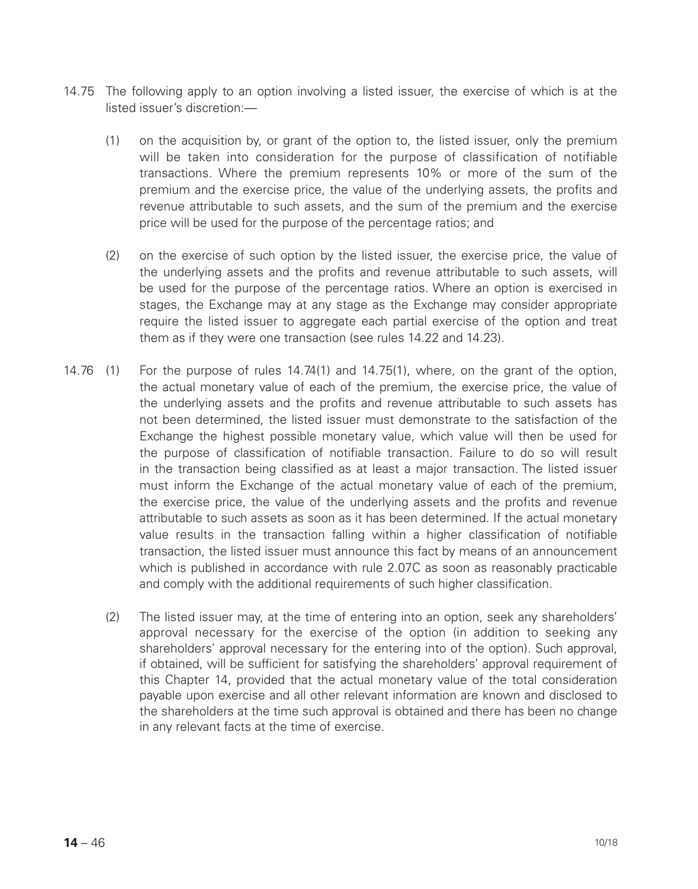14.75 The following apply to an option involving a listed issuer, the exercise of which is at the listed issuer's discretion:—

(1) on the acquisition by, or grant of the option to, the listed issuer, only the premium will be taken into consideration for the purpose of classification of notifiable transactions. Where the premium represents 10% or more of the sum of the premium and the exercise price, the value of the underlying assets, the profits and revenue attributable to such assets, and the sum of the premium and the exercise price will be used for the purpose of the percentage ratios; and

(2) on the exercise of such option by the listed issuer, the exercise price, the value of the underlying assets and the profits and revenue attributable to such assets, will be used for the purpose of the percentage ratios. Where an option is exercised in stages, the Exchange may at any stage as the Exchange may consider appropriate require the listed issuer to aggregate each partial exercise of the option and treat them as if they were one transaction (see rules 14.22 and 14.23).

14.76 (1) For the purpose of rules 14.74(1) and 14.75(1), where, on the grant of the option, the actual monetary value of each of the premium, the exercise price, the value of the underlying assets and the profits and revenue attributable to such assets has not been determined, the listed issuer must demonstrate to the satisfaction of the Exchange the highest possible monetary value, which value will then be used for the purpose of classification of notifiable transaction. Failure to do so will result in the transaction being classified as at least a major transaction. The listed issuer must inform the Exchange of the actual monetary value of each of the premium, the exercise price, the value of the underlying assets and the profits and revenue attributable to such assets as soon as it has been determined. If the actual monetary value results in the transaction falling within a higher classification of notifiable transaction, the listed issuer must announce this fact by means of an announcement which is published in accordance with rule 2.07C as soon as reasonably practicable and comply with the additional requirements of such higher classification.

(2) The listed issuer may, at the time of entering into an option, seek any shareholders' approval necessary for the exercise of the option (in addition to seeking any shareholders' approval necessary for the entering into of the option). Such approval, if obtained, will be sufficient for satisfying the shareholders' approval requirement of this Chapter 14, provided that the actual monetary value of the total consideration payable upon exercise and all other relevant information are known and disclosed to the shareholders at the time such approval is obtained and there has been no change in any relevant facts at the time of exercise.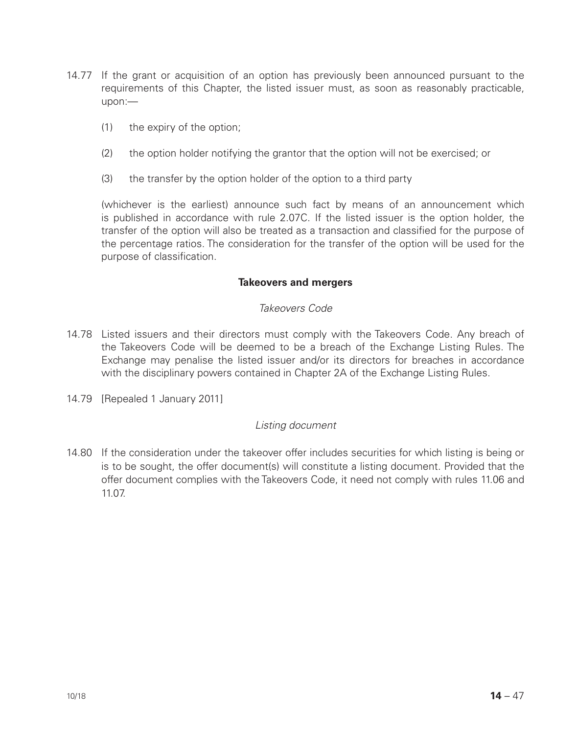14.77 If the grant or acquisition of an option has previously been announced pursuant to the requirements of this Chapter, the listed issuer must, as soon as reasonably practicable, upon:—

(1) the expiry of the option;

(2) the option holder notifying the grantor that the option will not be exercised; or

(3) the transfer by the option holder of the option to a third party

(whichever is the earliest) announce such fact by means of an announcement which is published in accordance with rule 2.07C. If the listed issuer is the option holder, the transfer of the option will also be treated as a transaction and classified for the purpose of the percentage ratios. The consideration for the transfer of the option will be used for the purpose of classification.

**Takeovers and mergers**

*Takeovers Code*

14.78 Listed issuers and their directors must comply with the Takeovers Code. Any breach of the Takeovers Code will be deemed to be a breach of the Exchange Listing Rules. The Exchange may penalise the listed issuer and/or its directors for breaches in accordance with the disciplinary powers contained in Chapter 2A of the Exchange Listing Rules.

14.79 [Repealed 1 January 2011]

*Listing document*

14.80 If the consideration under the takeover offer includes securities for which listing is being or is to be sought, the offer document(s) will constitute a listing document. Provided that the offer document complies with the Takeovers Code, it need not comply with rules 11.06 and 11.07.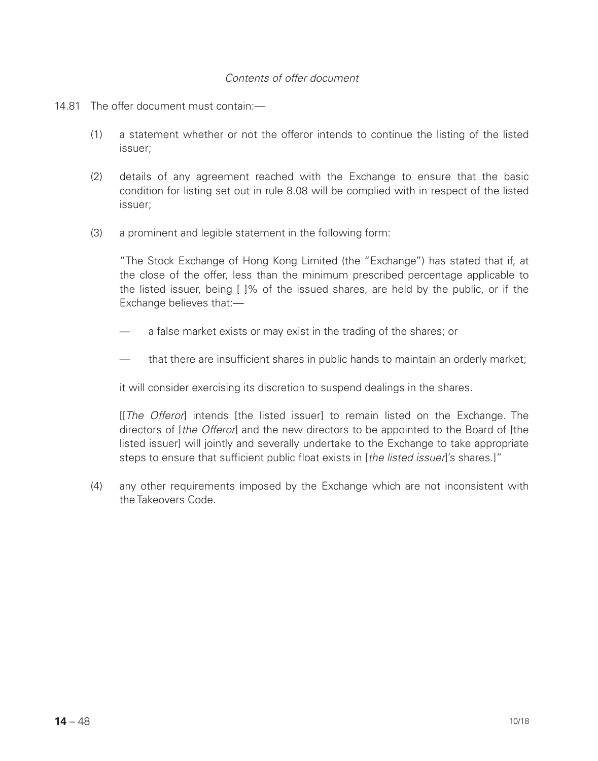*Contents of offer document*

14.81 The offer document must contain:—

(1) a statement whether or not the offeror intends to continue the listing of the listed issuer;

(2) details of any agreement reached with the Exchange to ensure that the basic condition for listing set out in rule 8.08 will be complied with in respect of the listed issuer;

(3) a prominent and legible statement in the following form:

"The Stock Exchange of Hong Kong Limited (the "Exchange") has stated that if, at the close of the offer, less than the minimum prescribed percentage applicable to the listed issuer, being [ ]% of the issued shares, are held by the public, or if the Exchange believes that:—

— a false market exists or may exist in the trading of the shares; or

— that there are insufficient shares in public hands to maintain an orderly market;

it will consider exercising its discretion to suspend dealings in the shares.

[[*The Offeror*] intends [the listed issuer] to remain listed on the Exchange. The directors of [*the Offeror*] and the new directors to be appointed to the Board of [the listed issuer] will jointly and severally undertake to the Exchange to take appropriate steps to ensure that sufficient public float exists in [*the listed issuer*]'s shares.]"

(4) any other requirements imposed by the Exchange which are not inconsistent with the Takeovers Code.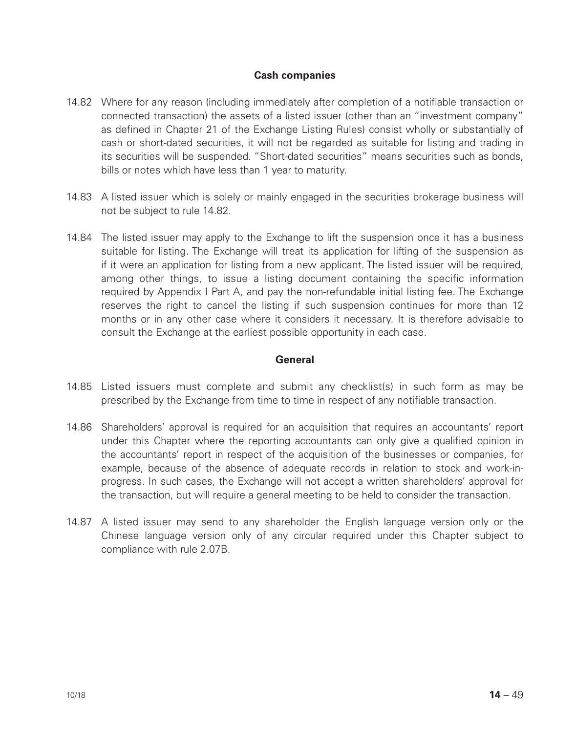### Cash companies

14.82 Where for any reason (including immediately after completion of a notifiable transaction or connected transaction) the assets of a listed issuer (other than an "investment company" as defined in Chapter 21 of the Exchange Listing Rules) consist wholly or substantially of cash or short-dated securities, it will not be regarded as suitable for listing and trading in its securities will be suspended. "Short-dated securities" means securities such as bonds, bills or notes which have less than 1 year to maturity.

14.83 A listed issuer which is solely or mainly engaged in the securities brokerage business will not be subject to rule 14.82.

14.84 The listed issuer may apply to the Exchange to lift the suspension once it has a business suitable for listing. The Exchange will treat its application for lifting of the suspension as if it were an application for listing from a new applicant. The listed issuer will be required, among other things, to issue a listing document containing the specific information required by Appendix I Part A, and pay the non-refundable initial listing fee. The Exchange reserves the right to cancel the listing if such suspension continues for more than 12 months or in any other case where it considers it necessary. It is therefore advisable to consult the Exchange at the earliest possible opportunity in each case.

### General

14.85 Listed issuers must complete and submit any checklist(s) in such form as may be prescribed by the Exchange from time to time in respect of any notifiable transaction.

14.86 Shareholders' approval is required for an acquisition that requires an accountants' report under this Chapter where the reporting accountants can only give a qualified opinion in the accountants' report in respect of the acquisition of the businesses or companies, for example, because of the absence of adequate records in relation to stock and work-in-progress. In such cases, the Exchange will not accept a written shareholders' approval for the transaction, but will require a general meeting to be held to consider the transaction.

14.87 A listed issuer may send to any shareholder the English language version only or the Chinese language version only of any circular required under this Chapter subject to compliance with rule 2.07B.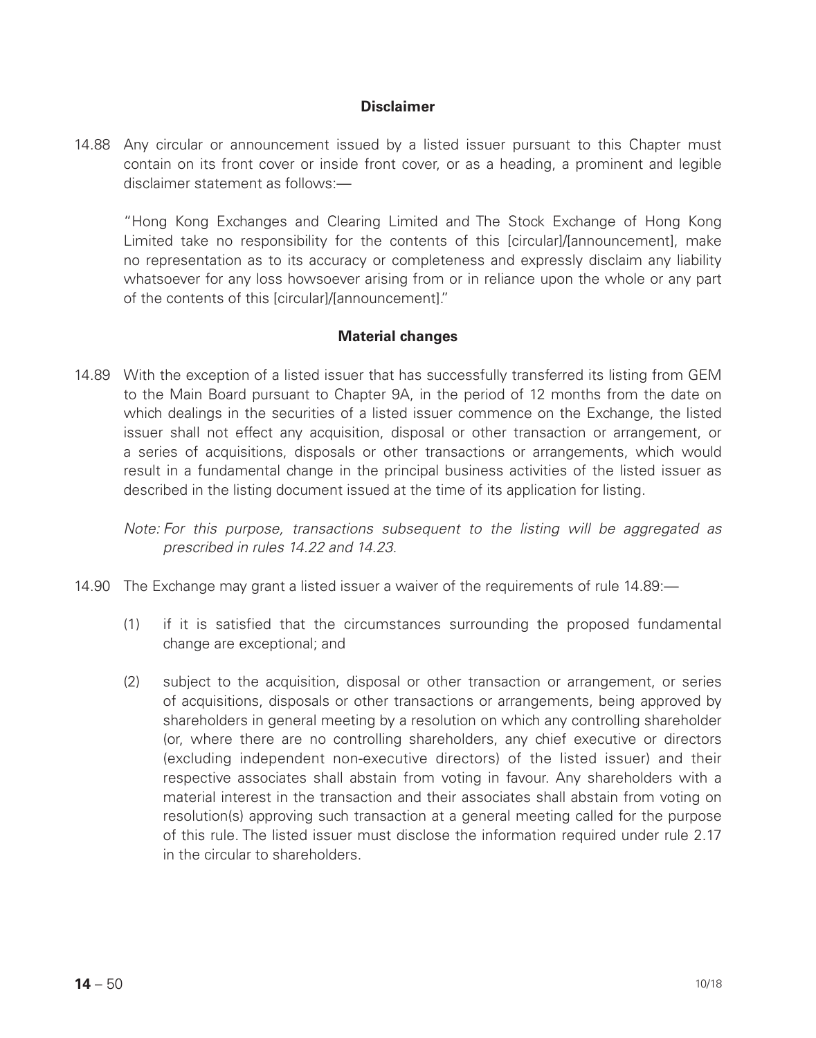### Disclaimer

14.88 Any circular or announcement issued by a listed issuer pursuant to this Chapter must contain on its front cover or inside front cover, or as a heading, a prominent and legible disclaimer statement as follows:—

"Hong Kong Exchanges and Clearing Limited and The Stock Exchange of Hong Kong Limited take no responsibility for the contents of this [circular]/[announcement], make no representation as to its accuracy or completeness and expressly disclaim any liability whatsoever for any loss howsoever arising from or in reliance upon the whole or any part of the contents of this [circular]/[announcement]."

### Material changes

14.89 With the exception of a listed issuer that has successfully transferred its listing from GEM to the Main Board pursuant to Chapter 9A, in the period of 12 months from the date on which dealings in the securities of a listed issuer commence on the Exchange, the listed issuer shall not effect any acquisition, disposal or other transaction or arrangement, or a series of acquisitions, disposals or other transactions or arrangements, which would result in a fundamental change in the principal business activities of the listed issuer as described in the listing document issued at the time of its application for listing.

*Note: For this purpose, transactions subsequent to the listing will be aggregated as prescribed in rules 14.22 and 14.23.*

14.90 The Exchange may grant a listed issuer a waiver of the requirements of rule 14.89:—

(1) if it is satisfied that the circumstances surrounding the proposed fundamental change are exceptional; and

(2) subject to the acquisition, disposal or other transaction or arrangement, or series of acquisitions, disposals or other transactions or arrangements, being approved by shareholders in general meeting by a resolution on which any controlling shareholder (or, where there are no controlling shareholders, any chief executive or directors (excluding independent non-executive directors) of the listed issuer) and their respective associates shall abstain from voting in favour. Any shareholders with a material interest in the transaction and their associates shall abstain from voting on resolution(s) approving such transaction at a general meeting called for the purpose of this rule. The listed issuer must disclose the information required under rule 2.17 in the circular to shareholders.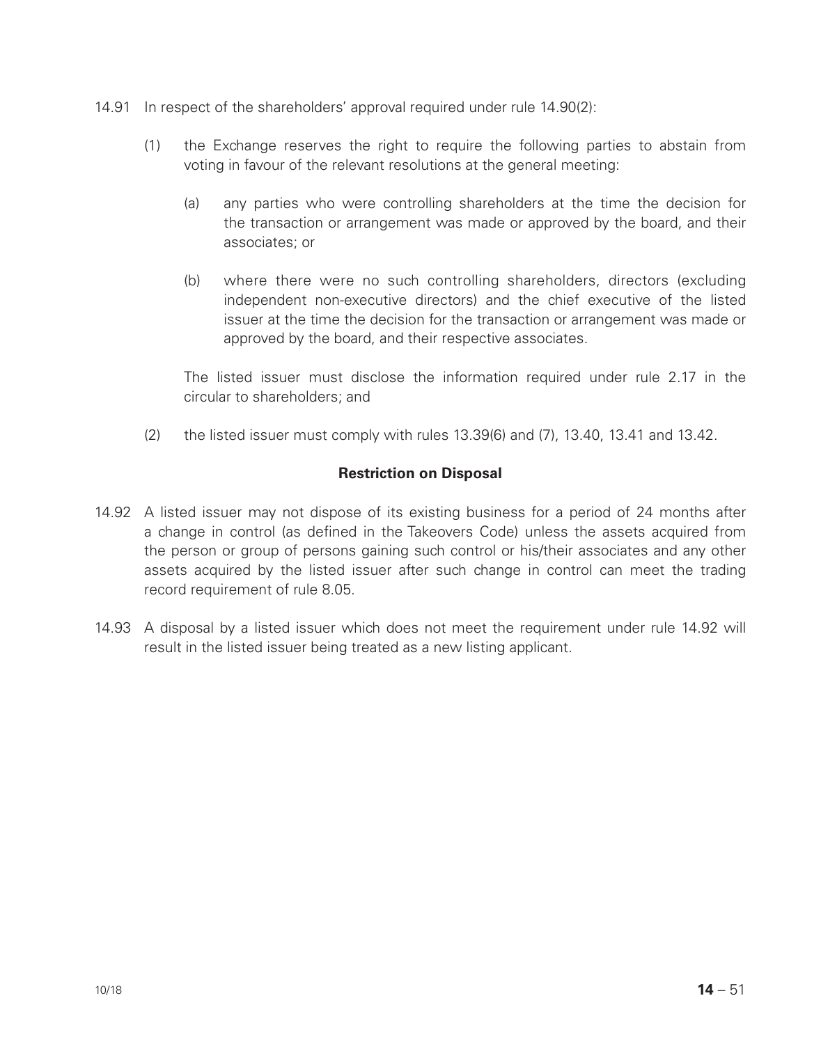14.91 In respect of the shareholders' approval required under rule 14.90(2):

(1) the Exchange reserves the right to require the following parties to abstain from voting in favour of the relevant resolutions at the general meeting:

(a) any parties who were controlling shareholders at the time the decision for the transaction or arrangement was made or approved by the board, and their associates; or

(b) where there were no such controlling shareholders, directors (excluding independent non-executive directors) and the chief executive of the listed issuer at the time the decision for the transaction or arrangement was made or approved by the board, and their respective associates.

The listed issuer must disclose the information required under rule 2.17 in the circular to shareholders; and

(2) the listed issuer must comply with rules 13.39(6) and (7), 13.40, 13.41 and 13.42.

**Restriction on Disposal**

14.92 A listed issuer may not dispose of its existing business for a period of 24 months after a change in control (as defined in the Takeovers Code) unless the assets acquired from the person or group of persons gaining such control or his/their associates and any other assets acquired by the listed issuer after such change in control can meet the trading record requirement of rule 8.05.

14.93 A disposal by a listed issuer which does not meet the requirement under rule 14.92 will result in the listed issuer being treated as a new listing applicant.